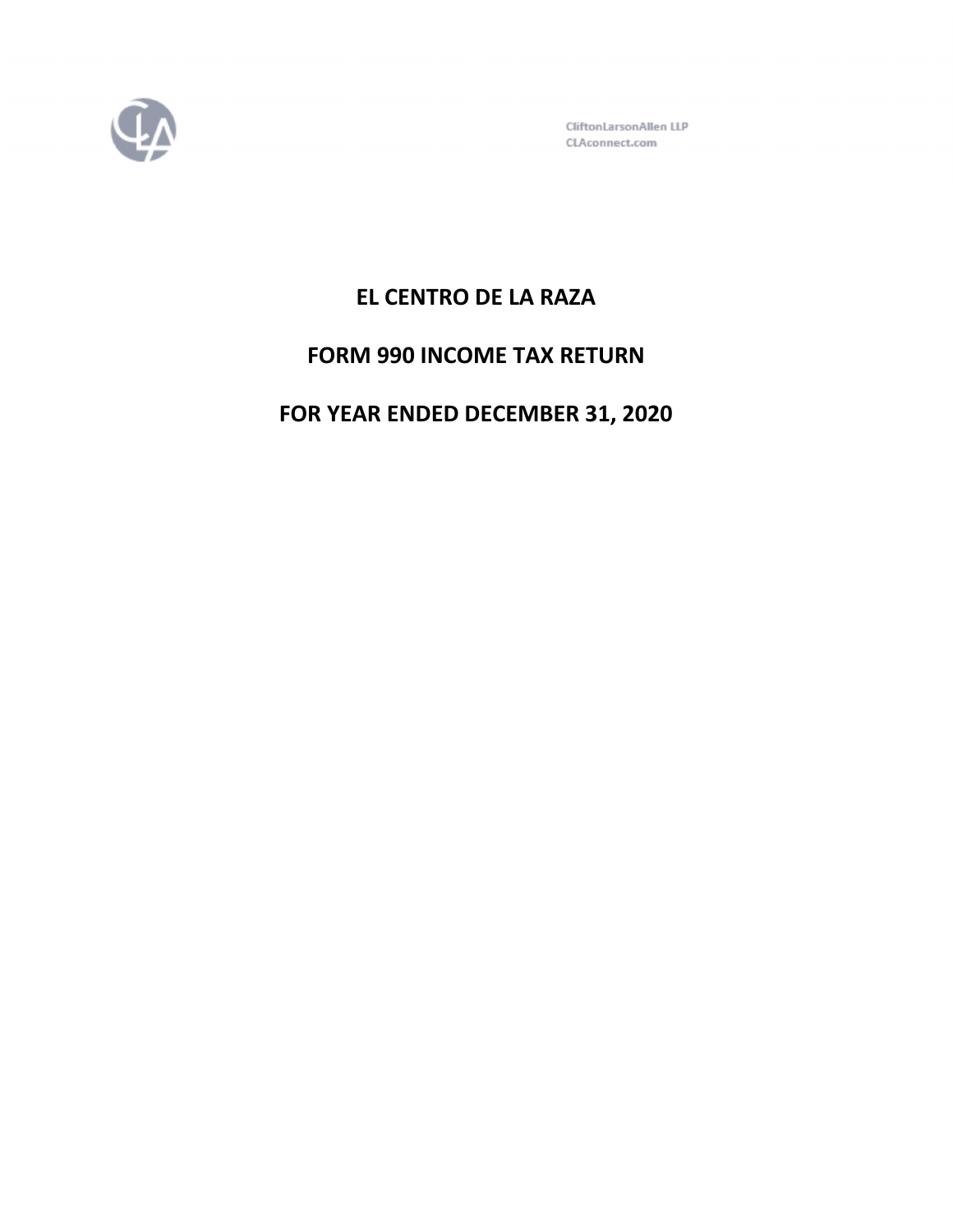CliftonLarsonAllen LLP
CLAconnect.com

# EL CENTRO DE LA RAZA

# FORM 990 INCOME TAX RETURN

# FOR YEAR ENDED DECEMBER 31, 2020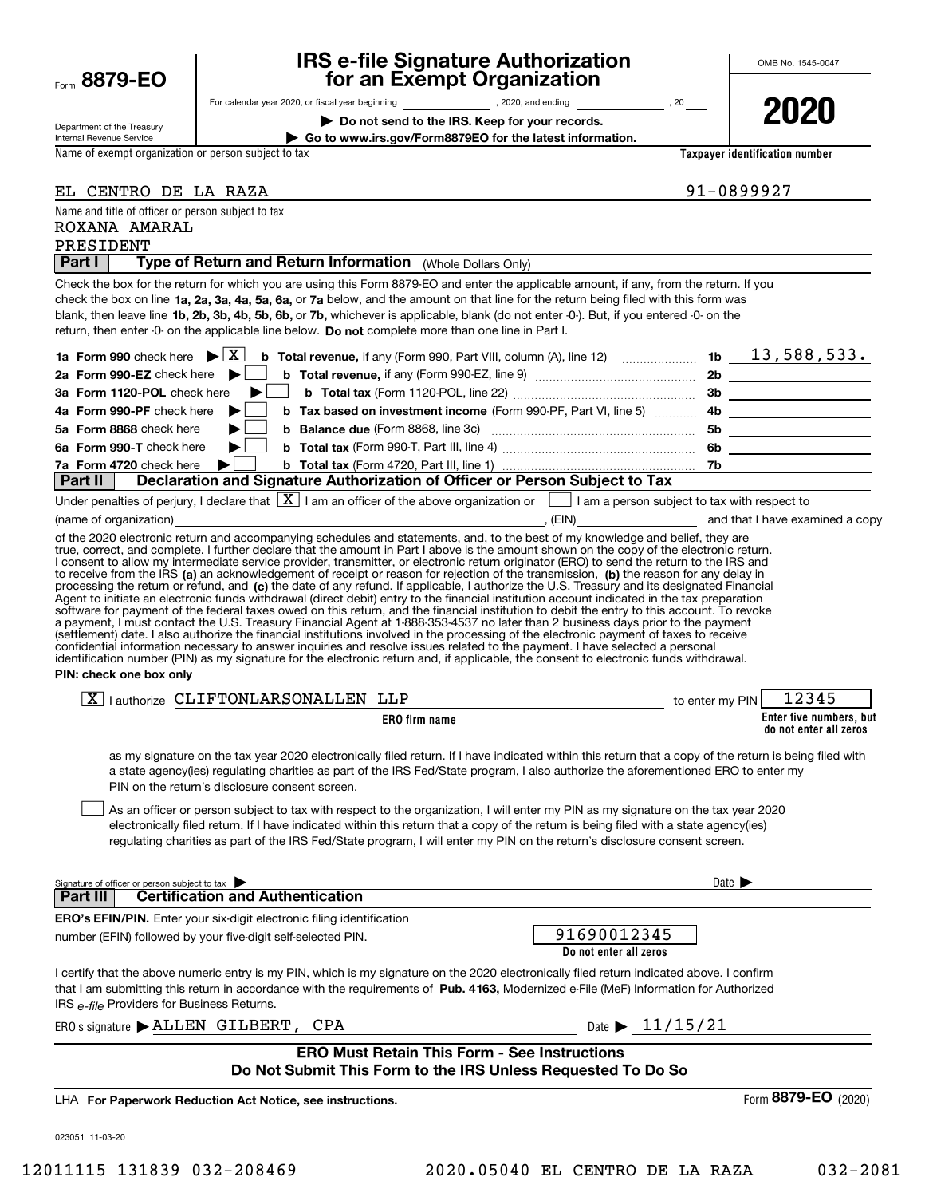Form **8879-EO**

Department of the Treasury
Internal Revenue Service

# IRS e-file Signature Authorization for an Exempt Organization

For calendar year 2020, or fiscal year beginning ______________ , 2020, and ending ______________ , 20____

▶ **Do not send to the IRS. Keep for your records.**

▶ **Go to www.irs.gov/Form8879EO for the latest information.**

OMB No. 1545-0047

**2020**

| Name of exempt organization or person subject to tax | Taxpayer identification number |
|---|---|
| EL CENTRO DE LA RAZA | 91-0899927 |

Name and title of officer or person subject to tax
ROXANA AMARAL
PRESIDENT

**Part I — Type of Return and Return Information** (Whole Dollars Only)

Check the box for the return for which you are using this Form 8879-EO and enter the applicable amount, if any, from the return. If you check the box on line **1a, 2a, 3a, 4a, 5a, 6a,** or **7a** below, and the amount on that line for the return being filed with this form was blank, then leave line **1b, 2b, 3b, 4b, 5b, 6b,** or **7b,** whichever is applicable, blank (do not enter -0-). But, if you entered -0- on the return, then enter -0- on the applicable line below. **Do not** complete more than one line in Part I.

| | | | |
|---|---|---|---|
| **1a Form 990** check here ▶ [X] | **b Total revenue,** if any (Form 990, Part VIII, column (A), line 12) | 1b | 13,588,533. |
| **2a Form 990-EZ** check here ▶ [ ] | **b Total revenue,** if any (Form 990-EZ, line 9) | 2b | |
| **3a Form 1120-POL** check here ▶ [ ] | **b Total tax** (Form 1120-POL, line 22) | 3b | |
| **4a Form 990-PF** check here ▶ [ ] | **b Tax based on investment income** (Form 990-PF, Part VI, line 5) | 4b | |
| **5a Form 8868** check here ▶ [ ] | **b Balance due** (Form 8868, line 3c) | 5b | |
| **6a Form 990-T** check here ▶ [ ] | **b Total tax** (Form 990-T, Part III, line 4) | 6b | |
| **7a Form 4720** check here ▶ [ ] | **b Total tax** (Form 4720, Part III, line 1) | 7b | |

**Part II — Declaration and Signature Authorization of Officer or Person Subject to Tax**

Under penalties of perjury, I declare that [X] I am an officer of the above organization or [ ] I am a person subject to tax with respect to (name of organization) ______________________________, (EIN) ____________ and that I have examined a copy of the 2020 electronic return and accompanying schedules and statements, and, to the best of my knowledge and belief, they are true, correct, and complete. I further declare that the amount in Part I above is the amount shown on the copy of the electronic return. I consent to allow my intermediate service provider, transmitter, or electronic return originator (ERO) to send the return to the IRS and to receive from the IRS **(a)** an acknowledgement of receipt or reason for rejection of the transmission, **(b)** the reason for any delay in processing the return or refund, and **(c)** the date of any refund. If applicable, I authorize the U.S. Treasury and its designated Financial Agent to initiate an electronic funds withdrawal (direct debit) entry to the financial institution account indicated in the tax preparation software for payment of the federal taxes owed on this return, and the financial institution to debit the entry to this account. To revoke a payment, I must contact the U.S. Treasury Financial Agent at 1-888-353-4537 no later than 2 business days prior to the payment (settlement) date. I also authorize the financial institutions involved in the processing of the electronic payment of taxes to receive confidential information necessary to answer inquiries and resolve issues related to the payment. I have selected a personal identification number (PIN) as my signature for the electronic return and, if applicable, the consent to electronic funds withdrawal.

**PIN: check one box only**

[X] I authorize CLIFTONLARSONALLEN LLP (**ERO firm name**) to enter my PIN 12345 (**Enter five numbers, but do not enter all zeros**)

as my signature on the tax year 2020 electronically filed return. If I have indicated within this return that a copy of the return is being filed with a state agency(ies) regulating charities as part of the IRS Fed/State program, I also authorize the aforementioned ERO to enter my PIN on the return's disclosure consent screen.

[ ] As an officer or person subject to tax with respect to the organization, I will enter my PIN as my signature on the tax year 2020 electronically filed return. If I have indicated within this return that a copy of the return is being filed with a state agency(ies) regulating charities as part of the IRS Fed/State program, I will enter my PIN on the return's disclosure consent screen.

Signature of officer or person subject to tax ▶ ____________________ Date ▶ __________

**Part III — Certification and Authentication**

**ERO's EFIN/PIN.** Enter your six-digit electronic filing identification number (EFIN) followed by your five-digit self-selected PIN. 91690012345 (**Do not enter all zeros**)

I certify that the above numeric entry is my PIN, which is my signature on the 2020 electronically filed return indicated above. I confirm that I am submitting this return in accordance with the requirements of **Pub. 4163,** Modernized e-File (MeF) Information for Authorized IRS *e-file* Providers for Business Returns.

ERO's signature ▶ ALLEN GILBERT, CPA Date ▶ 11/15/21

**ERO Must Retain This Form - See Instructions**
**Do Not Submit This Form to the IRS Unless Requested To Do So**

LHA **For Paperwork Reduction Act Notice, see instructions.** Form **8879-EO** (2020)

023051 11-03-20

12011115 131839 032-208469 2020.05040 EL CENTRO DE LA RAZA 032-2081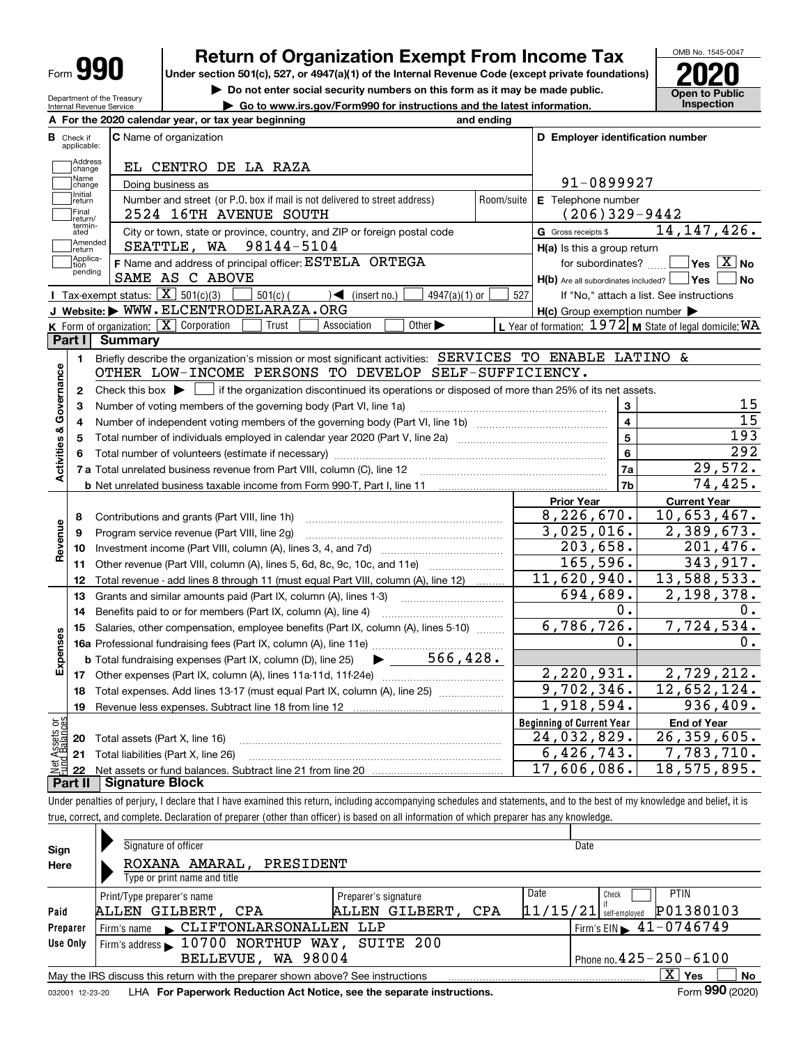Form **990** — **Return of Organization Exempt From Income Tax** — OMB No. 1545-0047 — **2020**

Under section 501(c), 527, or 4947(a)(1) of the Internal Revenue Code (except private foundations)

▶ Do not enter social security numbers on this form as it may be made public.

▶ Go to www.irs.gov/Form990 for instructions and the latest information.

**Open to Public Inspection**

Department of the Treasury
Internal Revenue Service

**A** For the 2020 calendar year, or tax year beginning and ending

**B** Check if applicable: Address change, Name change, Initial return, Final return/terminated, Amended return, Application pending

**C** Name of organization: EL CENTRO DE LA RAZA

Doing business as

Number and street (or P.O. box if mail is not delivered to street address): 2524 16TH AVENUE SOUTH — Room/suite

City or town, state or province, country, and ZIP or foreign postal code: SEATTLE, WA 98144-5104

**F** Name and address of principal officer: ESTELA ORTEGA, SAME AS C ABOVE

**D** Employer identification number: 91-0899927

**E** Telephone number: (206)329-9442

**G** Gross receipts $ 14,147,426.

**H(a)** Is this a group return for subordinates? ☐ Yes ☒ No

**H(b)** Are all subordinates included? ☐ Yes ☐ No — If "No," attach a list. See instructions

**H(c)** Group exemption number ▶

**I** Tax-exempt status: ☒ 501(c)(3) ☐ 501(c) ( ) ◀ (insert no.) ☐ 4947(a)(1) or ☐ 527

**J** Website: ▶ WWW.ELCENTRODELARAZA.ORG

**K** Form of organization: ☒ Corporation ☐ Trust ☐ Association ☐ Other ▶

**L** Year of formation: 1972 **M** State of legal domicile: WA

## Part I Summary

**Activities & Governance**

1 Briefly describe the organization's mission or most significant activities: SERVICES TO ENABLE LATINO & OTHER LOW-INCOME PERSONS TO DEVELOP SELF-SUFFICIENCY.

2 Check this box ▶ ☐ if the organization discontinued its operations or disposed of more than 25% of its net assets.

| Line | Description | No. | Value |
|---|---|---|---|
| 3 | Number of voting members of the governing body (Part VI, line 1a) | 3 | 15 |
| 4 | Number of independent voting members of the governing body (Part VI, line 1b) | 4 | 15 |
| 5 | Total number of individuals employed in calendar year 2020 (Part V, line 2a) | 5 | 193 |
| 6 | Total number of volunteers (estimate if necessary) | 6 | 292 |
| 7a | Total unrelated business revenue from Part VIII, column (C), line 12 | 7a | 29,572. |
| 7b | Net unrelated business taxable income from Form 990-T, Part I, line 11 | 7b | 74,425. |

| Line | Description | Prior Year | Current Year |
|---|---|---|---|
| **Revenue** | | | |
| 8 | Contributions and grants (Part VIII, line 1h) | 8,226,670. | 10,653,467. |
| 9 | Program service revenue (Part VIII, line 2g) | 3,025,016. | 2,389,673. |
| 10 | Investment income (Part VIII, column (A), lines 3, 4, and 7d) | 203,658. | 201,476. |
| 11 | Other revenue (Part VIII, column (A), lines 5, 6d, 8c, 9c, 10c, and 11e) | 165,596. | 343,917. |
| 12 | Total revenue - add lines 8 through 11 (must equal Part VIII, column (A), line 12) | 11,620,940. | 13,588,533. |
| **Expenses** | | | |
| 13 | Grants and similar amounts paid (Part IX, column (A), lines 1-3) | 694,689. | 2,198,378. |
| 14 | Benefits paid to or for members (Part IX, column (A), line 4) | 0. | 0. |
| 15 | Salaries, other compensation, employee benefits (Part IX, column (A), lines 5-10) | 6,786,726. | 7,724,534. |
| 16a | Professional fundraising fees (Part IX, column (A), line 11e) | 0. | 0. |
| b | Total fundraising expenses (Part IX, column (D), line 25) ▶ 566,428. | | |
| 17 | Other expenses (Part IX, column (A), lines 11a-11d, 11f-24e) | 2,220,931. | 2,729,212. |
| 18 | Total expenses. Add lines 13-17 (must equal Part IX, column (A), line 25) | 9,702,346. | 12,652,124. |
| 19 | Revenue less expenses. Subtract line 18 from line 12 | 1,918,594. | 936,409. |
| **Net Assets or Fund Balances** | | **Beginning of Current Year** | **End of Year** |
| 20 | Total assets (Part X, line 16) | 24,032,829. | 26,359,605. |
| 21 | Total liabilities (Part X, line 26) | 6,426,743. | 7,783,710. |
| 22 | Net assets or fund balances. Subtract line 21 from line 20 | 17,606,086. | 18,575,895. |

## Part II Signature Block

Under penalties of perjury, I declare that I have examined this return, including accompanying schedules and statements, and to the best of my knowledge and belief, it is true, correct, and complete. Declaration of preparer (other than officer) is based on all information of which preparer has any knowledge.

**Sign Here**

Signature of officer — Date

ROXANA AMARAL, PRESIDENT
Type or print name and title

**Paid Preparer Use Only**

| Print/Type preparer's name | Preparer's signature | Date | Check if self-employed | PTIN |
|---|---|---|---|---|
| ALLEN GILBERT, CPA | ALLEN GILBERT, CPA | 11/15/21 | ☐ | P01380103 |

Firm's name ▶ CLIFTONLARSONALLEN LLP — Firm's EIN ▶ 41-0746749

Firm's address ▶ 10700 NORTHUP WAY, SUITE 200, BELLEVUE, WA 98004 — Phone no. 425-250-6100

May the IRS discuss this return with the preparer shown above? See instructions ☒ Yes ☐ No

032001 12-23-20 LHA For Paperwork Reduction Act Notice, see the separate instructions. Form **990** (2020)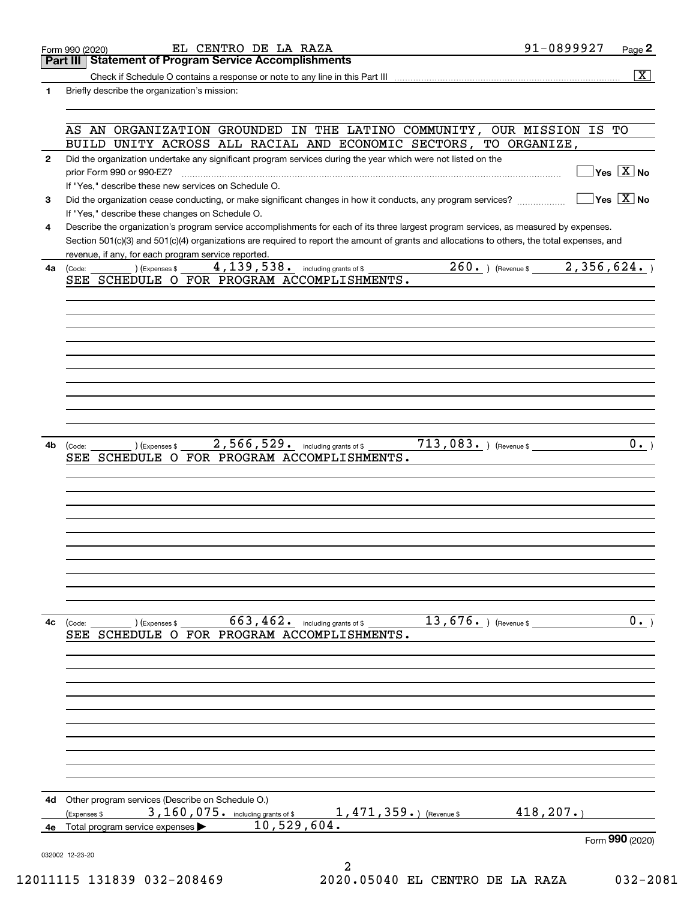Form 990 (2020) EL CENTRO DE LA RAZA 91-0899927 Page **2**

## Part III Statement of Program Service Accomplishments

Check if Schedule O contains a response or note to any line in this Part III .......... [X]

**1** Briefly describe the organization's mission:

AS AN ORGANIZATION GROUNDED IN THE LATINO COMMUNITY, OUR MISSION IS TO BUILD UNITY ACROSS ALL RACIAL AND ECONOMIC SECTORS, TO ORGANIZE,

**2** Did the organization undertake any significant program services during the year which were not listed on the prior Form 990 or 990-EZ? .......... [ ] Yes [X] No

If "Yes," describe these new services on Schedule O.

**3** Did the organization cease conducting, or make significant changes in how it conducts, any program services? .......... [ ] Yes [X] No

If "Yes," describe these changes on Schedule O.

**4** Describe the organization's program service accomplishments for each of its three largest program services, as measured by expenses. Section 501(c)(3) and 501(c)(4) organizations are required to report the amount of grants and allocations to others, the total expenses, and revenue, if any, for each program service reported.

**4a** (Code: ) (Expenses $ 4,139,538. including grants of $ 260. ) (Revenue $ 2,356,624. )

SEE SCHEDULE O FOR PROGRAM ACCOMPLISHMENTS.

**4b** (Code: ) (Expenses $ 2,566,529. including grants of $ 713,083. ) (Revenue $ 0. )

SEE SCHEDULE O FOR PROGRAM ACCOMPLISHMENTS.

**4c** (Code: ) (Expenses $ 663,462. including grants of $ 13,676. ) (Revenue $ 0. )

SEE SCHEDULE O FOR PROGRAM ACCOMPLISHMENTS.

**4d** Other program services (Describe on Schedule O.)

(Expenses $ 3,160,075. including grants of $ 1,471,359. ) (Revenue $ 418,207. )

**4e** Total program service expenses ▶ 10,529,604.

Form **990** (2020)

032002 12-23-20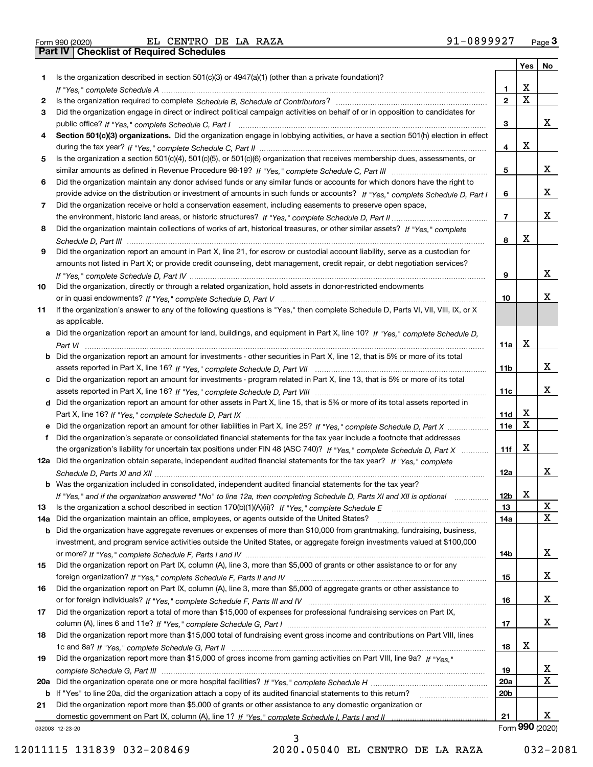Form 990 (2020) EL CENTRO DE LA RAZA 91-0899927 Page **3**

## Part IV | Checklist of Required Schedules

| | | | Yes | No |
|---|---|---|---|---|
| **1** | Is the organization described in section 501(c)(3) or 4947(a)(1) (other than a private foundation)? *If "Yes," complete Schedule A* | **1** | X | |
| **2** | Is the organization required to complete *Schedule B, Schedule of Contributors*? | **2** | X | |
| **3** | Did the organization engage in direct or indirect political campaign activities on behalf of or in opposition to candidates for public office? *If "Yes," complete Schedule C, Part I* | **3** | | X |
| **4** | **Section 501(c)(3) organizations.** Did the organization engage in lobbying activities, or have a section 501(h) election in effect during the tax year? *If "Yes," complete Schedule C, Part II* | **4** | X | |
| **5** | Is the organization a section 501(c)(4), 501(c)(5), or 501(c)(6) organization that receives membership dues, assessments, or similar amounts as defined in Revenue Procedure 98-19? *If "Yes," complete Schedule C, Part III* | **5** | | X |
| **6** | Did the organization maintain any donor advised funds or any similar funds or accounts for which donors have the right to provide advice on the distribution or investment of amounts in such funds or accounts? *If "Yes," complete Schedule D, Part I* | **6** | | X |
| **7** | Did the organization receive or hold a conservation easement, including easements to preserve open space, the environment, historic land areas, or historic structures? *If "Yes," complete Schedule D, Part II* | **7** | | X |
| **8** | Did the organization maintain collections of works of art, historical treasures, or other similar assets? *If "Yes," complete Schedule D, Part III* | **8** | X | |
| **9** | Did the organization report an amount in Part X, line 21, for escrow or custodial account liability, serve as a custodian for amounts not listed in Part X; or provide credit counseling, debt management, credit repair, or debt negotiation services? *If "Yes," complete Schedule D, Part IV* | **9** | | X |
| **10** | Did the organization, directly or through a related organization, hold assets in donor-restricted endowments or in quasi endowments? *If "Yes," complete Schedule D, Part V* | **10** | | X |
| **11** | If the organization's answer to any of the following questions is "Yes," then complete Schedule D, Parts VI, VII, VIII, IX, or X as applicable. | | | |
| **a** | Did the organization report an amount for land, buildings, and equipment in Part X, line 10? *If "Yes," complete Schedule D, Part VI* | **11a** | X | |
| **b** | Did the organization report an amount for investments - other securities in Part X, line 12, that is 5% or more of its total assets reported in Part X, line 16? *If "Yes," complete Schedule D, Part VII* | **11b** | | X |
| **c** | Did the organization report an amount for investments - program related in Part X, line 13, that is 5% or more of its total assets reported in Part X, line 16? *If "Yes," complete Schedule D, Part VIII* | **11c** | | X |
| **d** | Did the organization report an amount for other assets in Part X, line 15, that is 5% or more of its total assets reported in Part X, line 16? *If "Yes," complete Schedule D, Part IX* | **11d** | X | |
| **e** | Did the organization report an amount for other liabilities in Part X, line 25? *If "Yes," complete Schedule D, Part X* | **11e** | X | |
| **f** | Did the organization's separate or consolidated financial statements for the tax year include a footnote that addresses the organization's liability for uncertain tax positions under FIN 48 (ASC 740)? *If "Yes," complete Schedule D, Part X* | **11f** | X | |
| **12a** | Did the organization obtain separate, independent audited financial statements for the tax year? *If "Yes," complete Schedule D, Parts XI and XII* | **12a** | | X |
| **b** | Was the organization included in consolidated, independent audited financial statements for the tax year? *If "Yes," and if the organization answered "No" to line 12a, then completing Schedule D, Parts XI and XII is optional* | **12b** | X | |
| **13** | Is the organization a school described in section 170(b)(1)(A)(ii)? *If "Yes," complete Schedule E* | **13** | | X |
| **14a** | Did the organization maintain an office, employees, or agents outside of the United States? | **14a** | | X |
| **b** | Did the organization have aggregate revenues or expenses of more than $10,000 from grantmaking, fundraising, business, investment, and program service activities outside the United States, or aggregate foreign investments valued at $100,000 or more? *If "Yes," complete Schedule F, Parts I and IV* | **14b** | | X |
| **15** | Did the organization report on Part IX, column (A), line 3, more than $5,000 of grants or other assistance to or for any foreign organization? *If "Yes," complete Schedule F, Parts II and IV* | **15** | | X |
| **16** | Did the organization report on Part IX, column (A), line 3, more than $5,000 of aggregate grants or other assistance to or for foreign individuals? *If "Yes," complete Schedule F, Parts III and IV* | **16** | | X |
| **17** | Did the organization report a total of more than $15,000 of expenses for professional fundraising services on Part IX, column (A), lines 6 and 11e? *If "Yes," complete Schedule G, Part I* | **17** | | X |
| **18** | Did the organization report more than $15,000 total of fundraising event gross income and contributions on Part VIII, lines 1c and 8a? *If "Yes," complete Schedule G, Part II* | **18** | X | |
| **19** | Did the organization report more than $15,000 of gross income from gaming activities on Part VIII, line 9a? *If "Yes," complete Schedule G, Part III* | **19** | | X |
| **20a** | Did the organization operate one or more hospital facilities? *If "Yes," complete Schedule H* | **20a** | | X |
| **b** | If "Yes" to line 20a, did the organization attach a copy of its audited financial statements to this return? | **20b** | | |
| **21** | Did the organization report more than $5,000 of grants or other assistance to any domestic organization or domestic government on Part IX, column (A), line 1? *If "Yes," complete Schedule I, Parts I and II* | **21** | | X |

032003 12-23-20 Form **990** (2020)

12011115 131839 032-208469 2020.05040 EL CENTRO DE LA RAZA 032-2081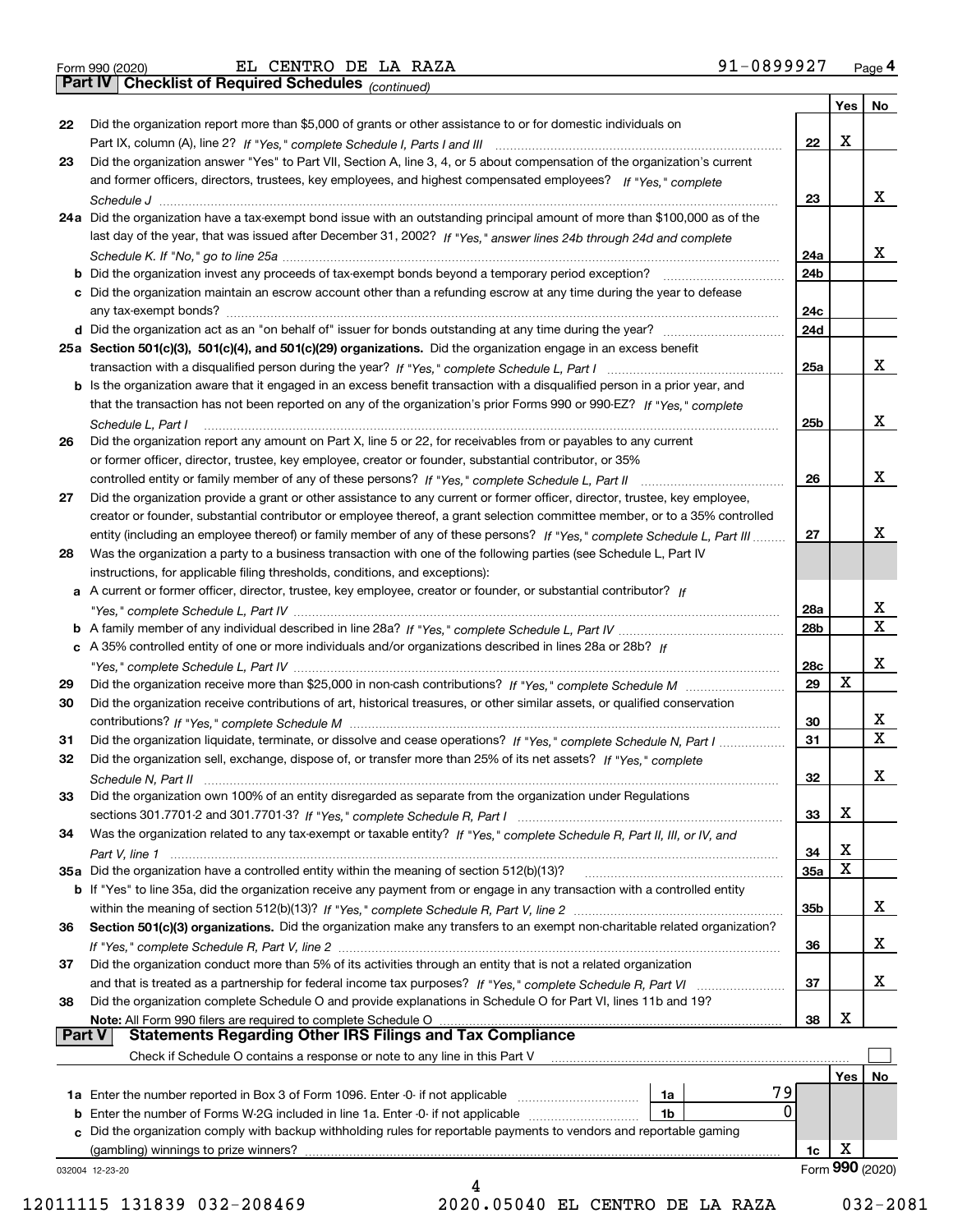Form 990 (2020) EL CENTRO DE LA RAZA 91-0899927 Page **4**

## Part IV Checklist of Required Schedules *(continued)*

| | | | Yes | No |
|---|---|---|---|---|
| **22** | Did the organization report more than $5,000 of grants or other assistance to or for domestic individuals on Part IX, column (A), line 2? *If "Yes," complete Schedule I, Parts I and III* | 22 | X | |
| **23** | Did the organization answer "Yes" to Part VII, Section A, line 3, 4, or 5 about compensation of the organization's current and former officers, directors, trustees, key employees, and highest compensated employees? *If "Yes," complete Schedule J* | 23 | | X |
| **24a** | Did the organization have a tax-exempt bond issue with an outstanding principal amount of more than $100,000 as of the last day of the year, that was issued after December 31, 2002? *If "Yes," answer lines 24b through 24d and complete Schedule K. If "No," go to line 25a* | 24a | | X |
| **b** | Did the organization invest any proceeds of tax-exempt bonds beyond a temporary period exception? | 24b | | |
| **c** | Did the organization maintain an escrow account other than a refunding escrow at any time during the year to defease any tax-exempt bonds? | 24c | | |
| **d** | Did the organization act as an "on behalf of" issuer for bonds outstanding at any time during the year? | 24d | | |
| **25a** | **Section 501(c)(3), 501(c)(4), and 501(c)(29) organizations.** Did the organization engage in an excess benefit transaction with a disqualified person during the year? *If "Yes," complete Schedule L, Part I* | 25a | | X |
| **b** | Is the organization aware that it engaged in an excess benefit transaction with a disqualified person in a prior year, and that the transaction has not been reported on any of the organization's prior Forms 990 or 990-EZ? *If "Yes," complete Schedule L, Part I* | 25b | | X |
| **26** | Did the organization report any amount on Part X, line 5 or 22, for receivables from or payables to any current or former officer, director, trustee, key employee, creator or founder, substantial contributor, or 35% controlled entity or family member of any of these persons? *If "Yes," complete Schedule L, Part II* | 26 | | X |
| **27** | Did the organization provide a grant or other assistance to any current or former officer, director, trustee, key employee, creator or founder, substantial contributor or employee thereof, a grant selection committee member, or to a 35% controlled entity (including an employee thereof) or family member of any of these persons? *If "Yes," complete Schedule L, Part III* | 27 | | X |
| **28** | Was the organization a party to a business transaction with one of the following parties (see Schedule L, Part IV instructions, for applicable filing thresholds, conditions, and exceptions): | | | |
| **a** | A current or former officer, director, trustee, key employee, creator or founder, or substantial contributor? *If "Yes," complete Schedule L, Part IV* | 28a | | X |
| **b** | A family member of any individual described in line 28a? *If "Yes," complete Schedule L, Part IV* | 28b | | X |
| **c** | A 35% controlled entity of one or more individuals and/or organizations described in lines 28a or 28b? *If "Yes," complete Schedule L, Part IV* | 28c | | X |
| **29** | Did the organization receive more than $25,000 in non-cash contributions? *If "Yes," complete Schedule M* | 29 | X | |
| **30** | Did the organization receive contributions of art, historical treasures, or other similar assets, or qualified conservation contributions? *If "Yes," complete Schedule M* | 30 | | X |
| **31** | Did the organization liquidate, terminate, or dissolve and cease operations? *If "Yes," complete Schedule N, Part I* | 31 | | X |
| **32** | Did the organization sell, exchange, dispose of, or transfer more than 25% of its net assets? *If "Yes," complete Schedule N, Part II* | 32 | | X |
| **33** | Did the organization own 100% of an entity disregarded as separate from the organization under Regulations sections 301.7701-2 and 301.7701-3? *If "Yes," complete Schedule R, Part I* | 33 | X | |
| **34** | Was the organization related to any tax-exempt or taxable entity? *If "Yes," complete Schedule R, Part II, III, or IV, and Part V, line 1* | 34 | X | |
| **35a** | Did the organization have a controlled entity within the meaning of section 512(b)(13)? | 35a | X | |
| **b** | If "Yes" to line 35a, did the organization receive any payment from or engage in any transaction with a controlled entity within the meaning of section 512(b)(13)? *If "Yes," complete Schedule R, Part V, line 2* | 35b | | X |
| **36** | **Section 501(c)(3) organizations.** Did the organization make any transfers to an exempt non-charitable related organization? *If "Yes," complete Schedule R, Part V, line 2* | 36 | | X |
| **37** | Did the organization conduct more than 5% of its activities through an entity that is not a related organization and that is treated as a partnership for federal income tax purposes? *If "Yes," complete Schedule R, Part VI* | 37 | | X |
| **38** | Did the organization complete Schedule O and provide explanations in Schedule O for Part VI, lines 11b and 19? **Note:** All Form 990 filers are required to complete Schedule O | 38 | X | |

## Part V Statements Regarding Other IRS Filings and Tax Compliance

Check if Schedule O contains a response or note to any line in this Part V ☐

| | | | | | Yes | No |
|---|---|---|---|---|---|---|
| **1a** | Enter the number reported in Box 3 of Form 1096. Enter -0- if not applicable | 1a | 79 | | | |
| **b** | Enter the number of Forms W-2G included in line 1a. Enter -0- if not applicable | 1b | 0 | | | |
| **c** | Did the organization comply with backup withholding rules for reportable payments to vendors and reportable gaming (gambling) winnings to prize winners? | | | 1c | X | |

032004 12-23-20

Form **990** (2020)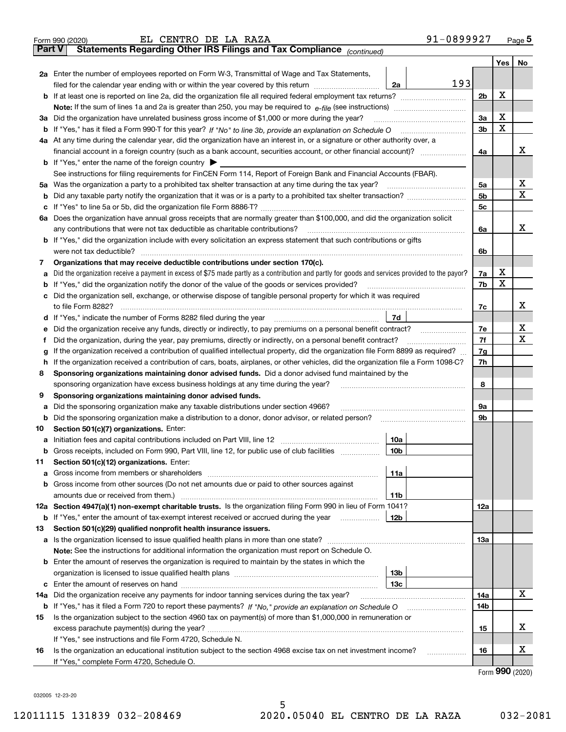Form 990 (2020) EL CENTRO DE LA RAZA 91-0899927 Page 5

## Part V Statements Regarding Other IRS Filings and Tax Compliance *(continued)*

| | | | | Yes | No |
|---|---|---|---|---|---|
| **2a** | Enter the number of employees reported on Form W-3, Transmittal of Wage and Tax Statements, filed for the calendar year ending with or within the year covered by this return | 2a 193 | | | |
| **b** | If at least one is reported on line 2a, did the organization file all required federal employment tax returns? | | 2b | X | |
| | **Note:** If the sum of lines 1a and 2a is greater than 250, you may be required to *e-file* (see instructions) | | | | |
| **3a** | Did the organization have unrelated business gross income of $1,000 or more during the year? | | 3a | X | |
| **b** | If "Yes," has it filed a Form 990-T for this year? *If "No" to line 3b, provide an explanation on Schedule O* | | 3b | X | |
| **4a** | At any time during the calendar year, did the organization have an interest in, or a signature or other authority over, a financial account in a foreign country (such as a bank account, securities account, or other financial account)? | | 4a | | X |
| **b** | If "Yes," enter the name of the foreign country ▶ | | | | |
| | See instructions for filing requirements for FinCEN Form 114, Report of Foreign Bank and Financial Accounts (FBAR). | | | | |
| **5a** | Was the organization a party to a prohibited tax shelter transaction at any time during the tax year? | | 5a | | X |
| **b** | Did any taxable party notify the organization that it was or is a party to a prohibited tax shelter transaction? | | 5b | | X |
| **c** | If "Yes" to line 5a or 5b, did the organization file Form 8886-T? | | 5c | | |
| **6a** | Does the organization have annual gross receipts that are normally greater than $100,000, and did the organization solicit any contributions that were not tax deductible as charitable contributions? | | 6a | | X |
| **b** | If "Yes," did the organization include with every solicitation an express statement that such contributions or gifts were not tax deductible? | | 6b | | |
| **7** | **Organizations that may receive deductible contributions under section 170(c).** | | | | |
| **a** | Did the organization receive a payment in excess of $75 made partly as a contribution and partly for goods and services provided to the payor? | | 7a | X | |
| **b** | If "Yes," did the organization notify the donor of the value of the goods or services provided? | | 7b | X | |
| **c** | Did the organization sell, exchange, or otherwise dispose of tangible personal property for which it was required to file Form 8282? | | 7c | | X |
| **d** | If "Yes," indicate the number of Forms 8282 filed during the year | 7d | | | |
| **e** | Did the organization receive any funds, directly or indirectly, to pay premiums on a personal benefit contract? | | 7e | | X |
| **f** | Did the organization, during the year, pay premiums, directly or indirectly, on a personal benefit contract? | | 7f | | X |
| **g** | If the organization received a contribution of qualified intellectual property, did the organization file Form 8899 as required? | | 7g | | |
| **h** | If the organization received a contribution of cars, boats, airplanes, or other vehicles, did the organization file a Form 1098-C? | | 7h | | |
| **8** | **Sponsoring organizations maintaining donor advised funds.** Did a donor advised fund maintained by the sponsoring organization have excess business holdings at any time during the year? | | 8 | | |
| **9** | **Sponsoring organizations maintaining donor advised funds.** | | | | |
| **a** | Did the sponsoring organization make any taxable distributions under section 4966? | | 9a | | |
| **b** | Did the sponsoring organization make a distribution to a donor, donor advisor, or related person? | | 9b | | |
| **10** | **Section 501(c)(7) organizations.** Enter: | | | | |
| **a** | Initiation fees and capital contributions included on Part VIII, line 12 | 10a | | | |
| **b** | Gross receipts, included on Form 990, Part VIII, line 12, for public use of club facilities | 10b | | | |
| **11** | **Section 501(c)(12) organizations.** Enter: | | | | |
| **a** | Gross income from members or shareholders | 11a | | | |
| **b** | Gross income from other sources (Do not net amounts due or paid to other sources against amounts due or received from them.) | 11b | | | |
| **12a** | **Section 4947(a)(1) non-exempt charitable trusts.** Is the organization filing Form 990 in lieu of Form 1041? | | 12a | | |
| **b** | If "Yes," enter the amount of tax-exempt interest received or accrued during the year | 12b | | | |
| **13** | **Section 501(c)(29) qualified nonprofit health insurance issuers.** | | | | |
| **a** | Is the organization licensed to issue qualified health plans in more than one state? | | 13a | | |
| | **Note:** See the instructions for additional information the organization must report on Schedule O. | | | | |
| **b** | Enter the amount of reserves the organization is required to maintain by the states in which the organization is licensed to issue qualified health plans | 13b | | | |
| **c** | Enter the amount of reserves on hand | 13c | | | |
| **14a** | Did the organization receive any payments for indoor tanning services during the tax year? | | 14a | | X |
| **b** | If "Yes," has it filed a Form 720 to report these payments? *If "No," provide an explanation on Schedule O* | | 14b | | |
| **15** | Is the organization subject to the section 4960 tax on payment(s) of more than $1,000,000 in remuneration or excess parachute payment(s) during the year? | | 15 | | X |
| | If "Yes," see instructions and file Form 4720, Schedule N. | | | | |
| **16** | Is the organization an educational institution subject to the section 4968 excise tax on net investment income? | | 16 | | X |
| | If "Yes," complete Form 4720, Schedule O. | | | | |

Form **990** (2020)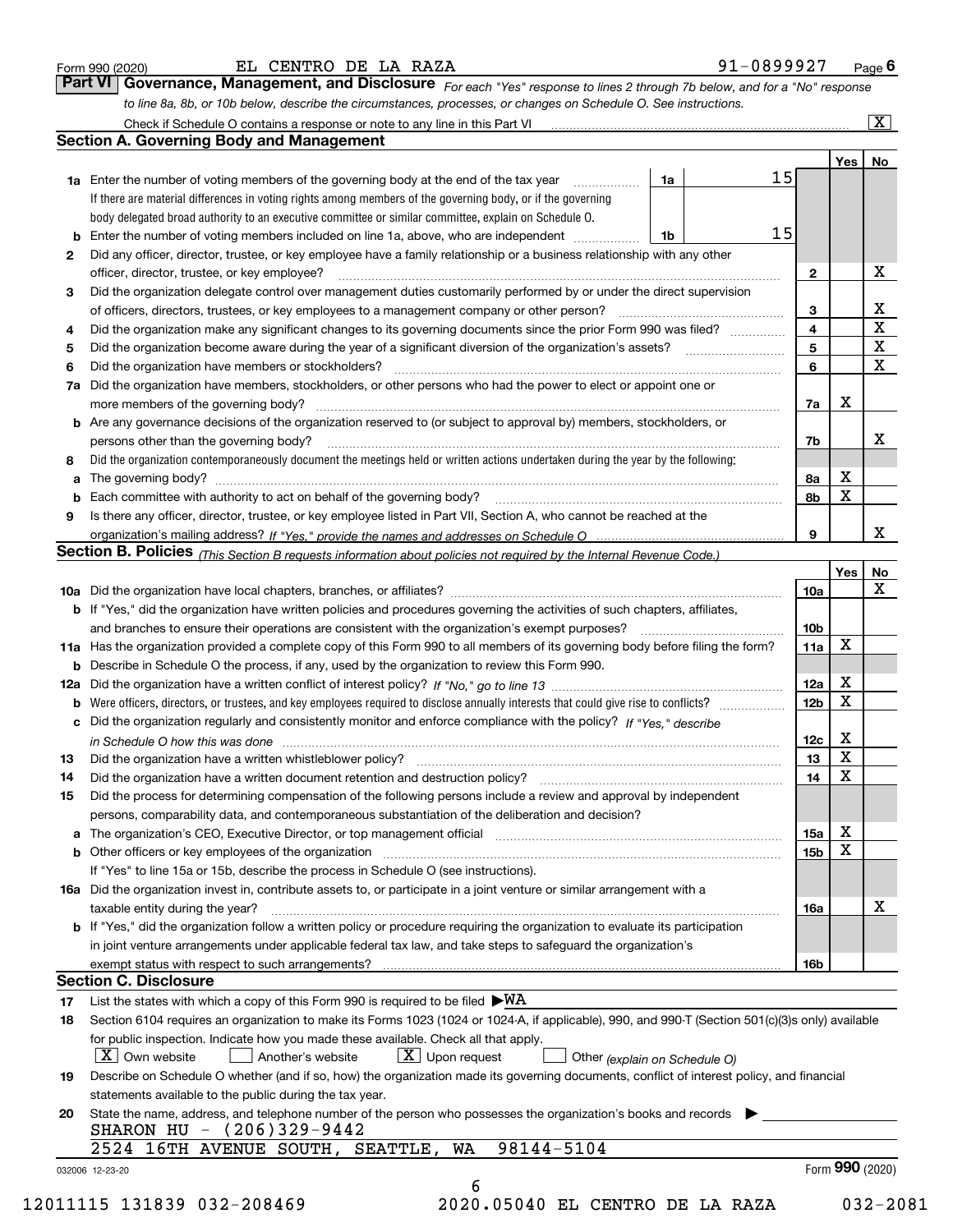Form 990 (2020) EL CENTRO DE LA RAZA 91-0899927 Page 6

## Part VI Governance, Management, and Disclosure

*For each "Yes" response to lines 2 through 7b below, and for a "No" response to line 8a, 8b, or 10b below, describe the circumstances, processes, or changes on Schedule O. See instructions.*

Check if Schedule O contains a response or note to any line in this Part VI [X]

### Section A. Governing Body and Management

| | | | | Yes | No |
|---|---|---|---|---|---|
| 1a | Enter the number of voting members of the governing body at the end of the tax year | 1a | 15 | | |
| | If there are material differences in voting rights among members of the governing body, or if the governing body delegated broad authority to an executive committee or similar committee, explain on Schedule O. | | | | |
| b | Enter the number of voting members included on line 1a, above, who are independent | 1b | 15 | | |
| 2 | Did any officer, director, trustee, or key employee have a family relationship or a business relationship with any other officer, director, trustee, or key employee? | 2 | | | X |
| 3 | Did the organization delegate control over management duties customarily performed by or under the direct supervision of officers, directors, trustees, or key employees to a management company or other person? | 3 | | | X |
| 4 | Did the organization make any significant changes to its governing documents since the prior Form 990 was filed? | 4 | | | X |
| 5 | Did the organization become aware during the year of a significant diversion of the organization's assets? | 5 | | | X |
| 6 | Did the organization have members or stockholders? | 6 | | | X |
| 7a | Did the organization have members, stockholders, or other persons who had the power to elect or appoint one or more members of the governing body? | 7a | | X | |
| b | Are any governance decisions of the organization reserved to (or subject to approval by) members, stockholders, or persons other than the governing body? | 7b | | | X |
| 8 | Did the organization contemporaneously document the meetings held or written actions undertaken during the year by the following: | | | | |
| a | The governing body? | 8a | | X | |
| b | Each committee with authority to act on behalf of the governing body? | 8b | | X | |
| 9 | Is there any officer, director, trustee, or key employee listed in Part VII, Section A, who cannot be reached at the organization's mailing address? *If "Yes," provide the names and addresses on Schedule O* | 9 | | | X |

### Section B. Policies *(This Section B requests information about policies not required by the Internal Revenue Code.)*

| | | | Yes | No |
|---|---|---|---|---|
| 10a | Did the organization have local chapters, branches, or affiliates? | 10a | | X |
| b | If "Yes," did the organization have written policies and procedures governing the activities of such chapters, affiliates, and branches to ensure their operations are consistent with the organization's exempt purposes? | 10b | | |
| 11a | Has the organization provided a complete copy of this Form 990 to all members of its governing body before filing the form? | 11a | X | |
| b | Describe in Schedule O the process, if any, used by the organization to review this Form 990. | | | |
| 12a | Did the organization have a written conflict of interest policy? *If "No," go to line 13* | 12a | X | |
| b | Were officers, directors, or trustees, and key employees required to disclose annually interests that could give rise to conflicts? | 12b | X | |
| c | Did the organization regularly and consistently monitor and enforce compliance with the policy? *If "Yes," describe in Schedule O how this was done* | 12c | X | |
| 13 | Did the organization have a written whistleblower policy? | 13 | X | |
| 14 | Did the organization have a written document retention and destruction policy? | 14 | X | |
| 15 | Did the process for determining compensation of the following persons include a review and approval by independent persons, comparability data, and contemporaneous substantiation of the deliberation and decision? | | | |
| a | The organization's CEO, Executive Director, or top management official | 15a | X | |
| b | Other officers or key employees of the organization | 15b | X | |
| | If "Yes" to line 15a or 15b, describe the process in Schedule O (see instructions). | | | |
| 16a | Did the organization invest in, contribute assets to, or participate in a joint venture or similar arrangement with a taxable entity during the year? | 16a | | X |
| b | If "Yes," did the organization follow a written policy or procedure requiring the organization to evaluate its participation in joint venture arrangements under applicable federal tax law, and take steps to safeguard the organization's exempt status with respect to such arrangements? | 16b | | |

### Section C. Disclosure

17 List the states with which a copy of this Form 990 is required to be filed ▶WA

18 Section 6104 requires an organization to make its Forms 1023 (1024 or 1024-A, if applicable), 990, and 990-T (Section 501(c)(3)s only) available for public inspection. Indicate how you made these available. Check all that apply.

[X] Own website [ ] Another's website [X] Upon request [ ] Other *(explain on Schedule O)*

19 Describe on Schedule O whether (and if so, how) the organization made its governing documents, conflict of interest policy, and financial statements available to the public during the tax year.

20 State the name, address, and telephone number of the person who possesses the organization's books and records ▶

SHARON HU - (206)329-9442
2524 16TH AVENUE SOUTH, SEATTLE, WA 98144-5104

032006 12-23-20 Form **990** (2020)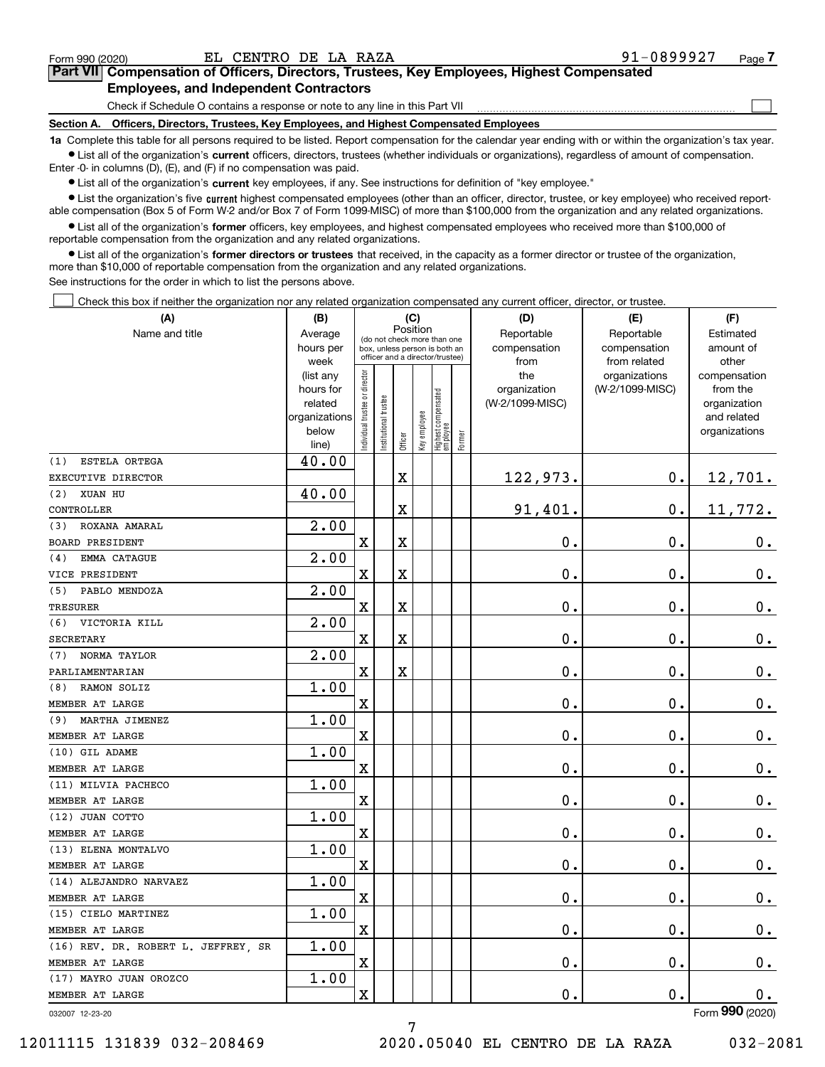Form 990 (2020) EL CENTRO DE LA RAZA 91-0899927 Page 7

## Part VII Compensation of Officers, Directors, Trustees, Key Employees, Highest Compensated Employees, and Independent Contractors

Check if Schedule O contains a response or note to any line in this Part VII

### Section A. Officers, Directors, Trustees, Key Employees, and Highest Compensated Employees

**1a** Complete this table for all persons required to be listed. Report compensation for the calendar year ending with or within the organization's tax year.

- List all of the organization's **current** officers, directors, trustees (whether individuals or organizations), regardless of amount of compensation. Enter -0- in columns (D), (E), and (F) if no compensation was paid.
- List all of the organization's **current** key employees, if any. See instructions for definition of "key employee."
- List the organization's five **current** highest compensated employees (other than an officer, director, trustee, or key employee) who received reportable compensation (Box 5 of Form W-2 and/or Box 7 of Form 1099-MISC) of more than $100,000 from the organization and any related organizations.
- List all of the organization's **former** officers, key employees, and highest compensated employees who received more than $100,000 of reportable compensation from the organization and any related organizations.
- List all of the organization's **former directors or trustees** that received, in the capacity as a former director or trustee of the organization, more than $10,000 of reportable compensation from the organization and any related organizations.

See instructions for the order in which to list the persons above.

Check this box if neither the organization nor any related organization compensated any current officer, director, or trustee.

| (A) Name and title | (B) Average hours per week (list any hours for related organizations below line) | (C) Position: Individual trustee or director | Institutional trustee | Officer | Key employee | Highest compensated employee | Former | (D) Reportable compensation from the organization (W-2/1099-MISC) | (E) Reportable compensation from related organizations (W-2/1099-MISC) | (F) Estimated amount of other compensation from the organization and related organizations |
|---|---|---|---|---|---|---|---|---|---|---|
| (1) ESTELA ORTEGA<br>EXECUTIVE DIRECTOR | 40.00 | | | X | | | | 122,973. | 0. | 12,701. |
| (2) XUAN HU<br>CONTROLLER | 40.00 | | | X | | | | 91,401. | 0. | 11,772. |
| (3) ROXANA AMARAL<br>BOARD PRESIDENT | 2.00 | X | | X | | | | 0. | 0. | 0. |
| (4) EMMA CATAGUE<br>VICE PRESIDENT | 2.00 | X | | X | | | | 0. | 0. | 0. |
| (5) PABLO MENDOZA<br>TRESURER | 2.00 | X | | X | | | | 0. | 0. | 0. |
| (6) VICTORIA KILL<br>SECRETARY | 2.00 | X | | X | | | | 0. | 0. | 0. |
| (7) NORMA TAYLOR<br>PARLIAMENTARIAN | 2.00 | X | | X | | | | 0. | 0. | 0. |
| (8) RAMON SOLIZ<br>MEMBER AT LARGE | 1.00 | X | | | | | | 0. | 0. | 0. |
| (9) MARTHA JIMENEZ<br>MEMBER AT LARGE | 1.00 | X | | | | | | 0. | 0. | 0. |
| (10) GIL ADAME<br>MEMBER AT LARGE | 1.00 | X | | | | | | 0. | 0. | 0. |
| (11) MILVIA PACHECO<br>MEMBER AT LARGE | 1.00 | X | | | | | | 0. | 0. | 0. |
| (12) JUAN COTTO<br>MEMBER AT LARGE | 1.00 | X | | | | | | 0. | 0. | 0. |
| (13) ELENA MONTALVO<br>MEMBER AT LARGE | 1.00 | X | | | | | | 0. | 0. | 0. |
| (14) ALEJANDRO NARVAEZ<br>MEMBER AT LARGE | 1.00 | X | | | | | | 0. | 0. | 0. |
| (15) CIELO MARTINEZ<br>MEMBER AT LARGE | 1.00 | X | | | | | | 0. | 0. | 0. |
| (16) REV. DR. ROBERT L. JEFFREY, SR<br>MEMBER AT LARGE | 1.00 | X | | | | | | 0. | 0. | 0. |
| (17) MAYRO JUAN OROZCO<br>MEMBER AT LARGE | 1.00 | X | | | | | | 0. | 0. | 0. |

032007 12-23-20 Form 990 (2020)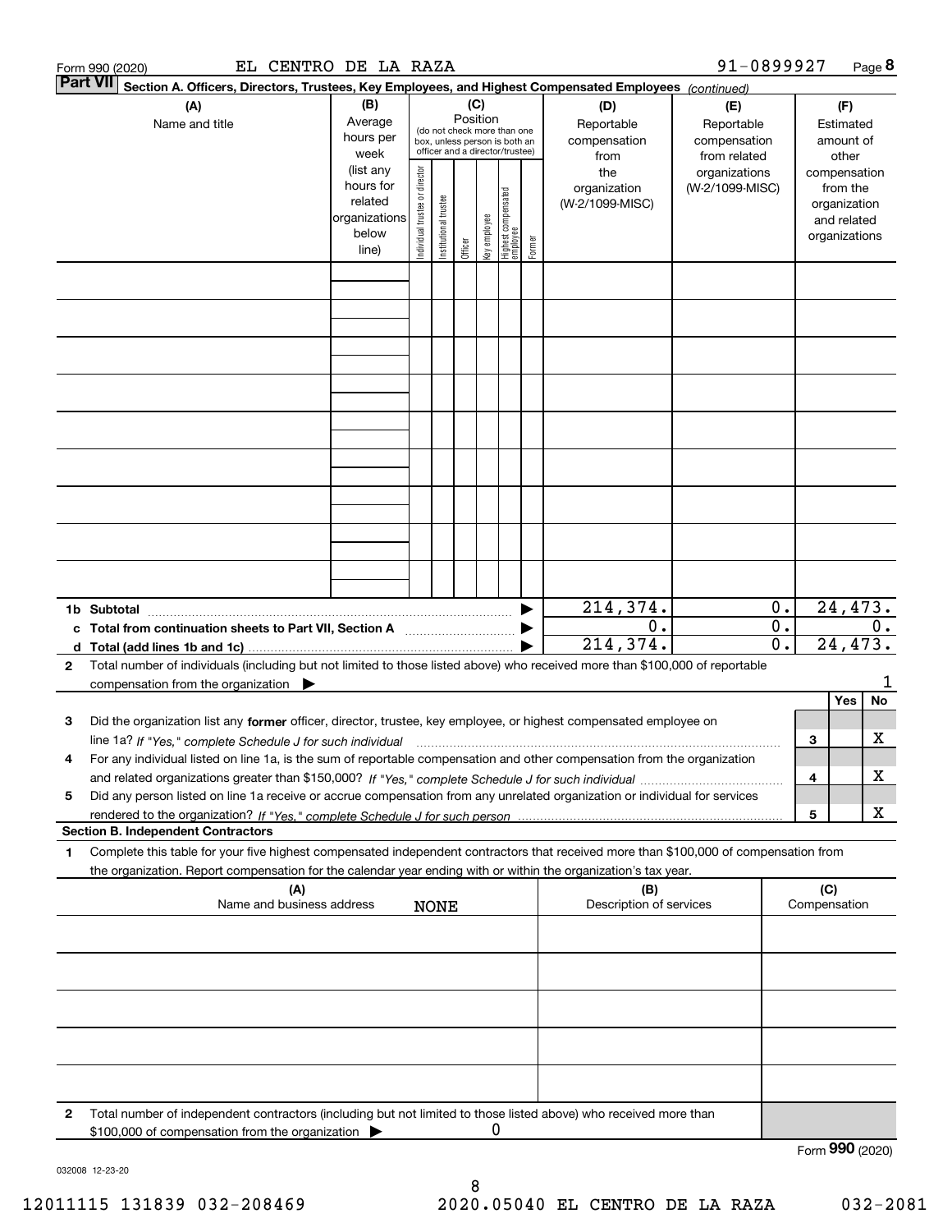Form 990 (2020) EL CENTRO DE LA RAZA 91-0899927 Page 8

**Part VII** **Section A. Officers, Directors, Trustees, Key Employees, and Highest Compensated Employees** *(continued)*

| (A) Name and title | (B) Average hours per week (list any hours for related organizations below line) | (C) Position (do not check more than one box, unless person is both an officer and a director/trustee) Individual trustee or director | Institutional trustee | Officer | Key employee | Highest compensated employee | Former | (D) Reportable compensation from the organization (W-2/1099-MISC) | (E) Reportable compensation from related organizations (W-2/1099-MISC) | (F) Estimated amount of other compensation from the organization and related organizations |
|---|---|---|---|---|---|---|---|---|---|---|
| | | | | | | | | | | |
| | | | | | | | | | | |
| | | | | | | | | | | |
| | | | | | | | | | | |
| | | | | | | | | | | |
| | | | | | | | | | | |
| | | | | | | | | | | |
| | | | | | | | | | | |
| | | | | | | | | | | |
| **1b Subtotal** | | | | | | | | 214,374. | 0. | 24,473. |
| **c Total from continuation sheets to Part VII, Section A** | | | | | | | | 0. | 0. | 0. |
| **d Total (add lines 1b and 1c)** | | | | | | | | 214,374. | 0. | 24,473. |

**2** Total number of individuals (including but not limited to those listed above) who received more than $100,000 of reportable compensation from the organization ▶ 1

| | | | Yes | No |
|---|---|---|---|---|
| **3** | Did the organization list any **former** officer, director, trustee, key employee, or highest compensated employee on line 1a? *If "Yes," complete Schedule J for such individual* | 3 | | X |
| **4** | For any individual listed on line 1a, is the sum of reportable compensation and other compensation from the organization and related organizations greater than $150,000? *If "Yes," complete Schedule J for such individual* | 4 | | X |
| **5** | Did any person listed on line 1a receive or accrue compensation from any unrelated organization or individual for services rendered to the organization? *If "Yes," complete Schedule J for such person* | 5 | | X |

**Section B. Independent Contractors**

**1** Complete this table for your five highest compensated independent contractors that received more than $100,000 of compensation from the organization. Report compensation for the calendar year ending with or within the organization's tax year.

| (A) Name and business address NONE | (B) Description of services | (C) Compensation |
|---|---|---|
| | | |
| | | |
| | | |
| | | |
| | | |

**2** Total number of independent contractors (including but not limited to those listed above) who received more than $100,000 of compensation from the organization ▶ 0

Form **990** (2020)

032008 12-23-20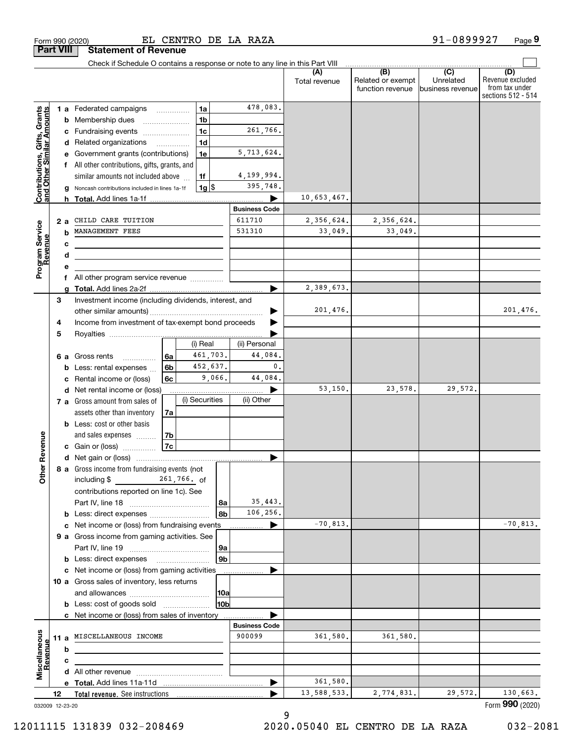Form 990 (2020) EL CENTRO DE LA RAZA 91-0899927

## Part VIII Statement of Revenue

Check if Schedule O contains a response or note to any line in this Part VIII

| | | | | | (A) Total revenue | (B) Related or exempt function revenue | (C) Unrelated business revenue | (D) Revenue excluded from tax under sections 512 - 514 |
|---|---|---|---|---|---|---|---|---|
| **Contributions, Gifts, Grants and Other Similar Amounts** | 1 a | Federated campaigns | 1a | 478,083. | | | | |
| | b | Membership dues | 1b | | | | | |
| | c | Fundraising events | 1c | 261,766. | | | | |
| | d | Related organizations | 1d | | | | | |
| | e | Government grants (contributions) | 1e | 5,713,624. | | | | |
| | f | All other contributions, gifts, grants, and similar amounts not included above | 1f | 4,199,994. | | | | |
| | g | Noncash contributions included in lines 1a-1f | 1g $ | 395,748. | | | | |
| | h | **Total.** Add lines 1a-1f | | | 10,653,467. | | | |
| | | | | **Business Code** | | | | |
| **Program Service Revenue** | 2 a | CHILD CARE TUITION | | 611710 | 2,356,624. | 2,356,624. | | |
| | b | MANAGEMENT FEES | | 531310 | 33,049. | 33,049. | | |
| | c | | | | | | | |
| | d | | | | | | | |
| | e | | | | | | | |
| | f | All other program service revenue | | | | | | |
| | g | **Total.** Add lines 2a-2f | | | 2,389,673. | | | |
| **Other Revenue** | 3 | Investment income (including dividends, interest, and other similar amounts) | | | 201,476. | | | 201,476. |
| | 4 | Income from investment of tax-exempt bond proceeds | | | | | | |
| | 5 | Royalties | | | | | | |
| | | | (i) Real | (ii) Personal | | | | |
| | 6 a | Gross rents (6a) | 461,703. | 44,084. | | | | |
| | b | Less: rental expenses (6b) | 452,637. | 0. | | | | |
| | c | Rental income or (loss) (6c) | 9,066. | 44,084. | | | | |
| | d | Net rental income or (loss) | | | 53,150. | 23,578. | 29,572. | |
| | | | (i) Securities | (ii) Other | | | | |
| | 7 a | Gross amount from sales of assets other than inventory (7a) | | | | | | |
| | b | Less: cost or other basis and sales expenses (7b) | | | | | | |
| | c | Gain or (loss) (7c) | | | | | | |
| | d | Net gain or (loss) | | | | | | |
| | 8 a | Gross income from fundraising events (not including $ 261,766. of contributions reported on line 1c). See Part IV, line 18 | 8a | 35,443. | | | | |
| | b | Less: direct expenses | 8b | 106,256. | | | | |
| | c | Net income or (loss) from fundraising events | | | -70,813. | | | -70,813. |
| | 9 a | Gross income from gaming activities. See Part IV, line 19 | 9a | | | | | |
| | b | Less: direct expenses | 9b | | | | | |
| | c | Net income or (loss) from gaming activities | | | | | | |
| | 10 a | Gross sales of inventory, less returns and allowances | 10a | | | | | |
| | b | Less: cost of goods sold | 10b | | | | | |
| | c | Net income or (loss) from sales of inventory | | | | | | |
| | | | | **Business Code** | | | | |
| **Miscellaneous Revenue** | 11 a | MISCELLANEOUS INCOME | | 900099 | 361,580. | 361,580. | | |
| | b | | | | | | | |
| | c | | | | | | | |
| | d | All other revenue | | | | | | |
| | e | **Total.** Add lines 11a-11d | | | 361,580. | | | |
| | 12 | **Total revenue.** See instructions | | | 13,588,533. | 2,774,831. | 29,572. | 130,663. |

032009 12-23-20 Form **990** (2020)

12011115 131839 032-208469 2020.05040 EL CENTRO DE LA RAZA 032-2081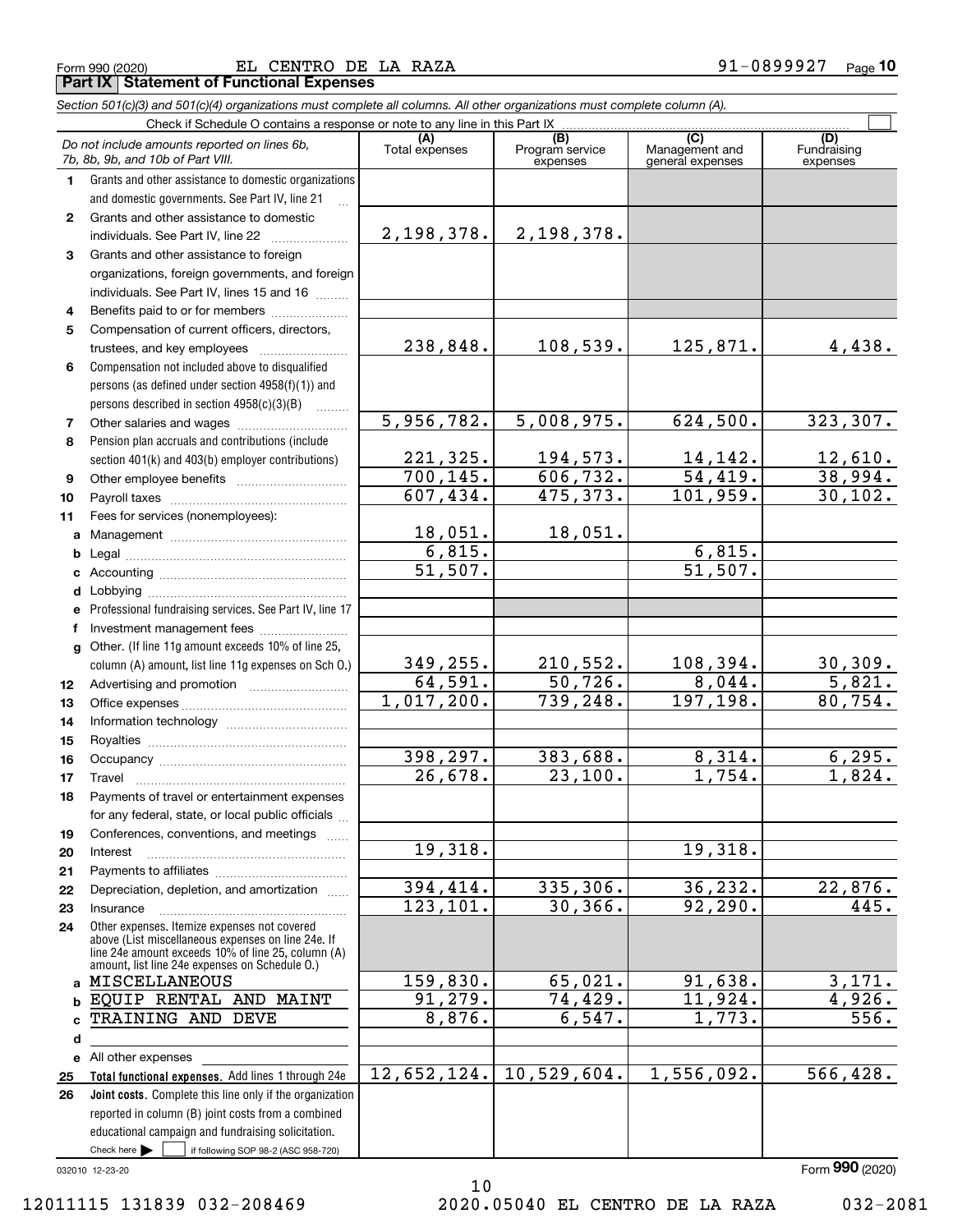Form 990 (2020) EL CENTRO DE LA RAZA 91-0899927 Page **10**

## Part IX Statement of Functional Expenses

*Section 501(c)(3) and 501(c)(4) organizations must complete all columns. All other organizations must complete column (A).*

Check if Schedule O contains a response or note to any line in this Part IX

| | *Do not include amounts reported on lines 6b, 7b, 8b, 9b, and 10b of Part VIII.* | (A) Total expenses | (B) Program service expenses | (C) Management and general expenses | (D) Fundraising expenses |
|---|---|---|---|---|---|
| 1 | Grants and other assistance to domestic organizations and domestic governments. See Part IV, line 21 | | | | |
| 2 | Grants and other assistance to domestic individuals. See Part IV, line 22 | 2,198,378. | 2,198,378. | | |
| 3 | Grants and other assistance to foreign organizations, foreign governments, and foreign individuals. See Part IV, lines 15 and 16 | | | | |
| 4 | Benefits paid to or for members | | | | |
| 5 | Compensation of current officers, directors, trustees, and key employees | 238,848. | 108,539. | 125,871. | 4,438. |
| 6 | Compensation not included above to disqualified persons (as defined under section 4958(f)(1)) and persons described in section 4958(c)(3)(B) | | | | |
| 7 | Other salaries and wages | 5,956,782. | 5,008,975. | 624,500. | 323,307. |
| 8 | Pension plan accruals and contributions (include section 401(k) and 403(b) employer contributions) | 221,325. | 194,573. | 14,142. | 12,610. |
| 9 | Other employee benefits | 700,145. | 606,732. | 54,419. | 38,994. |
| 10 | Payroll taxes | 607,434. | 475,373. | 101,959. | 30,102. |
| 11 | Fees for services (nonemployees): | | | | |
| a | Management | 18,051. | 18,051. | | |
| b | Legal | 6,815. | | 6,815. | |
| c | Accounting | 51,507. | | 51,507. | |
| d | Lobbying | | | | |
| e | Professional fundraising services. See Part IV, line 17 | | | | |
| f | Investment management fees | | | | |
| g | Other. (If line 11g amount exceeds 10% of line 25, column (A) amount, list line 11g expenses on Sch O.) | 349,255. | 210,552. | 108,394. | 30,309. |
| 12 | Advertising and promotion | 64,591. | 50,726. | 8,044. | 5,821. |
| 13 | Office expenses | 1,017,200. | 739,248. | 197,198. | 80,754. |
| 14 | Information technology | | | | |
| 15 | Royalties | | | | |
| 16 | Occupancy | 398,297. | 383,688. | 8,314. | 6,295. |
| 17 | Travel | 26,678. | 23,100. | 1,754. | 1,824. |
| 18 | Payments of travel or entertainment expenses for any federal, state, or local public officials | | | | |
| 19 | Conferences, conventions, and meetings | | | | |
| 20 | Interest | 19,318. | | 19,318. | |
| 21 | Payments to affiliates | | | | |
| 22 | Depreciation, depletion, and amortization | 394,414. | 335,306. | 36,232. | 22,876. |
| 23 | Insurance | 123,101. | 30,366. | 92,290. | 445. |
| 24 | Other expenses. Itemize expenses not covered above (List miscellaneous expenses on line 24e. If line 24e amount exceeds 10% of line 25, column (A) amount, list line 24e expenses on Schedule O.) | | | | |
| a | MISCELLANEOUS | 159,830. | 65,021. | 91,638. | 3,171. |
| b | EQUIP RENTAL AND MAINT | 91,279. | 74,429. | 11,924. | 4,926. |
| c | TRAINING AND DEVE | 8,876. | 6,547. | 1,773. | 556. |
| d | | | | | |
| e | All other expenses | | | | |
| 25 | **Total functional expenses.** Add lines 1 through 24e | 12,652,124. | 10,529,604. | 1,556,092. | 566,428. |
| 26 | **Joint costs.** Complete this line only if the organization reported in column (B) joint costs from a combined educational campaign and fundraising solicitation. Check here ☐ if following SOP 98-2 (ASC 958-720) | | | | |

032010 12-23-20 Form **990** (2020)

12011115 131839 032-208469 2020.05040 EL CENTRO DE LA RAZA 032-2081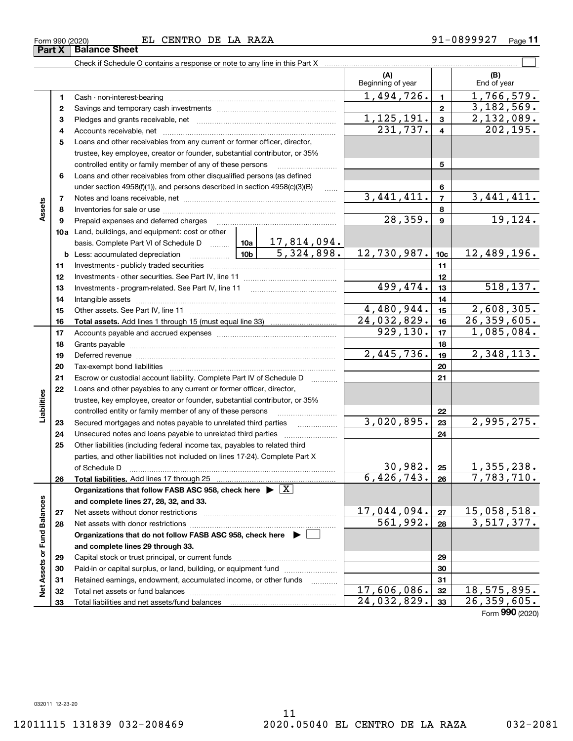Form 990 (2020) EL CENTRO DE LA RAZA 91-0899927 Page 11

## Part X Balance Sheet

Check if Schedule O contains a response or note to any line in this Part X

| | | | | (A) Beginning of year | | (B) End of year |
|---|---|---|---|---|---|---|
| **Assets** | 1 | Cash - non-interest-bearing | | 1,494,726. | 1 | 1,766,579. |
| | 2 | Savings and temporary cash investments | | | 2 | 3,182,569. |
| | 3 | Pledges and grants receivable, net | | 1,125,191. | 3 | 2,132,089. |
| | 4 | Accounts receivable, net | | 231,737. | 4 | 202,195. |
| | 5 | Loans and other receivables from any current or former officer, director, trustee, key employee, creator or founder, substantial contributor, or 35% controlled entity or family member of any of these persons | | | 5 | |
| | 6 | Loans and other receivables from other disqualified persons (as defined under section 4958(f)(1)), and persons described in section 4958(c)(3)(B) | | | 6 | |
| | 7 | Notes and loans receivable, net | | 3,441,411. | 7 | 3,441,411. |
| | 8 | Inventories for sale or use | | | 8 | |
| | 9 | Prepaid expenses and deferred charges | | 28,359. | 9 | 19,124. |
| | 10a | Land, buildings, and equipment: cost or other basis. Complete Part VI of Schedule D | 10a 17,814,094. | | | |
| | b | Less: accumulated depreciation | 10b 5,324,898. | 12,730,987. | 10c | 12,489,196. |
| | 11 | Investments - publicly traded securities | | | 11 | |
| | 12 | Investments - other securities. See Part IV, line 11 | | | 12 | |
| | 13 | Investments - program-related. See Part IV, line 11 | | 499,474. | 13 | 518,137. |
| | 14 | Intangible assets | | | 14 | |
| | 15 | Other assets. See Part IV, line 11 | | 4,480,944. | 15 | 2,608,305. |
| | 16 | **Total assets.** Add lines 1 through 15 (must equal line 33) | | 24,032,829. | 16 | 26,359,605. |
| **Liabilities** | 17 | Accounts payable and accrued expenses | | 929,130. | 17 | 1,085,084. |
| | 18 | Grants payable | | | 18 | |
| | 19 | Deferred revenue | | 2,445,736. | 19 | 2,348,113. |
| | 20 | Tax-exempt bond liabilities | | | 20 | |
| | 21 | Escrow or custodial account liability. Complete Part IV of Schedule D | | | 21 | |
| | 22 | Loans and other payables to any current or former officer, director, trustee, key employee, creator or founder, substantial contributor, or 35% controlled entity or family member of any of these persons | | | 22 | |
| | 23 | Secured mortgages and notes payable to unrelated third parties | | 3,020,895. | 23 | 2,995,275. |
| | 24 | Unsecured notes and loans payable to unrelated third parties | | | 24 | |
| | 25 | Other liabilities (including federal income tax, payables to related third parties, and other liabilities not included on lines 17-24). Complete Part X of Schedule D | | 30,982. | 25 | 1,355,238. |
| | 26 | **Total liabilities.** Add lines 17 through 25 | | 6,426,743. | 26 | 7,783,710. |
| **Net Assets or Fund Balances** | | **Organizations that follow FASB ASC 958, check here ▶ [X] and complete lines 27, 28, 32, and 33.** | | | | |
| | 27 | Net assets without donor restrictions | | 17,044,094. | 27 | 15,058,518. |
| | 28 | Net assets with donor restrictions | | 561,992. | 28 | 3,517,377. |
| | | **Organizations that do not follow FASB ASC 958, check here ▶ [ ] and complete lines 29 through 33.** | | | | |
| | 29 | Capital stock or trust principal, or current funds | | | 29 | |
| | 30 | Paid-in or capital surplus, or land, building, or equipment fund | | | 30 | |
| | 31 | Retained earnings, endowment, accumulated income, or other funds | | | 31 | |
| | 32 | Total net assets or fund balances | | 17,606,086. | 32 | 18,575,895. |
| | 33 | Total liabilities and net assets/fund balances | | 24,032,829. | 33 | 26,359,605. |

Form **990** (2020)

032011 12-23-20

12011115 131839 032-208469 2020.05040 EL CENTRO DE LA RAZA 032-2081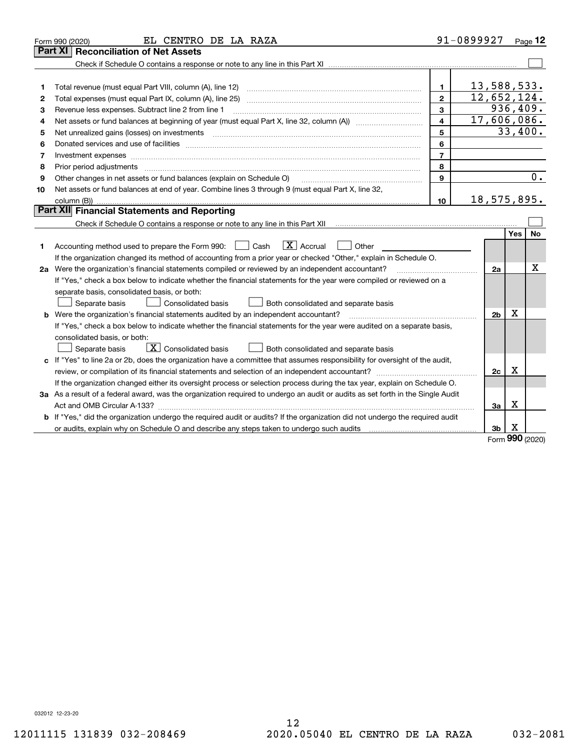Form 990 (2020) EL CENTRO DE LA RAZA 91-0899927

## Part XI Reconciliation of Net Assets

Check if Schedule O contains a response or note to any line in this Part XI ☐

| | | | |
|---|---|---|---|
| 1 | Total revenue (must equal Part VIII, column (A), line 12) | 1 | 13,588,533. |
| 2 | Total expenses (must equal Part IX, column (A), line 25) | 2 | 12,652,124. |
| 3 | Revenue less expenses. Subtract line 2 from line 1 | 3 | 936,409. |
| 4 | Net assets or fund balances at beginning of year (must equal Part X, line 32, column (A)) | 4 | 17,606,086. |
| 5 | Net unrealized gains (losses) on investments | 5 | 33,400. |
| 6 | Donated services and use of facilities | 6 | |
| 7 | Investment expenses | 7 | |
| 8 | Prior period adjustments | 8 | |
| 9 | Other changes in net assets or fund balances (explain on Schedule O) | 9 | 0. |
| 10 | Net assets or fund balances at end of year. Combine lines 3 through 9 (must equal Part X, line 32, column (B)) | 10 | 18,575,895. |

## Part XII Financial Statements and Reporting

Check if Schedule O contains a response or note to any line in this Part XII ☐

| | | | Yes | No |
|---|---|---|---|---|
| 1 | Accounting method used to prepare the Form 990: ☐ Cash ☒ Accrual ☐ Other<br>If the organization changed its method of accounting from a prior year or checked "Other," explain in Schedule O. | | | |
| 2a | Were the organization's financial statements compiled or reviewed by an independent accountant?<br>If "Yes," check a box below to indicate whether the financial statements for the year were compiled or reviewed on a separate basis, consolidated basis, or both:<br>☐ Separate basis ☐ Consolidated basis ☐ Both consolidated and separate basis | 2a | | X |
| b | Were the organization's financial statements audited by an independent accountant?<br>If "Yes," check a box below to indicate whether the financial statements for the year were audited on a separate basis, consolidated basis, or both:<br>☐ Separate basis ☒ Consolidated basis ☐ Both consolidated and separate basis | 2b | X | |
| c | If "Yes" to line 2a or 2b, does the organization have a committee that assumes responsibility for oversight of the audit, review, or compilation of its financial statements and selection of an independent accountant?<br>If the organization changed either its oversight process or selection process during the tax year, explain on Schedule O. | 2c | X | |
| 3a | As a result of a federal award, was the organization required to undergo an audit or audits as set forth in the Single Audit Act and OMB Circular A-133? | 3a | X | |
| b | If "Yes," did the organization undergo the required audit or audits? If the organization did not undergo the required audit or audits, explain why on Schedule O and describe any steps taken to undergo such audits | 3b | X | |

Form 990 (2020)

032012 12-23-20

12011115 131839 032-208469 2020.05040 EL CENTRO DE LA RAZA 032-2081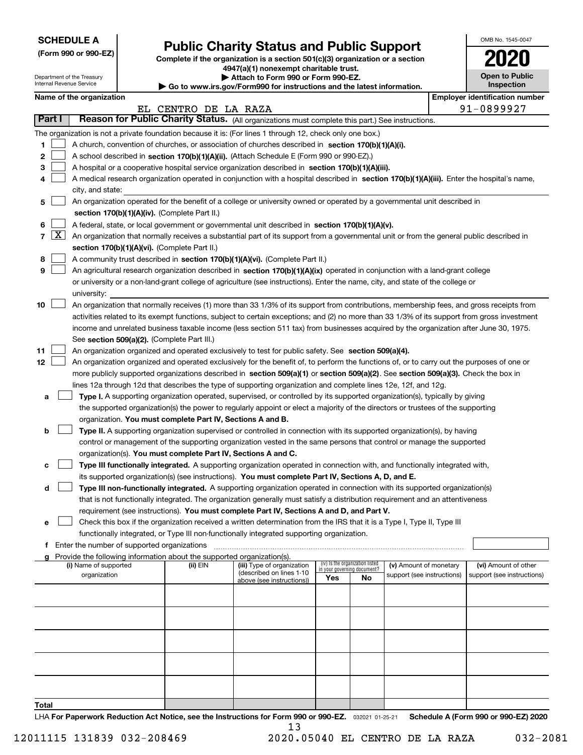**SCHEDULE A**
**(Form 990 or 990-EZ)**

Department of the Treasury
Internal Revenue Service

# Public Charity Status and Public Support

**Complete if the organization is a section 501(c)(3) organization or a section 4947(a)(1) nonexempt charitable trust.**
**▶ Attach to Form 990 or Form 990-EZ.**
**▶ Go to www.irs.gov/Form990 for instructions and the latest information.**

OMB No. 1545-0047

**2020**

**Open to Public Inspection**

**Name of the organization**
EL CENTRO DE LA RAZA

**Employer identification number**
91-0899927

## Part I — Reason for Public Charity Status. (All organizations must complete this part.) See instructions.

The organization is not a private foundation because it is: (For lines 1 through 12, check only one box.)

1. [ ] A church, convention of churches, or association of churches described in **section 170(b)(1)(A)(i).**
2. [ ] A school described in **section 170(b)(1)(A)(ii).** (Attach Schedule E (Form 990 or 990-EZ).)
3. [ ] A hospital or a cooperative hospital service organization described in **section 170(b)(1)(A)(iii).**
4. [ ] A medical research organization operated in conjunction with a hospital described in **section 170(b)(1)(A)(iii).** Enter the hospital's name, city, and state:
5. [ ] An organization operated for the benefit of a college or university owned or operated by a governmental unit described in **section 170(b)(1)(A)(iv).** (Complete Part II.)
6. [ ] A federal, state, or local government or governmental unit described in **section 170(b)(1)(A)(v).**
7. [X] An organization that normally receives a substantial part of its support from a governmental unit or from the general public described in **section 170(b)(1)(A)(vi).** (Complete Part II.)
8. [ ] A community trust described in **section 170(b)(1)(A)(vi).** (Complete Part II.)
9. [ ] An agricultural research organization described in **section 170(b)(1)(A)(ix)** operated in conjunction with a land-grant college or university or a non-land-grant college of agriculture (see instructions). Enter the name, city, and state of the college or university:
10. [ ] An organization that normally receives (1) more than 33 1/3% of its support from contributions, membership fees, and gross receipts from activities related to its exempt functions, subject to certain exceptions; and (2) no more than 33 1/3% of its support from gross investment income and unrelated business taxable income (less section 511 tax) from businesses acquired by the organization after June 30, 1975. See **section 509(a)(2).** (Complete Part III.)
11. [ ] An organization organized and operated exclusively to test for public safety. See **section 509(a)(4).**
12. [ ] An organization organized and operated exclusively for the benefit of, to perform the functions of, or to carry out the purposes of one or more publicly supported organizations described in **section 509(a)(1)** or **section 509(a)(2)**. See **section 509(a)(3).** Check the box in lines 12a through 12d that describes the type of supporting organization and complete lines 12e, 12f, and 12g.
   - a [ ] **Type I.** A supporting organization operated, supervised, or controlled by its supported organization(s), typically by giving the supported organization(s) the power to regularly appoint or elect a majority of the directors or trustees of the supporting organization. **You must complete Part IV, Sections A and B.**
   - b [ ] **Type II.** A supporting organization supervised or controlled in connection with its supported organization(s), by having control or management of the supporting organization vested in the same persons that control or manage the supported organization(s). **You must complete Part IV, Sections A and C.**
   - c [ ] **Type III functionally integrated.** A supporting organization operated in connection with, and functionally integrated with, its supported organization(s) (see instructions). **You must complete Part IV, Sections A, D, and E.**
   - d [ ] **Type III non-functionally integrated.** A supporting organization operated in connection with its supported organization(s) that is not functionally integrated. The organization generally must satisfy a distribution requirement and an attentiveness requirement (see instructions). **You must complete Part IV, Sections A and D, and Part V.**
   - e [ ] Check this box if the organization received a written determination from the IRS that it is a Type I, Type II, Type III functionally integrated, or Type III non-functionally integrated supporting organization.
   - f Enter the number of supported organizations
   - g Provide the following information about the supported organization(s).

| (i) Name of supported organization | (ii) EIN | (iii) Type of organization (described on lines 1-10 above (see instructions)) | (iv) Is the organization listed in your governing document? Yes | No | (v) Amount of monetary support (see instructions) | (vi) Amount of other support (see instructions) |
|---|---|---|---|---|---|---|
| | | | | | | |
| | | | | | | |
| | | | | | | |
| | | | | | | |
| | | | | | | |
| **Total** | | | | | | |

LHA **For Paperwork Reduction Act Notice, see the Instructions for Form 990 or 990-EZ.** 032021 01-25-21 **Schedule A (Form 990 or 990-EZ) 2020**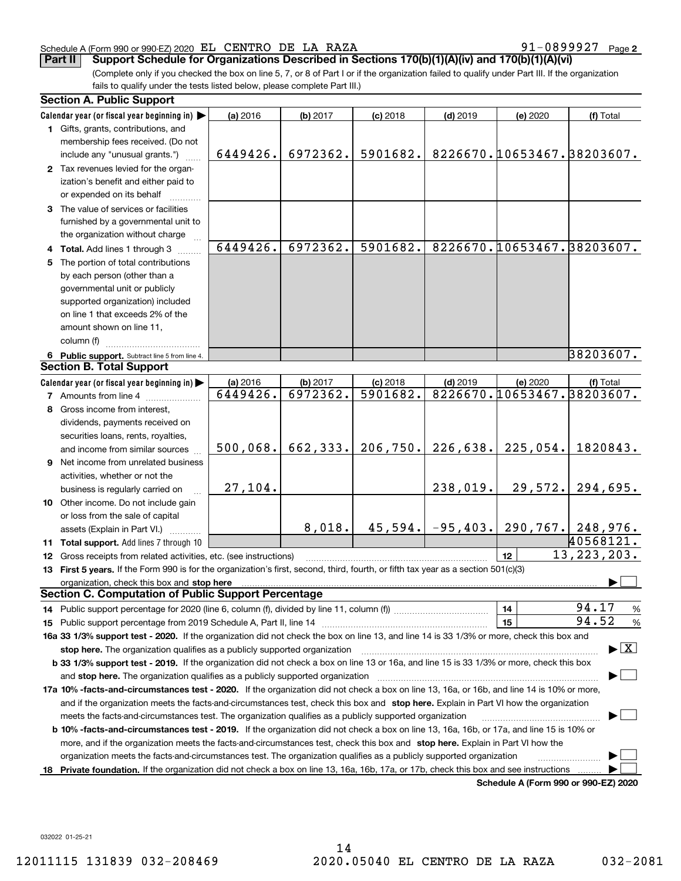Schedule A (Form 990 or 990-EZ) 2020 EL CENTRO DE LA RAZA 91-0899927 Page 2

**Part II** **Support Schedule for Organizations Described in Sections 170(b)(1)(A)(iv) and 170(b)(1)(A)(vi)**

(Complete only if you checked the box on line 5, 7, or 8 of Part I or if the organization failed to qualify under Part III. If the organization fails to qualify under the tests listed below, please complete Part III.)

**Section A. Public Support**

| Calendar year (or fiscal year beginning in) ▶ | (a) 2016 | (b) 2017 | (c) 2018 | (d) 2019 | (e) 2020 | (f) Total |
|---|---|---|---|---|---|---|
| 1 Gifts, grants, contributions, and membership fees received. (Do not include any "unusual grants.") | 6449426. | 6972362. | 5901682. | 8226670. | 10653467. | 38203607. |
| 2 Tax revenues levied for the organization's benefit and either paid to or expended on its behalf | | | | | | |
| 3 The value of services or facilities furnished by a governmental unit to the organization without charge | | | | | | |
| 4 **Total.** Add lines 1 through 3 | 6449426. | 6972362. | 5901682. | 8226670. | 10653467. | 38203607. |
| 5 The portion of total contributions by each person (other than a governmental unit or publicly supported organization) included on line 1 that exceeds 2% of the amount shown on line 11, column (f) | | | | | | |
| 6 **Public support.** Subtract line 5 from line 4. | | | | | | 38203607. |

**Section B. Total Support**

| Calendar year (or fiscal year beginning in) ▶ | (a) 2016 | (b) 2017 | (c) 2018 | (d) 2019 | (e) 2020 | (f) Total |
|---|---|---|---|---|---|---|
| 7 Amounts from line 4 | 6449426. | 6972362. | 5901682. | 8226670. | 10653467. | 38203607. |
| 8 Gross income from interest, dividends, payments received on securities loans, rents, royalties, and income from similar sources | 500,068. | 662,333. | 206,750. | 226,638. | 225,054. | 1820843. |
| 9 Net income from unrelated business activities, whether or not the business is regularly carried on | 27,104. | | | 238,019. | 29,572. | 294,695. |
| 10 Other income. Do not include gain or loss from the sale of capital assets (Explain in Part VI.) | | 8,018. | 45,594. | -95,403. | 290,767. | 248,976. |
| 11 **Total support.** Add lines 7 through 10 | | | | | | 40568121. |

12 Gross receipts from related activities, etc. (see instructions) | 12 | 13,223,203.

13 **First 5 years.** If the Form 990 is for the organization's first, second, third, fourth, or fifth tax year as a section 501(c)(3) organization, check this box and **stop here** ▶ ☐

**Section C. Computation of Public Support Percentage**

14 Public support percentage for 2020 (line 6, column (f), divided by line 11, column (f)) | 14 | 94.17 %

15 Public support percentage from 2019 Schedule A, Part II, line 14 | 15 | 94.52 %

**16a 33 1/3% support test - 2020.** If the organization did not check the box on line 13, and line 14 is 33 1/3% or more, check this box and **stop here.** The organization qualifies as a publicly supported organization ▶ ☒

**b 33 1/3% support test - 2019.** If the organization did not check a box on line 13 or 16a, and line 15 is 33 1/3% or more, check this box and **stop here.** The organization qualifies as a publicly supported organization ▶ ☐

**17a 10% -facts-and-circumstances test - 2020.** If the organization did not check a box on line 13, 16a, or 16b, and line 14 is 10% or more, and if the organization meets the facts-and-circumstances test, check this box and **stop here.** Explain in Part VI how the organization meets the facts-and-circumstances test. The organization qualifies as a publicly supported organization ▶ ☐

**b 10% -facts-and-circumstances test - 2019.** If the organization did not check a box on line 13, 16a, 16b, or 17a, and line 15 is 10% or more, and if the organization meets the facts-and-circumstances test, check this box and **stop here.** Explain in Part VI how the organization meets the facts-and-circumstances test. The organization qualifies as a publicly supported organization ▶ ☐

18 **Private foundation.** If the organization did not check a box on line 13, 16a, 16b, 17a, or 17b, check this box and see instructions ▶ ☐

**Schedule A (Form 990 or 990-EZ) 2020**

032022 01-25-21

12011115 131839 032-208469 2020.05040 EL CENTRO DE LA RAZA 032-2081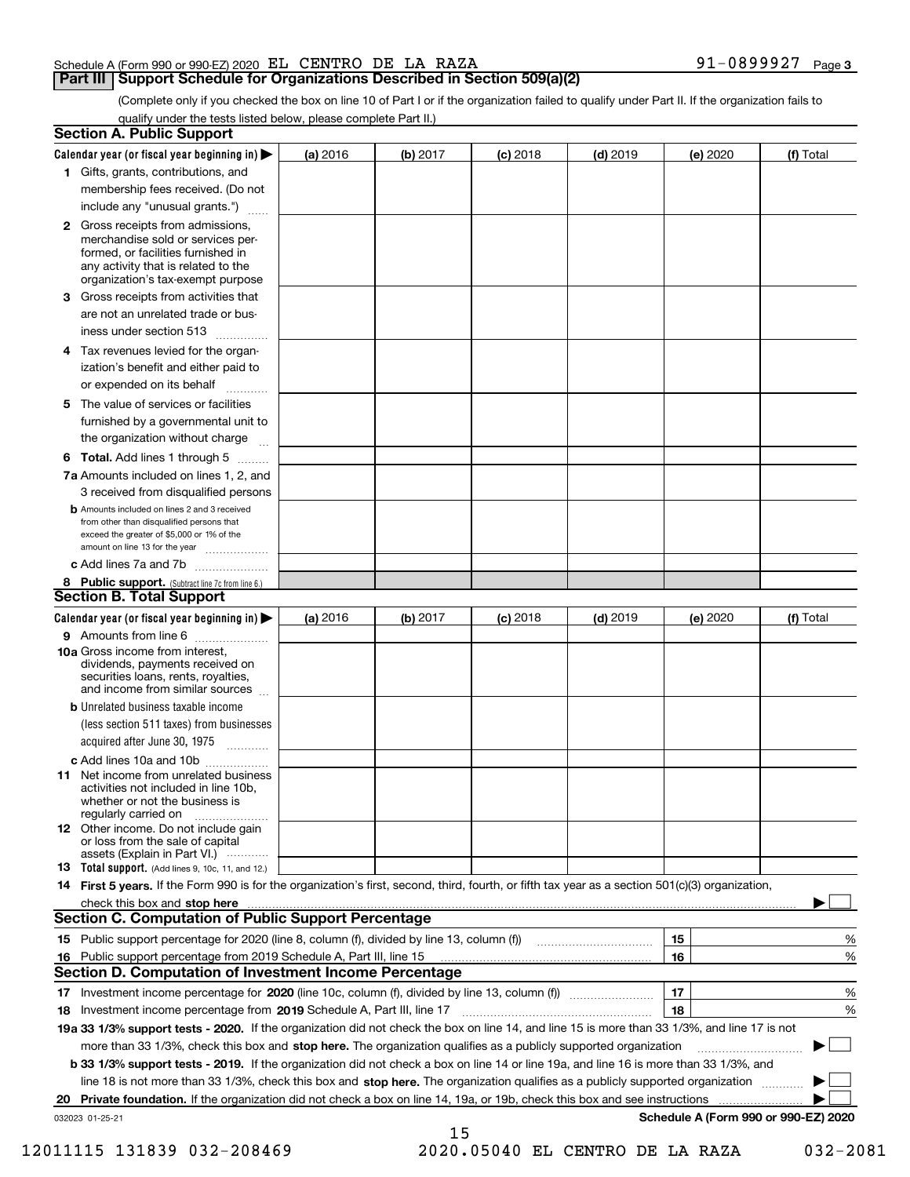Schedule A (Form 990 or 990-EZ) 2020 EL CENTRO DE LA RAZA 91-0899927 Page 3

## Part III Support Schedule for Organizations Described in Section 509(a)(2)

(Complete only if you checked the box on line 10 of Part I or if the organization failed to qualify under Part II. If the organization fails to qualify under the tests listed below, please complete Part II.)

### Section A. Public Support

| Calendar year (or fiscal year beginning in) ▶ | (a) 2016 | (b) 2017 | (c) 2018 | (d) 2019 | (e) 2020 | (f) Total |
|---|---|---|---|---|---|---|
| 1 Gifts, grants, contributions, and membership fees received. (Do not include any "unusual grants.") | | | | | | |
| 2 Gross receipts from admissions, merchandise sold or services performed, or facilities furnished in any activity that is related to the organization's tax-exempt purpose | | | | | | |
| 3 Gross receipts from activities that are not an unrelated trade or business under section 513 | | | | | | |
| 4 Tax revenues levied for the organization's benefit and either paid to or expended on its behalf | | | | | | |
| 5 The value of services or facilities furnished by a governmental unit to the organization without charge | | | | | | |
| 6 Total. Add lines 1 through 5 | | | | | | |
| 7a Amounts included on lines 1, 2, and 3 received from disqualified persons | | | | | | |
| b Amounts included on lines 2 and 3 received from other than disqualified persons that exceed the greater of $5,000 or 1% of the amount on line 13 for the year | | | | | | |
| c Add lines 7a and 7b | | | | | | |
| 8 Public support. (Subtract line 7c from line 6.) | | | | | | |

### Section B. Total Support

| Calendar year (or fiscal year beginning in) ▶ | (a) 2016 | (b) 2017 | (c) 2018 | (d) 2019 | (e) 2020 | (f) Total |
|---|---|---|---|---|---|---|
| 9 Amounts from line 6 | | | | | | |
| 10a Gross income from interest, dividends, payments received on securities loans, rents, royalties, and income from similar sources | | | | | | |
| b Unrelated business taxable income (less section 511 taxes) from businesses acquired after June 30, 1975 | | | | | | |
| c Add lines 10a and 10b | | | | | | |
| 11 Net income from unrelated business activities not included in line 10b, whether or not the business is regularly carried on | | | | | | |
| 12 Other income. Do not include gain or loss from the sale of capital assets (Explain in Part VI.) | | | | | | |
| 13 Total support. (Add lines 9, 10c, 11, and 12.) | | | | | | |

14 **First 5 years.** If the Form 990 is for the organization's first, second, third, fourth, or fifth tax year as a section 501(c)(3) organization, check this box and **stop here** ▶ ☐

### Section C. Computation of Public Support Percentage

| | | | |
|---|---|---|---|
| 15 | Public support percentage for 2020 (line 8, column (f), divided by line 13, column (f)) | 15 | % |
| 16 | Public support percentage from 2019 Schedule A, Part III, line 15 | 16 | % |

### Section D. Computation of Investment Income Percentage

| | | | |
|---|---|---|---|
| 17 | Investment income percentage for **2020** (line 10c, column (f), divided by line 13, column (f)) | 17 | % |
| 18 | Investment income percentage from **2019** Schedule A, Part III, line 17 | 18 | % |

19a **33 1/3% support tests - 2020.** If the organization did not check the box on line 14, and line 15 is more than 33 1/3%, and line 17 is not more than 33 1/3%, check this box and **stop here.** The organization qualifies as a publicly supported organization ▶ ☐

b **33 1/3% support tests - 2019.** If the organization did not check a box on line 14 or line 19a, and line 16 is more than 33 1/3%, and line 18 is not more than 33 1/3%, check this box and **stop here.** The organization qualifies as a publicly supported organization ▶ ☐

20 **Private foundation.** If the organization did not check a box on line 14, 19a, or 19b, check this box and see instructions ▶ ☐

032023 01-25-21 **Schedule A (Form 990 or 990-EZ) 2020**

12011115 131839 032-208469 2020.05040 EL CENTRO DE LA RAZA 032-2081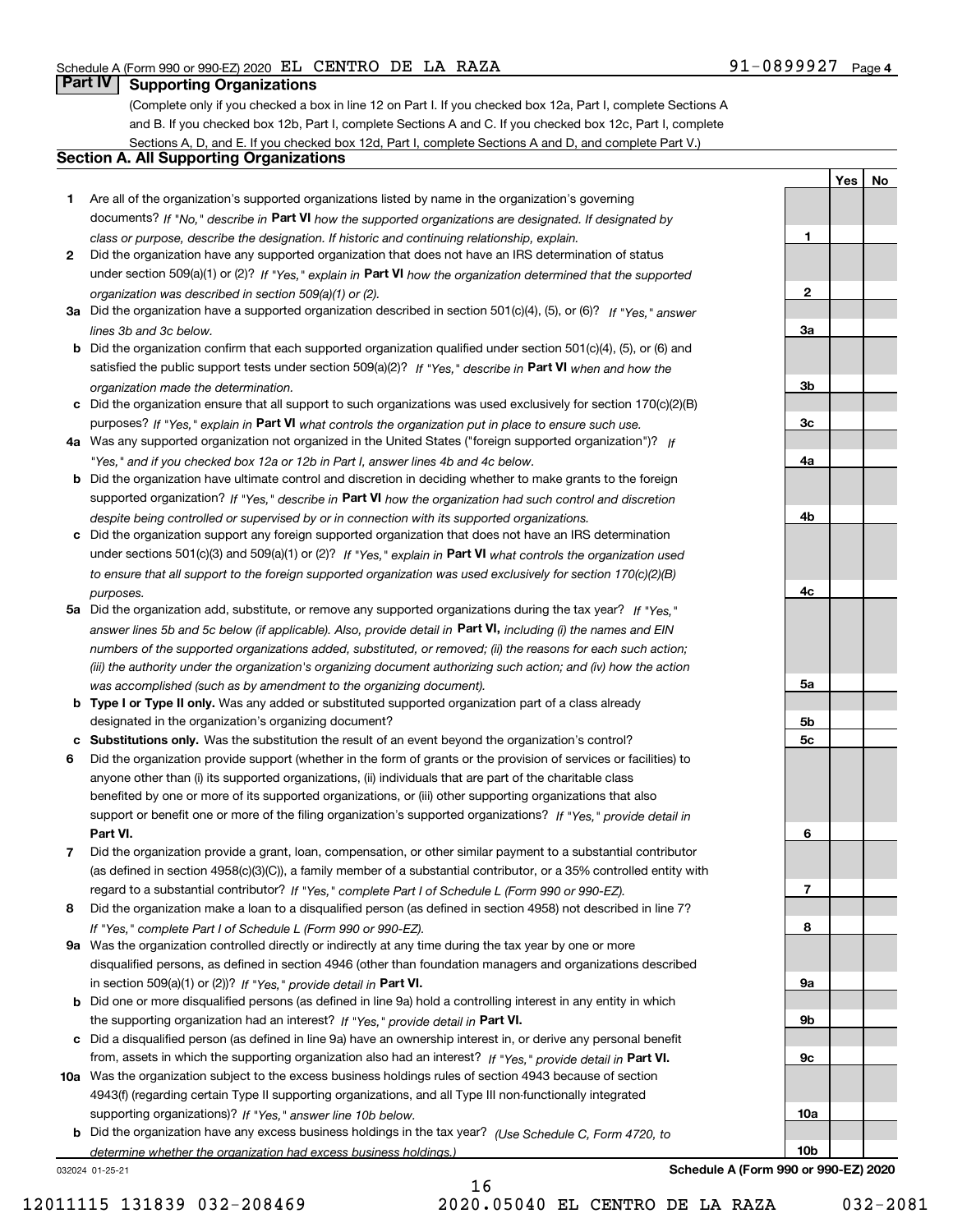Schedule A (Form 990 or 990-EZ) 2020 EL CENTRO DE LA RAZA 91-0899927 Page 4

## Part IV Supporting Organizations

(Complete only if you checked a box in line 12 on Part I. If you checked box 12a, Part I, complete Sections A and B. If you checked box 12b, Part I, complete Sections A and C. If you checked box 12c, Part I, complete Sections A, D, and E. If you checked box 12d, Part I, complete Sections A and D, and complete Part V.)

### Section A. All Supporting Organizations

| | | | Yes | No |
|---|---|---|---|---|
| **1** | Are all of the organization's supported organizations listed by name in the organization's governing documents? *If "No," describe in* **Part VI** *how the supported organizations are designated. If designated by class or purpose, describe the designation. If historic and continuing relationship, explain.* | 1 | | |
| **2** | Did the organization have any supported organization that does not have an IRS determination of status under section 509(a)(1) or (2)? *If "Yes," explain in* **Part VI** *how the organization determined that the supported organization was described in section 509(a)(1) or (2).* | 2 | | |
| **3a** | Did the organization have a supported organization described in section 501(c)(4), (5), or (6)? *If "Yes," answer lines 3b and 3c below.* | 3a | | |
| **b** | Did the organization confirm that each supported organization qualified under section 501(c)(4), (5), or (6) and satisfied the public support tests under section 509(a)(2)? *If "Yes," describe in* **Part VI** *when and how the organization made the determination.* | 3b | | |
| **c** | Did the organization ensure that all support to such organizations was used exclusively for section 170(c)(2)(B) purposes? *If "Yes," explain in* **Part VI** *what controls the organization put in place to ensure such use.* | 3c | | |
| **4a** | Was any supported organization not organized in the United States ("foreign supported organization")? *If "Yes," and if you checked box 12a or 12b in Part I, answer lines 4b and 4c below.* | 4a | | |
| **b** | Did the organization have ultimate control and discretion in deciding whether to make grants to the foreign supported organization? *If "Yes," describe in* **Part VI** *how the organization had such control and discretion despite being controlled or supervised by or in connection with its supported organizations.* | 4b | | |
| **c** | Did the organization support any foreign supported organization that does not have an IRS determination under sections 501(c)(3) and 509(a)(1) or (2)? *If "Yes," explain in* **Part VI** *what controls the organization used to ensure that all support to the foreign supported organization was used exclusively for section 170(c)(2)(B) purposes.* | 4c | | |
| **5a** | Did the organization add, substitute, or remove any supported organizations during the tax year? *If "Yes," answer lines 5b and 5c below (if applicable). Also, provide detail in* **Part VI,** *including (i) the names and EIN numbers of the supported organizations added, substituted, or removed; (ii) the reasons for each such action; (iii) the authority under the organization's organizing document authorizing such action; and (iv) how the action was accomplished (such as by amendment to the organizing document).* | 5a | | |
| **b** | **Type I or Type II only.** Was any added or substituted supported organization part of a class already designated in the organization's organizing document? | 5b | | |
| **c** | **Substitutions only.** Was the substitution the result of an event beyond the organization's control? | 5c | | |
| **6** | Did the organization provide support (whether in the form of grants or the provision of services or facilities) to anyone other than (i) its supported organizations, (ii) individuals that are part of the charitable class benefited by one or more of its supported organizations, or (iii) other supporting organizations that also support or benefit one or more of the filing organization's supported organizations? *If "Yes," provide detail in* **Part VI.** | 6 | | |
| **7** | Did the organization provide a grant, loan, compensation, or other similar payment to a substantial contributor (as defined in section 4958(c)(3)(C)), a family member of a substantial contributor, or a 35% controlled entity with regard to a substantial contributor? *If "Yes," complete Part I of Schedule L (Form 990 or 990-EZ).* | 7 | | |
| **8** | Did the organization make a loan to a disqualified person (as defined in section 4958) not described in line 7? *If "Yes," complete Part I of Schedule L (Form 990 or 990-EZ).* | 8 | | |
| **9a** | Was the organization controlled directly or indirectly at any time during the tax year by one or more disqualified persons, as defined in section 4946 (other than foundation managers and organizations described in section 509(a)(1) or (2))? *If "Yes," provide detail in* **Part VI.** | 9a | | |
| **b** | Did one or more disqualified persons (as defined in line 9a) hold a controlling interest in any entity in which the supporting organization had an interest? *If "Yes," provide detail in* **Part VI.** | 9b | | |
| **c** | Did a disqualified person (as defined in line 9a) have an ownership interest in, or derive any personal benefit from, assets in which the supporting organization also had an interest? *If "Yes," provide detail in* **Part VI.** | 9c | | |
| **10a** | Was the organization subject to the excess business holdings rules of section 4943 because of section 4943(f) (regarding certain Type II supporting organizations, and all Type III non-functionally integrated supporting organizations)? *If "Yes," answer line 10b below.* | 10a | | |
| **b** | Did the organization have any excess business holdings in the tax year? *(Use Schedule C, Form 4720, to determine whether the organization had excess business holdings.)* | 10b | | |

032024 01-25-21 **Schedule A (Form 990 or 990-EZ) 2020**

12011115 131839 032-208469 2020.05040 EL CENTRO DE LA RAZA 032-2081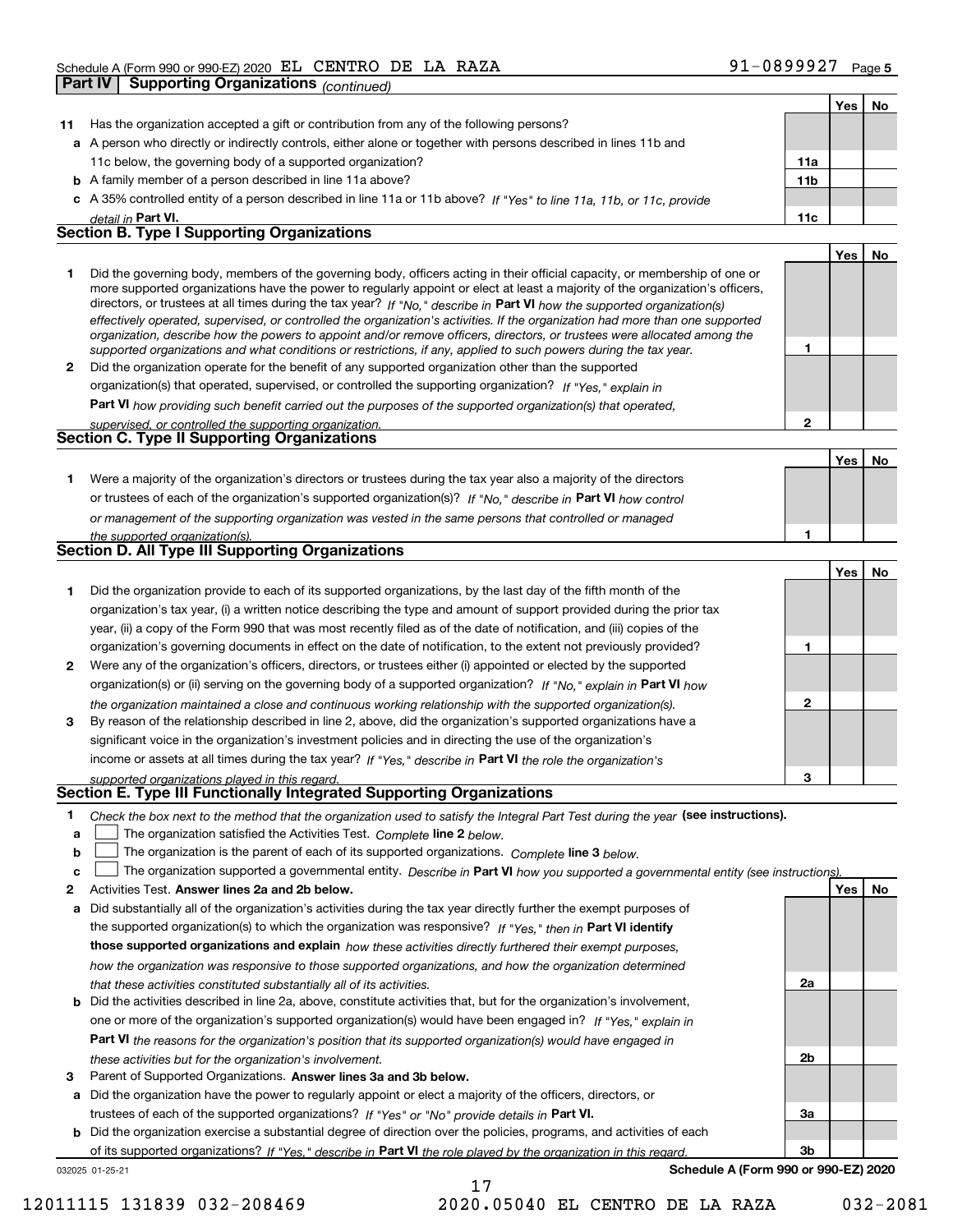Schedule A (Form 990 or 990-EZ) 2020 EL CENTRO DE LA RAZA 91-0899927 Page 5

**Part IV | Supporting Organizations** *(continued)*

| | | | Yes | No |
|---|---|---|---|---|
| **11** | Has the organization accepted a gift or contribution from any of the following persons? | | | |
| **a** | A person who directly or indirectly controls, either alone or together with persons described in lines 11b and 11c below, the governing body of a supported organization? | **11a** | | |
| **b** | A family member of a person described in line 11a above? | **11b** | | |
| **c** | A 35% controlled entity of a person described in line 11a or 11b above? *If "Yes" to line 11a, 11b, or 11c, provide detail in* **Part VI.** | **11c** | | |

**Section B. Type I Supporting Organizations**

| | | | Yes | No |
|---|---|---|---|---|
| **1** | Did the governing body, members of the governing body, officers acting in their official capacity, or membership of one or more supported organizations have the power to regularly appoint or elect at least a majority of the organization's officers, directors, or trustees at all times during the tax year? *If "No," describe in* **Part VI** *how the supported organization(s) effectively operated, supervised, or controlled the organization's activities. If the organization had more than one supported organization, describe how the powers to appoint and/or remove officers, directors, or trustees were allocated among the supported organizations and what conditions or restrictions, if any, applied to such powers during the tax year.* | **1** | | |
| **2** | Did the organization operate for the benefit of any supported organization other than the supported organization(s) that operated, supervised, or controlled the supporting organization? *If "Yes," explain in* **Part VI** *how providing such benefit carried out the purposes of the supported organization(s) that operated, supervised, or controlled the supporting organization.* | **2** | | |

**Section C. Type II Supporting Organizations**

| | | | Yes | No |
|---|---|---|---|---|
| **1** | Were a majority of the organization's directors or trustees during the tax year also a majority of the directors or trustees of each of the organization's supported organization(s)? *If "No," describe in* **Part VI** *how control or management of the supporting organization was vested in the same persons that controlled or managed the supported organization(s).* | **1** | | |

**Section D. All Type III Supporting Organizations**

| | | | Yes | No |
|---|---|---|---|---|
| **1** | Did the organization provide to each of its supported organizations, by the last day of the fifth month of the organization's tax year, (i) a written notice describing the type and amount of support provided during the prior tax year, (ii) a copy of the Form 990 that was most recently filed as of the date of notification, and (iii) copies of the organization's governing documents in effect on the date of notification, to the extent not previously provided? | **1** | | |
| **2** | Were any of the organization's officers, directors, or trustees either (i) appointed or elected by the supported organization(s) or (ii) serving on the governing body of a supported organization? *If "No," explain in* **Part VI** *how the organization maintained a close and continuous working relationship with the supported organization(s).* | **2** | | |
| **3** | By reason of the relationship described in line 2, above, did the organization's supported organizations have a significant voice in the organization's investment policies and in directing the use of the organization's income or assets at all times during the tax year? *If "Yes," describe in* **Part VI** *the role the organization's supported organizations played in this regard.* | **3** | | |

**Section E. Type III Functionally Integrated Supporting Organizations**

**1** *Check the box next to the method that the organization used to satisfy the Integral Part Test during the year* **(see instructions).**

- **a** ☐ The organization satisfied the Activities Test. *Complete* **line 2** *below.*
- **b** ☐ The organization is the parent of each of its supported organizations. *Complete* **line 3** *below.*
- **c** ☐ The organization supported a governmental entity. *Describe in* **Part VI** *how you supported a governmental entity (see instructions).*

| | | | Yes | No |
|---|---|---|---|---|
| **2** | Activities Test. **Answer lines 2a and 2b below.** | | | |
| **a** | Did substantially all of the organization's activities during the tax year directly further the exempt purposes of the supported organization(s) to which the organization was responsive? *If "Yes," then in* **Part VI identify those supported organizations and explain** *how these activities directly furthered their exempt purposes, how the organization was responsive to those supported organizations, and how the organization determined that these activities constituted substantially all of its activities.* | **2a** | | |
| **b** | Did the activities described in line 2a, above, constitute activities that, but for the organization's involvement, one or more of the organization's supported organization(s) would have been engaged in? *If "Yes," explain in* **Part VI** *the reasons for the organization's position that its supported organization(s) would have engaged in these activities but for the organization's involvement.* | **2b** | | |
| **3** | Parent of Supported Organizations. **Answer lines 3a and 3b below.** | | | |
| **a** | Did the organization have the power to regularly appoint or elect a majority of the officers, directors, or trustees of each of the supported organizations? *If "Yes" or "No" provide details in* **Part VI.** | **3a** | | |
| **b** | Did the organization exercise a substantial degree of direction over the policies, programs, and activities of each of its supported organizations? *If "Yes," describe in* **Part VI** *the role played by the organization in this regard.* | **3b** | | |

032025 01-25-21 **Schedule A (Form 990 or 990-EZ) 2020**

12011115 131839 032-208469 2020.05040 EL CENTRO DE LA RAZA 032-2081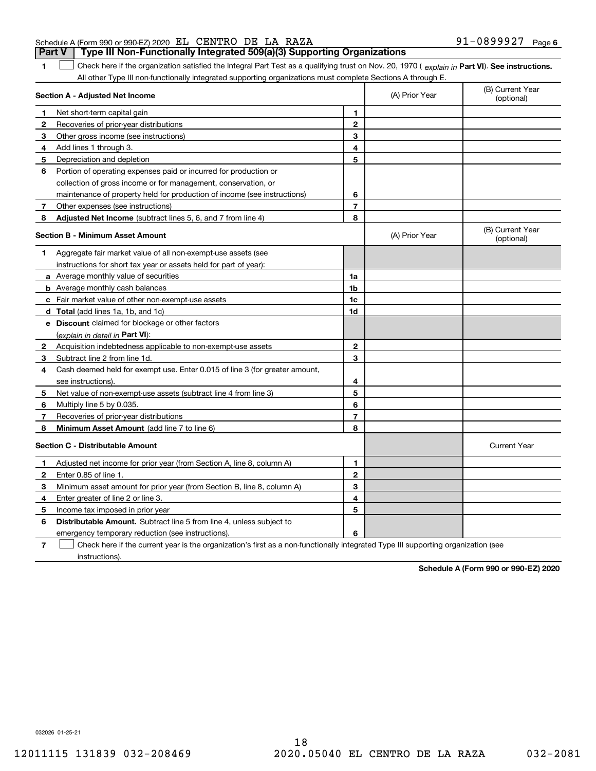Schedule A (Form 990 or 990-EZ) 2020 EL CENTRO DE LA RAZA 91-0899927 Page 6

## Part V Type III Non-Functionally Integrated 509(a)(3) Supporting Organizations

**1** ☐ Check here if the organization satisfied the Integral Part Test as a qualifying trust on Nov. 20, 1970 ( *explain in* **Part VI**). **See instructions.** All other Type III non-functionally integrated supporting organizations must complete Sections A through E.

| **Section A - Adjusted Net Income** | | (A) Prior Year | (B) Current Year (optional) |
|---|---|---|---|
| **1** Net short-term capital gain | **1** | | |
| **2** Recoveries of prior-year distributions | **2** | | |
| **3** Other gross income (see instructions) | **3** | | |
| **4** Add lines 1 through 3. | **4** | | |
| **5** Depreciation and depletion | **5** | | |
| **6** Portion of operating expenses paid or incurred for production or collection of gross income or for management, conservation, or maintenance of property held for production of income (see instructions) | **6** | | |
| **7** Other expenses (see instructions) | **7** | | |
| **8** **Adjusted Net Income** (subtract lines 5, 6, and 7 from line 4) | **8** | | |

| **Section B - Minimum Asset Amount** | | (A) Prior Year | (B) Current Year (optional) |
|---|---|---|---|
| **1** Aggregate fair market value of all non-exempt-use assets (see instructions for short tax year or assets held for part of year): | | | |
| **a** Average monthly value of securities | **1a** | | |
| **b** Average monthly cash balances | **1b** | | |
| **c** Fair market value of other non-exempt-use assets | **1c** | | |
| **d** **Total** (add lines 1a, 1b, and 1c) | **1d** | | |
| **e** **Discount** claimed for blockage or other factors (*explain in detail in* **Part VI**): | | | |
| **2** Acquisition indebtedness applicable to non-exempt-use assets | **2** | | |
| **3** Subtract line 2 from line 1d. | **3** | | |
| **4** Cash deemed held for exempt use. Enter 0.015 of line 3 (for greater amount, see instructions). | **4** | | |
| **5** Net value of non-exempt-use assets (subtract line 4 from line 3) | **5** | | |
| **6** Multiply line 5 by 0.035. | **6** | | |
| **7** Recoveries of prior-year distributions | **7** | | |
| **8** **Minimum Asset Amount** (add line 7 to line 6) | **8** | | |

| **Section C - Distributable Amount** | | | Current Year |
|---|---|---|---|
| **1** Adjusted net income for prior year (from Section A, line 8, column A) | **1** | | |
| **2** Enter 0.85 of line 1. | **2** | | |
| **3** Minimum asset amount for prior year (from Section B, line 8, column A) | **3** | | |
| **4** Enter greater of line 2 or line 3. | **4** | | |
| **5** Income tax imposed in prior year | **5** | | |
| **6** **Distributable Amount.** Subtract line 5 from line 4, unless subject to emergency temporary reduction (see instructions). | **6** | | |

**7** ☐ Check here if the current year is the organization's first as a non-functionally integrated Type III supporting organization (see instructions).

**Schedule A (Form 990 or 990-EZ) 2020**

032026 01-25-21

18

12011115 131839 032-208469 2020.05040 EL CENTRO DE LA RAZA 032-2081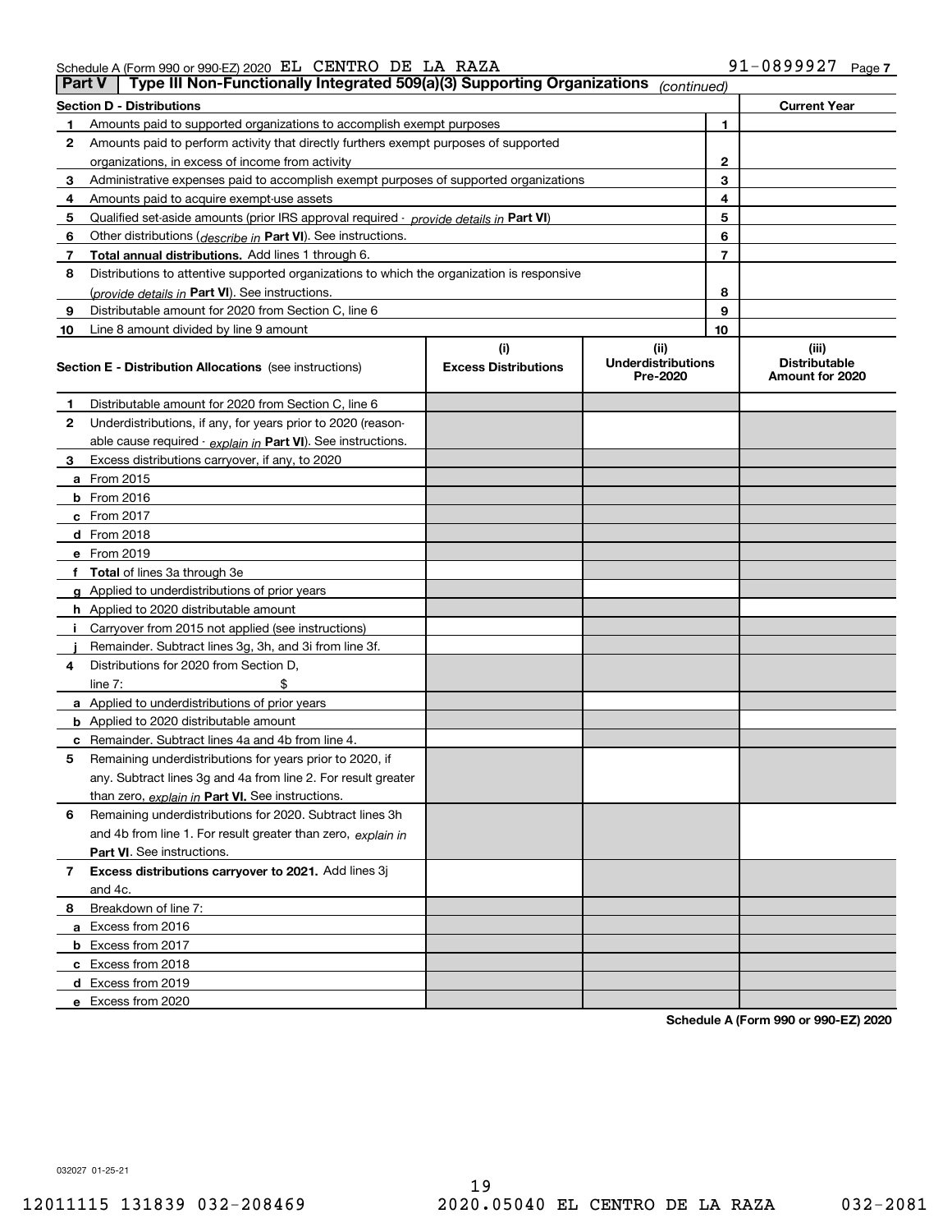Schedule A (Form 990 or 990-EZ) 2020 EL CENTRO DE LA RAZA 91-0899927 Page 7

**Part V | Type III Non-Functionally Integrated 509(a)(3) Supporting Organizations** *(continued)*

| **Section D - Distributions** | | | **Current Year** |
|---|---|---|---|
| 1 | Amounts paid to supported organizations to accomplish exempt purposes | 1 | |
| 2 | Amounts paid to perform activity that directly furthers exempt purposes of supported organizations, in excess of income from activity | 2 | |
| 3 | Administrative expenses paid to accomplish exempt purposes of supported organizations | 3 | |
| 4 | Amounts paid to acquire exempt-use assets | 4 | |
| 5 | Qualified set-aside amounts (prior IRS approval required - *provide details in* **Part VI**) | 5 | |
| 6 | Other distributions (*describe in* **Part VI**). See instructions. | 6 | |
| 7 | **Total annual distributions.** Add lines 1 through 6. | 7 | |
| 8 | Distributions to attentive supported organizations to which the organization is responsive (*provide details in* **Part VI**). See instructions. | 8 | |
| 9 | Distributable amount for 2020 from Section C, line 6 | 9 | |
| 10 | Line 8 amount divided by line 9 amount | 10 | |

| **Section E - Distribution Allocations** (see instructions) | (i) **Excess Distributions** | (ii) **Underdistributions Pre-2020** | (iii) **Distributable Amount for 2020** |
|---|---|---|---|
| 1 Distributable amount for 2020 from Section C, line 6 | | | |
| 2 Underdistributions, if any, for years prior to 2020 (reasonable cause required - *explain in* **Part VI**). See instructions. | | | |
| 3 Excess distributions carryover, if any, to 2020 | | | |
| a From 2015 | | | |
| b From 2016 | | | |
| c From 2017 | | | |
| d From 2018 | | | |
| e From 2019 | | | |
| f **Total** of lines 3a through 3e | | | |
| g Applied to underdistributions of prior years | | | |
| h Applied to 2020 distributable amount | | | |
| i Carryover from 2015 not applied (see instructions) | | | |
| j Remainder. Subtract lines 3g, 3h, and 3i from line 3f. | | | |
| 4 Distributions for 2020 from Section D, line 7: $ | | | |
| a Applied to underdistributions of prior years | | | |
| b Applied to 2020 distributable amount | | | |
| c Remainder. Subtract lines 4a and 4b from line 4. | | | |
| 5 Remaining underdistributions for years prior to 2020, if any. Subtract lines 3g and 4a from line 2. For result greater than zero, *explain in* **Part VI.** See instructions. | | | |
| 6 Remaining underdistributions for 2020. Subtract lines 3h and 4b from line 1. For result greater than zero, *explain in* **Part VI**. See instructions. | | | |
| 7 **Excess distributions carryover to 2021.** Add lines 3j and 4c. | | | |
| 8 Breakdown of line 7: | | | |
| a Excess from 2016 | | | |
| b Excess from 2017 | | | |
| c Excess from 2018 | | | |
| d Excess from 2019 | | | |
| e Excess from 2020 | | | |

**Schedule A (Form 990 or 990-EZ) 2020**

032027 01-25-21

12011115 131839 032-208469 2020.05040 EL CENTRO DE LA RAZA 032-2081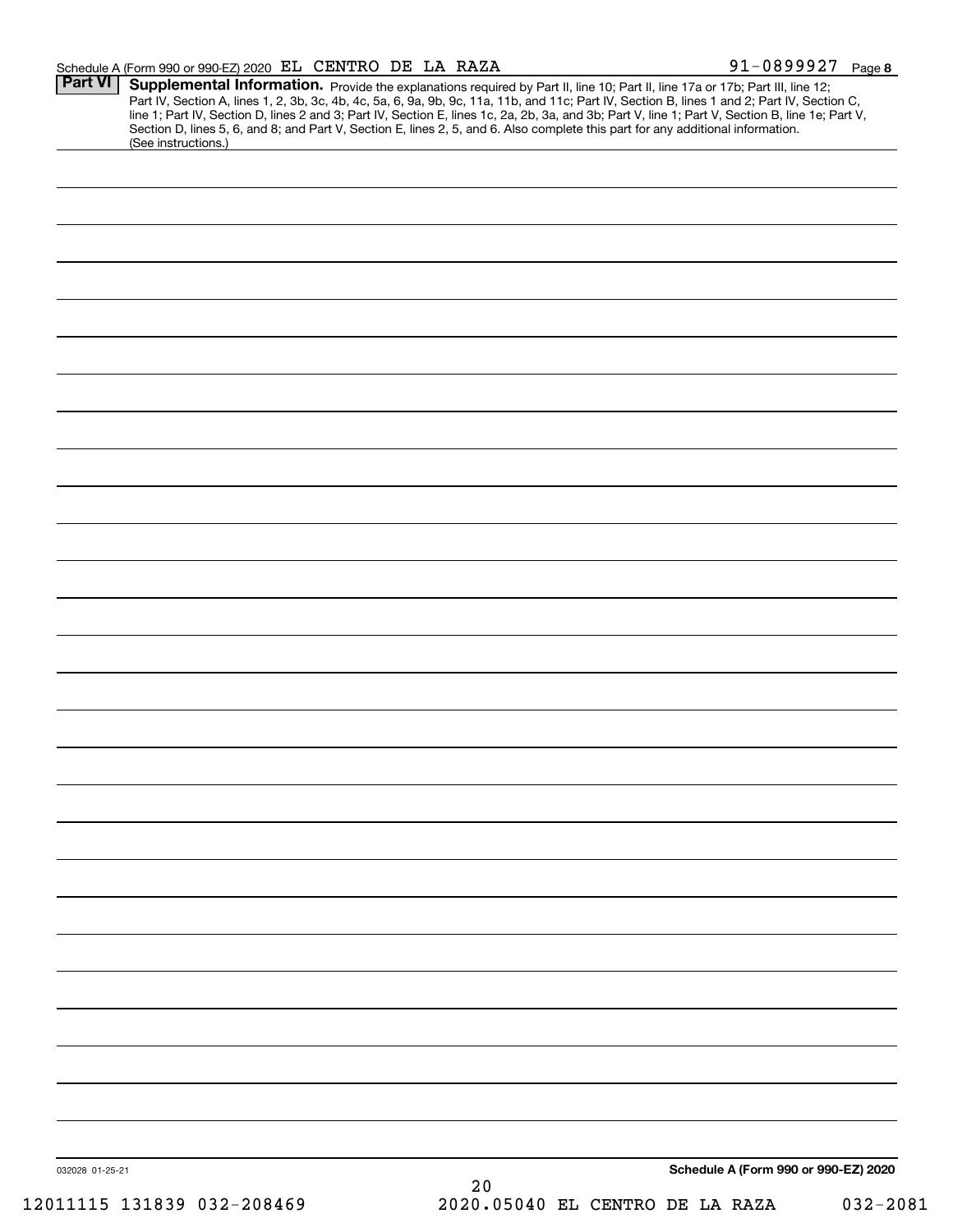Schedule A (Form 990 or 990-EZ) 2020 EL CENTRO DE LA RAZA 91-0899927 Page 8

**Part VI** **Supplemental Information.** Provide the explanations required by Part II, line 10; Part II, line 17a or 17b; Part III, line 12; Part IV, Section A, lines 1, 2, 3b, 3c, 4b, 4c, 5a, 6, 9a, 9b, 9c, 11a, 11b, and 11c; Part IV, Section B, lines 1 and 2; Part IV, Section C, line 1; Part IV, Section D, lines 2 and 3; Part IV, Section E, lines 1c, 2a, 2b, 3a, and 3b; Part V, line 1; Part V, Section B, line 1e; Part V, Section D, lines 5, 6, and 8; and Part V, Section E, lines 2, 5, and 6. Also complete this part for any additional information. (See instructions.)

032028 01-25-21

**Schedule A (Form 990 or 990-EZ) 2020**

12011115 131839 032-208469 2020.05040 EL CENTRO DE LA RAZA 032-2081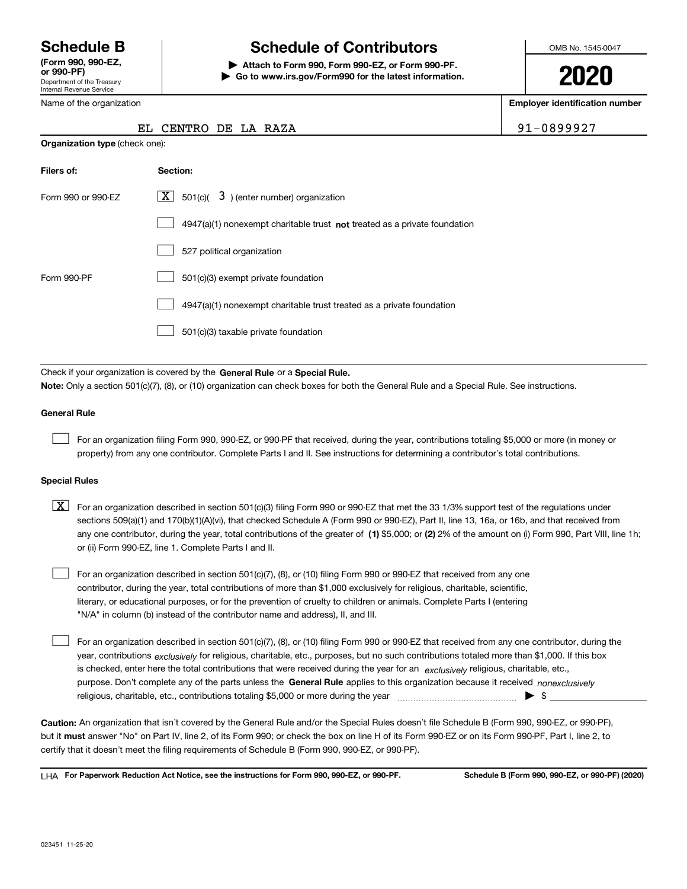# Schedule B (Form 990, 990-EZ, or 990-PF)

Department of the Treasury
Internal Revenue Service

## Schedule of Contributors

▶ Attach to Form 990, Form 990-EZ, or Form 990-PF.
▶ Go to www.irs.gov/Form990 for the latest information.

OMB No. 1545-0047

**2020**

Name of the organization: EL CENTRO DE LA RAZA

Employer identification number: 91-0899927

**Organization type** (check one):

| Filers of: | Section: |
|---|---|
| Form 990 or 990-EZ | [X] 501(c)( 3 ) (enter number) organization |
| | [ ] 4947(a)(1) nonexempt charitable trust **not** treated as a private foundation |
| | [ ] 527 political organization |
| Form 990-PF | [ ] 501(c)(3) exempt private foundation |
| | [ ] 4947(a)(1) nonexempt charitable trust treated as a private foundation |
| | [ ] 501(c)(3) taxable private foundation |

Check if your organization is covered by the **General Rule** or a **Special Rule.**

**Note:** Only a section 501(c)(7), (8), or (10) organization can check boxes for both the General Rule and a Special Rule. See instructions.

### General Rule

[ ] For an organization filing Form 990, 990-EZ, or 990-PF that received, during the year, contributions totaling $5,000 or more (in money or property) from any one contributor. Complete Parts I and II. See instructions for determining a contributor's total contributions.

### Special Rules

[X] For an organization described in section 501(c)(3) filing Form 990 or 990-EZ that met the 33 1/3% support test of the regulations under sections 509(a)(1) and 170(b)(1)(A)(vi), that checked Schedule A (Form 990 or 990-EZ), Part II, line 13, 16a, or 16b, and that received from any one contributor, during the year, total contributions of the greater of **(1)** $5,000; or **(2)** 2% of the amount on (i) Form 990, Part VIII, line 1h; or (ii) Form 990-EZ, line 1. Complete Parts I and II.

[ ] For an organization described in section 501(c)(7), (8), or (10) filing Form 990 or 990-EZ that received from any one contributor, during the year, total contributions of more than $1,000 exclusively for religious, charitable, scientific, literary, or educational purposes, or for the prevention of cruelty to children or animals. Complete Parts I (entering "N/A" in column (b) instead of the contributor name and address), II, and III.

[ ] For an organization described in section 501(c)(7), (8), or (10) filing Form 990 or 990-EZ that received from any one contributor, during the year, contributions *exclusively* for religious, charitable, etc., purposes, but no such contributions totaled more than $1,000. If this box is checked, enter here the total contributions that were received during the year for an *exclusively* religious, charitable, etc., purpose. Don't complete any of the parts unless the **General Rule** applies to this organization because it received *nonexclusively* religious, charitable, etc., contributions totaling $5,000 or more during the year ▶ $ ______

**Caution:** An organization that isn't covered by the General Rule and/or the Special Rules doesn't file Schedule B (Form 990, 990-EZ, or 990-PF), but it **must** answer "No" on Part IV, line 2, of its Form 990; or check the box on line H of its Form 990-EZ or on its Form 990-PF, Part I, line 2, to certify that it doesn't meet the filing requirements of Schedule B (Form 990, 990-EZ, or 990-PF).

LHA **For Paperwork Reduction Act Notice, see the instructions for Form 990, 990-EZ, or 990-PF.** **Schedule B (Form 990, 990-EZ, or 990-PF) (2020)**

023451 11-25-20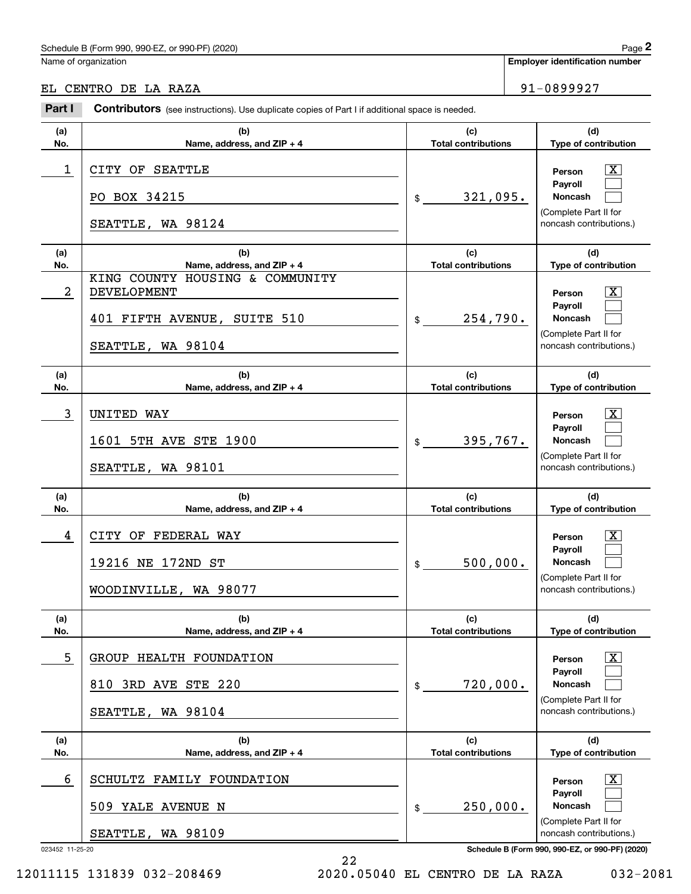Schedule B (Form 990, 990-EZ, or 990-PF) (2020)

Name of organization: EL CENTRO DE LA RAZA

Employer identification number: 91-0899927

**Part I** **Contributors** (see instructions). Use duplicate copies of Part I if additional space is needed.

| (a) No. | (b) Name, address, and ZIP + 4 | (c) Total contributions | (d) Type of contribution |
|---|---|---|---|
| 1 | CITY OF SEATTLE<br>PO BOX 34215<br>SEATTLE, WA 98124 | $ 321,095. | Person [X]<br>Payroll [ ]<br>Noncash [ ]<br>(Complete Part II for noncash contributions.) |
| 2 | KING COUNTY HOUSING & COMMUNITY DEVELOPMENT<br>401 FIFTH AVENUE, SUITE 510<br>SEATTLE, WA 98104 | $ 254,790. | Person [X]<br>Payroll [ ]<br>Noncash [ ]<br>(Complete Part II for noncash contributions.) |
| 3 | UNITED WAY<br>1601 5TH AVE STE 1900<br>SEATTLE, WA 98101 | $ 395,767. | Person [X]<br>Payroll [ ]<br>Noncash [ ]<br>(Complete Part II for noncash contributions.) |
| 4 | CITY OF FEDERAL WAY<br>19216 NE 172ND ST<br>WOODINVILLE, WA 98077 | $ 500,000. | Person [X]<br>Payroll [ ]<br>Noncash [ ]<br>(Complete Part II for noncash contributions.) |
| 5 | GROUP HEALTH FOUNDATION<br>810 3RD AVE STE 220<br>SEATTLE, WA 98104 | $ 720,000. | Person [X]<br>Payroll [ ]<br>Noncash [ ]<br>(Complete Part II for noncash contributions.) |
| 6 | SCHULTZ FAMILY FOUNDATION<br>509 YALE AVENUE N<br>SEATTLE, WA 98109 | $ 250,000. | Person [X]<br>Payroll [ ]<br>Noncash [ ]<br>(Complete Part II for noncash contributions.) |

023452 11-25-20

Schedule B (Form 990, 990-EZ, or 990-PF) (2020)

12011115 131839 032-208469 2020.05040 EL CENTRO DE LA RAZA 032-2081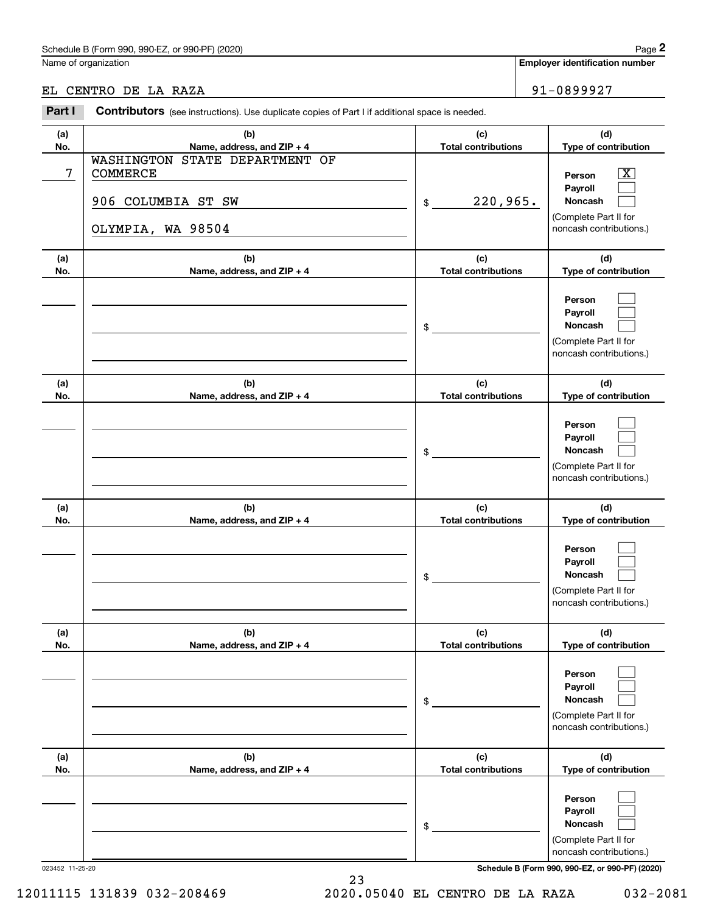Schedule B (Form 990, 990-EZ, or 990-PF) (2020)

Name of organization: EL CENTRO DE LA RAZA

Employer identification number: 91-0899927

**Part I** **Contributors** (see instructions). Use duplicate copies of Part I if additional space is needed.

| (a) No. | (b) Name, address, and ZIP + 4 | (c) Total contributions | (d) Type of contribution |
|---|---|---|---|
| 7 | WASHINGTON STATE DEPARTMENT OF COMMERCE<br>906 COLUMBIA ST SW<br>OLYMPIA, WA 98504 | $ 220,965. | Person [X]<br>Payroll [ ]<br>Noncash [ ]<br>(Complete Part II for noncash contributions.) |
| | | $ | Person [ ]<br>Payroll [ ]<br>Noncash [ ]<br>(Complete Part II for noncash contributions.) |
| | | $ | Person [ ]<br>Payroll [ ]<br>Noncash [ ]<br>(Complete Part II for noncash contributions.) |
| | | $ | Person [ ]<br>Payroll [ ]<br>Noncash [ ]<br>(Complete Part II for noncash contributions.) |
| | | $ | Person [ ]<br>Payroll [ ]<br>Noncash [ ]<br>(Complete Part II for noncash contributions.) |
| | | $ | Person [ ]<br>Payroll [ ]<br>Noncash [ ]<br>(Complete Part II for noncash contributions.) |

023452 11-25-20

Schedule B (Form 990, 990-EZ, or 990-PF) (2020)

12011115 131839 032-208469 2020.05040 EL CENTRO DE LA RAZA 032-2081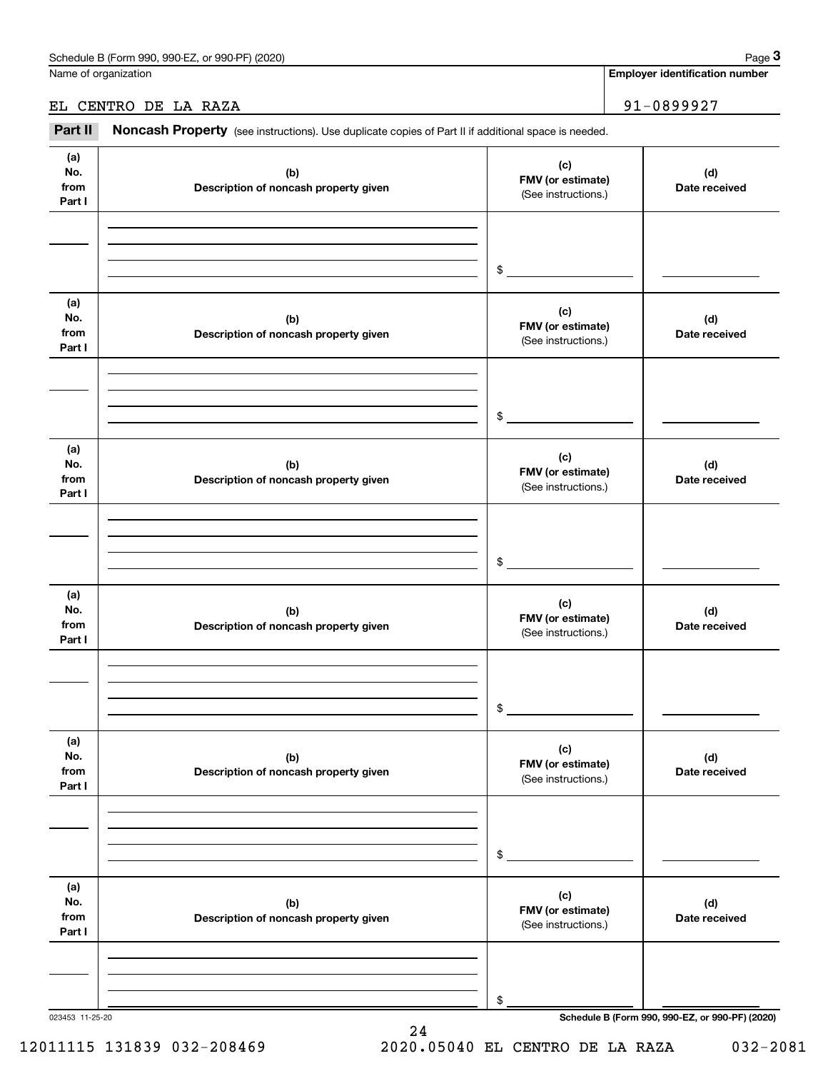Name of organization

EL CENTRO DE LA RAZA

**Employer identification number**

91-0899927

**Part II** **Noncash Property** (see instructions). Use duplicate copies of Part II if additional space is needed.

| (a) No. from Part I | (b) Description of noncash property given | (c) FMV (or estimate) (See instructions.) | (d) Date received |
|---|---|---|---|
| | | $ | |

| (a) No. from Part I | (b) Description of noncash property given | (c) FMV (or estimate) (See instructions.) | (d) Date received |
|---|---|---|---|
| | | $ | |

| (a) No. from Part I | (b) Description of noncash property given | (c) FMV (or estimate) (See instructions.) | (d) Date received |
|---|---|---|---|
| | | $ | |

| (a) No. from Part I | (b) Description of noncash property given | (c) FMV (or estimate) (See instructions.) | (d) Date received |
|---|---|---|---|
| | | $ | |

| (a) No. from Part I | (b) Description of noncash property given | (c) FMV (or estimate) (See instructions.) | (d) Date received |
|---|---|---|---|
| | | $ | |

| (a) No. from Part I | (b) Description of noncash property given | (c) FMV (or estimate) (See instructions.) | (d) Date received |
|---|---|---|---|
| | | $ | |

023453 11-25-20

12011115 131839 032-208469 2020.05040 EL CENTRO DE LA RAZA 032-2081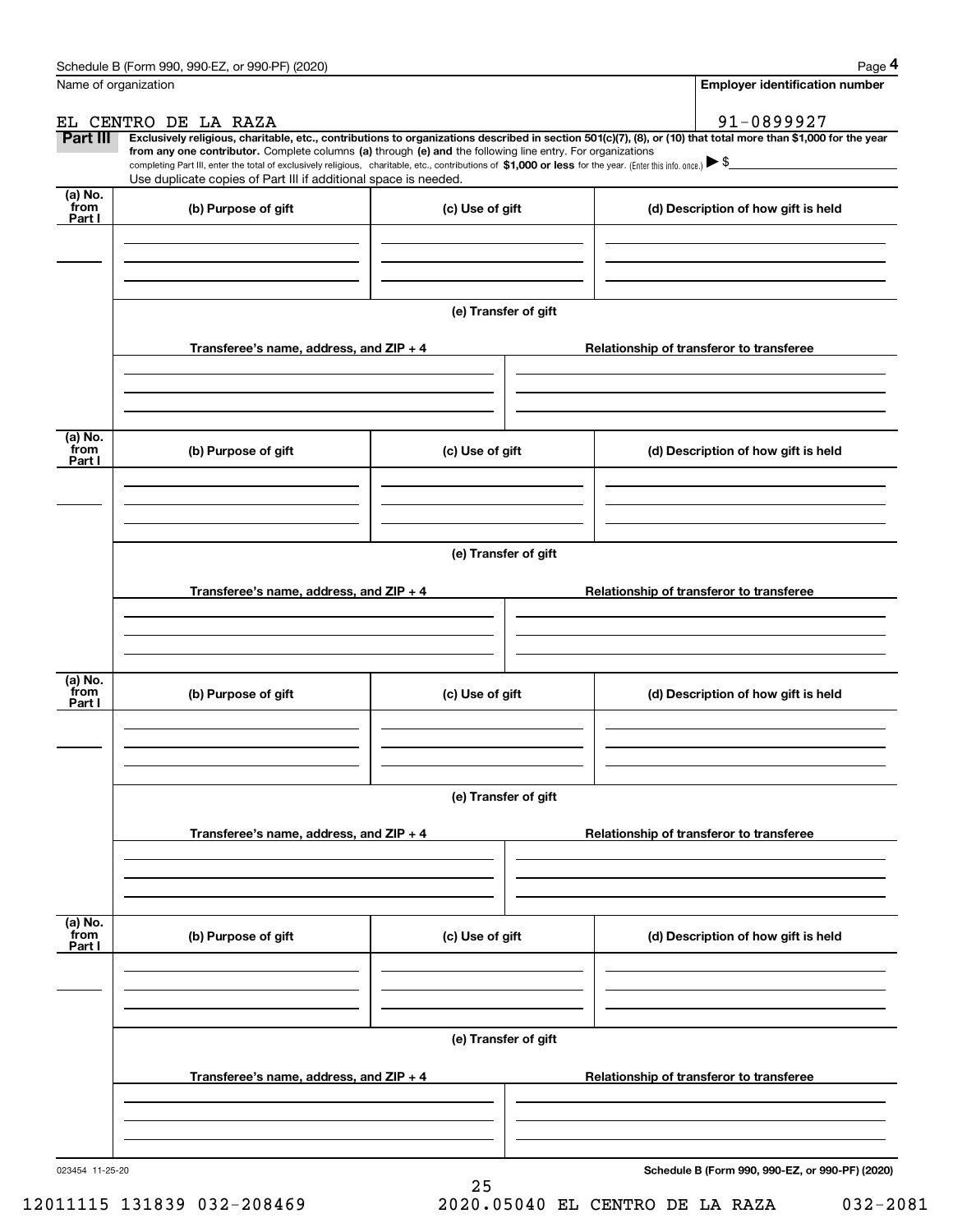Name of organization

EL CENTRO DE LA RAZA

**Employer identification number**

91-0899927

**Part III** **Exclusively religious, charitable, etc., contributions to organizations described in section 501(c)(7), (8), or (10) that total more than $1,000 for the year from any one contributor.** Complete columns **(a)** through **(e) and** the following line entry. For organizations completing Part III, enter the total of exclusively religious, charitable, etc., contributions of **$1,000 or less** for the year. (Enter this info. once.) ▶ $

Use duplicate copies of Part III if additional space is needed.

| (a) No. from Part I | (b) Purpose of gift | (c) Use of gift | (d) Description of how gift is held |
|---|---|---|---|
| | | | |

(e) Transfer of gift

| Transferee's name, address, and ZIP + 4 | Relationship of transferor to transferee |
|---|---|
| | |

| (a) No. from Part I | (b) Purpose of gift | (c) Use of gift | (d) Description of how gift is held |
|---|---|---|---|
| | | | |

(e) Transfer of gift

| Transferee's name, address, and ZIP + 4 | Relationship of transferor to transferee |
|---|---|
| | |

| (a) No. from Part I | (b) Purpose of gift | (c) Use of gift | (d) Description of how gift is held |
|---|---|---|---|
| | | | |

(e) Transfer of gift

| Transferee's name, address, and ZIP + 4 | Relationship of transferor to transferee |
|---|---|
| | |

| (a) No. from Part I | (b) Purpose of gift | (c) Use of gift | (d) Description of how gift is held |
|---|---|---|---|
| | | | |

(e) Transfer of gift

| Transferee's name, address, and ZIP + 4 | Relationship of transferor to transferee |
|---|---|
| | |

023454 11-25-20

**Schedule B (Form 990, 990-EZ, or 990-PF) (2020)**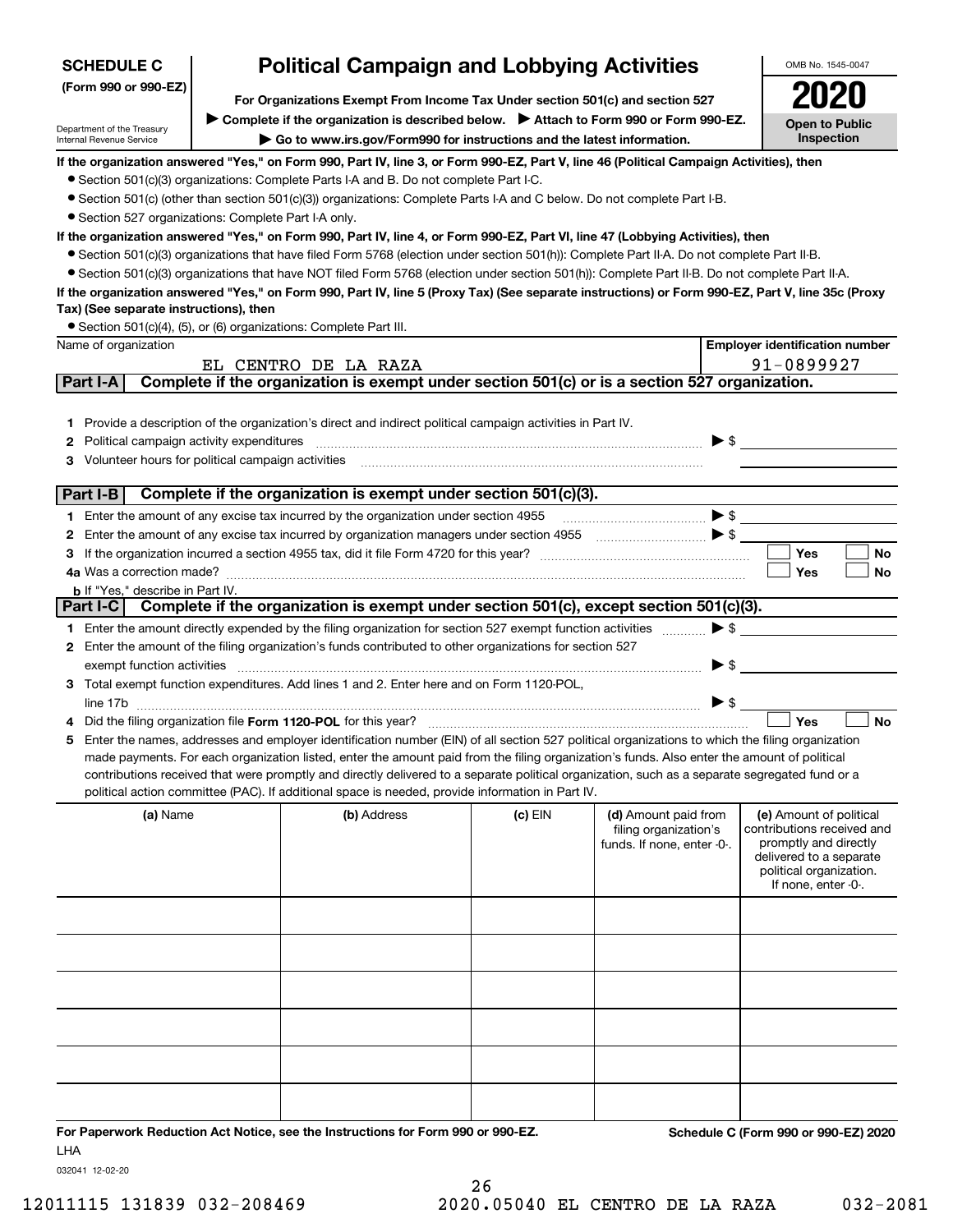**SCHEDULE C (Form 990 or 990-EZ)**

Department of the Treasury
Internal Revenue Service

# Political Campaign and Lobbying Activities

**For Organizations Exempt From Income Tax Under section 501(c) and section 527**

▶ **Complete if the organization is described below.** ▶ **Attach to Form 990 or Form 990-EZ.**

▶ **Go to www.irs.gov/Form990 for instructions and the latest information.**

OMB No. 1545-0047

**2020**

**Open to Public Inspection**

**If the organization answered "Yes," on Form 990, Part IV, line 3, or Form 990-EZ, Part V, line 46 (Political Campaign Activities), then**

- Section 501(c)(3) organizations: Complete Parts I-A and B. Do not complete Part I-C.
- Section 501(c) (other than section 501(c)(3)) organizations: Complete Parts I-A and C below. Do not complete Part I-B.
- Section 527 organizations: Complete Part I-A only.

**If the organization answered "Yes," on Form 990, Part IV, line 4, or Form 990-EZ, Part VI, line 47 (Lobbying Activities), then**

- Section 501(c)(3) organizations that have filed Form 5768 (election under section 501(h)): Complete Part II-A. Do not complete Part II-B.
- Section 501(c)(3) organizations that have NOT filed Form 5768 (election under section 501(h)): Complete Part II-B. Do not complete Part II-A.

**If the organization answered "Yes," on Form 990, Part IV, line 5 (Proxy Tax) (See separate instructions) or Form 990-EZ, Part V, line 35c (Proxy Tax) (See separate instructions), then**

- Section 501(c)(4), (5), or (6) organizations: Complete Part III.

| Name of organization | Employer identification number |
|---|---|
| EL CENTRO DE LA RAZA | 91-0899927 |

## Part I-A Complete if the organization is exempt under section 501(c) or is a section 527 organization.

1. Provide a description of the organization's direct and indirect political campaign activities in Part IV.
2. Political campaign activity expenditures ▶ $
3. Volunteer hours for political campaign activities

## Part I-B Complete if the organization is exempt under section 501(c)(3).

1. Enter the amount of any excise tax incurred by the organization under section 4955 ▶ $
2. Enter the amount of any excise tax incurred by organization managers under section 4955 ▶ $
3. If the organization incurred a section 4955 tax, did it file Form 4720 for this year? ☐ Yes ☐ No
4. a Was a correction made? ☐ Yes ☐ No
   b If "Yes," describe in Part IV.

## Part I-C Complete if the organization is exempt under section 501(c), except section 501(c)(3).

1. Enter the amount directly expended by the filing organization for section 527 exempt function activities ▶ $
2. Enter the amount of the filing organization's funds contributed to other organizations for section 527 exempt function activities ▶ $
3. Total exempt function expenditures. Add lines 1 and 2. Enter here and on Form 1120-POL, line 17b ▶ $
4. Did the filing organization file **Form 1120-POL** for this year? ☐ Yes ☐ No
5. Enter the names, addresses and employer identification number (EIN) of all section 527 political organizations to which the filing organization made payments. For each organization listed, enter the amount paid from the filing organization's funds. Also enter the amount of political contributions received that were promptly and directly delivered to a separate political organization, such as a separate segregated fund or a political action committee (PAC). If additional space is needed, provide information in Part IV.

| (a) Name | (b) Address | (c) EIN | (d) Amount paid from filing organization's funds. If none, enter -0-. | (e) Amount of political contributions received and promptly and directly delivered to a separate political organization. If none, enter -0-. |
|---|---|---|---|---|
| | | | | |
| | | | | |
| | | | | |
| | | | | |
| | | | | |
| | | | | |

**For Paperwork Reduction Act Notice, see the Instructions for Form 990 or 990-EZ.**

**Schedule C (Form 990 or 990-EZ) 2020**

LHA

032041 12-02-20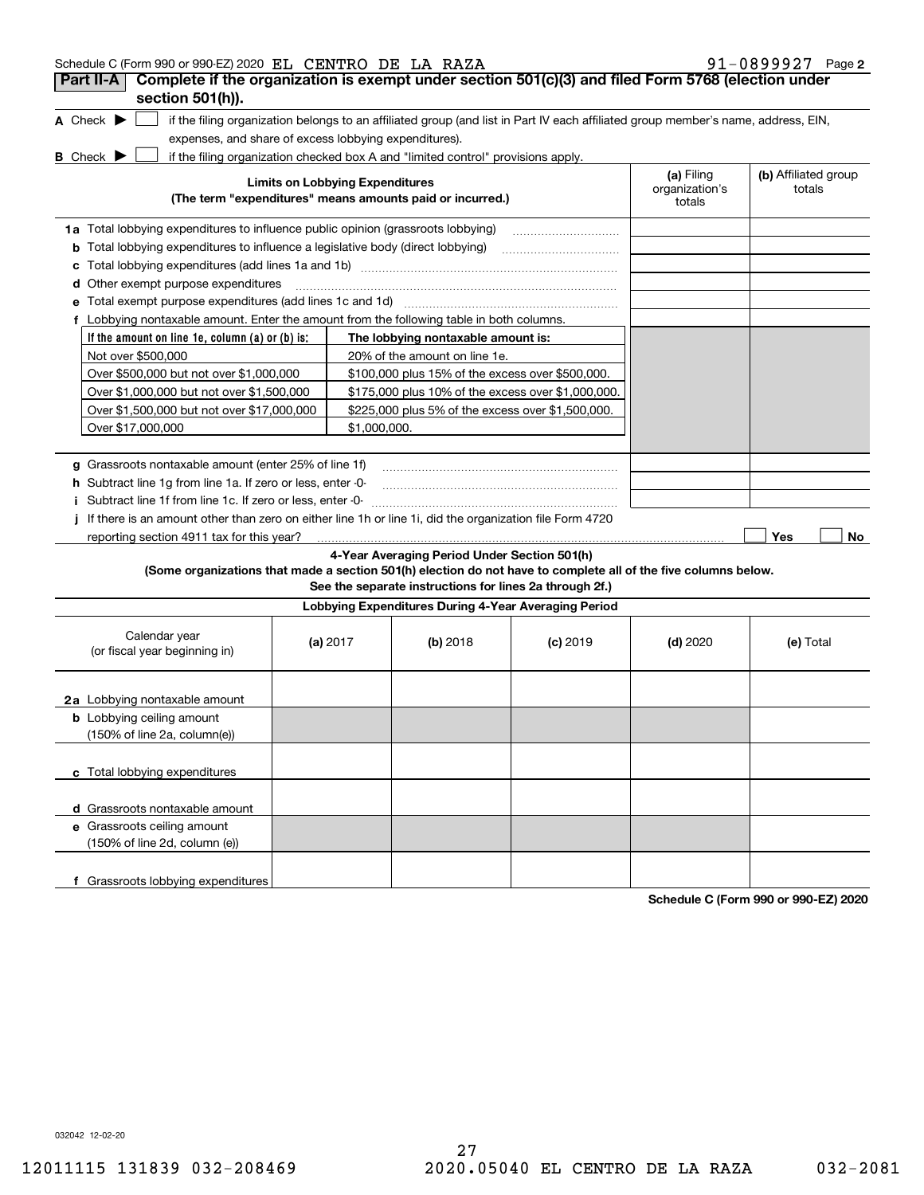Schedule C (Form 990 or 990-EZ) 2020 EL CENTRO DE LA RAZA 91-0899927 Page 2

**Part II-A** **Complete if the organization is exempt under section 501(c)(3) and filed Form 5768 (election under section 501(h)).**

**A** Check ▶ ☐ if the filing organization belongs to an affiliated group (and list in Part IV each affiliated group member's name, address, EIN, expenses, and share of excess lobbying expenditures).

**B** Check ▶ ☐ if the filing organization checked box A and "limited control" provisions apply.

| **Limits on Lobbying Expenditures** (The term "expenditures" means amounts paid or incurred.) | **(a)** Filing organization's totals | **(b)** Affiliated group totals |
|---|---|---|
| **1a** Total lobbying expenditures to influence public opinion (grassroots lobbying) | | |
| **b** Total lobbying expenditures to influence a legislative body (direct lobbying) | | |
| **c** Total lobbying expenditures (add lines 1a and 1b) | | |
| **d** Other exempt purpose expenditures | | |
| **e** Total exempt purpose expenditures (add lines 1c and 1d) | | |
| **f** Lobbying nontaxable amount. Enter the amount from the following table in both columns. | | |

| If the amount on line 1e, column (a) or (b) is: | The lobbying nontaxable amount is: |
|---|---|
| Not over $500,000 | 20% of the amount on line 1e. |
| Over $500,000 but not over $1,000,000 | $100,000 plus 15% of the excess over $500,000. |
| Over $1,000,000 but not over $1,500,000 | $175,000 plus 10% of the excess over $1,000,000. |
| Over $1,500,000 but not over $17,000,000 | $225,000 plus 5% of the excess over $1,500,000. |
| Over $17,000,000 | $1,000,000. |

| | (a) | (b) |
|---|---|---|
| **g** Grassroots nontaxable amount (enter 25% of line 1f) | | |
| **h** Subtract line 1g from line 1a. If zero or less, enter -0- | | |
| **i** Subtract line 1f from line 1c. If zero or less, enter -0- | | |

**j** If there is an amount other than zero on either line 1h or line 1i, did the organization file Form 4720 reporting section 4911 tax for this year? ☐ Yes ☐ No

**4-Year Averaging Period Under Section 501(h)**

**(Some organizations that made a section 501(h) election do not have to complete all of the five columns below. See the separate instructions for lines 2a through 2f.)**

**Lobbying Expenditures During 4-Year Averaging Period**

| Calendar year (or fiscal year beginning in) | **(a)** 2017 | **(b)** 2018 | **(c)** 2019 | **(d)** 2020 | **(e)** Total |
|---|---|---|---|---|---|
| **2a** Lobbying nontaxable amount | | | | | |
| **b** Lobbying ceiling amount (150% of line 2a, column(e)) | | | | | |
| **c** Total lobbying expenditures | | | | | |
| **d** Grassroots nontaxable amount | | | | | |
| **e** Grassroots ceiling amount (150% of line 2d, column (e)) | | | | | |
| **f** Grassroots lobbying expenditures | | | | | |

**Schedule C (Form 990 or 990-EZ) 2020**

032042 12-02-20

12011115 131839 032-208469 2020.05040 EL CENTRO DE LA RAZA 032-2081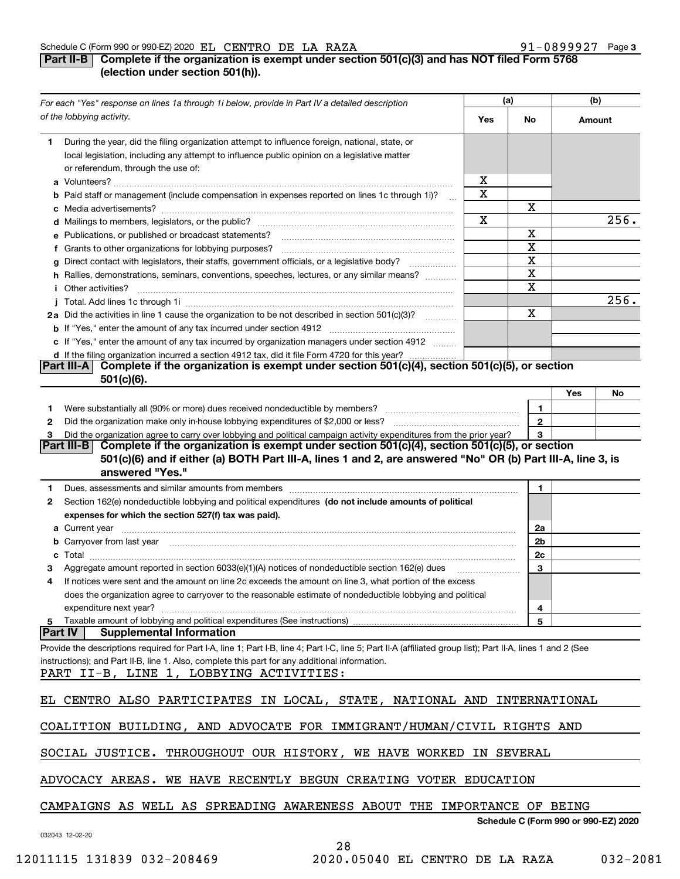Schedule C (Form 990 or 990-EZ) 2020 EL CENTRO DE LA RAZA 91-0899927 Page 3

**Part II-B** **Complete if the organization is exempt under section 501(c)(3) and has NOT filed Form 5768 (election under section 501(h)).**

| *For each "Yes" response on lines 1a through 1i below, provide in Part IV a detailed description of the lobbying activity.* | (a) Yes | (a) No | (b) Amount |
|---|---|---|---|
| **1** During the year, did the filing organization attempt to influence foreign, national, state, or local legislation, including any attempt to influence public opinion on a legislative matter or referendum, through the use of: | | | |
| **a** Volunteers? | X | | |
| **b** Paid staff or management (include compensation in expenses reported on lines 1c through 1i)? | X | | |
| **c** Media advertisements? | | X | |
| **d** Mailings to members, legislators, or the public? | X | | 256. |
| **e** Publications, or published or broadcast statements? | | X | |
| **f** Grants to other organizations for lobbying purposes? | | X | |
| **g** Direct contact with legislators, their staffs, government officials, or a legislative body? | | X | |
| **h** Rallies, demonstrations, seminars, conventions, speeches, lectures, or any similar means? | | X | |
| **i** Other activities? | | X | |
| **j** Total. Add lines 1c through 1i | | | 256. |
| **2a** Did the activities in line 1 cause the organization to be not described in section 501(c)(3)? | | X | |
| **b** If "Yes," enter the amount of any tax incurred under section 4912 | | | |
| **c** If "Yes," enter the amount of any tax incurred by organization managers under section 4912 | | | |
| **d** If the filing organization incurred a section 4912 tax, did it file Form 4720 for this year? | | | |

**Part III-A** **Complete if the organization is exempt under section 501(c)(4), section 501(c)(5), or section 501(c)(6).**

| | | Yes | No |
|---|---|---|---|
| **1** Were substantially all (90% or more) dues received nondeductible by members? | 1 | | |
| **2** Did the organization make only in-house lobbying expenditures of $2,000 or less? | 2 | | |
| **3** Did the organization agree to carry over lobbying and political campaign activity expenditures from the prior year? | 3 | | |

**Part III-B** **Complete if the organization is exempt under section 501(c)(4), section 501(c)(5), or section 501(c)(6) and if either (a) BOTH Part III-A, lines 1 and 2, are answered "No" OR (b) Part III-A, line 3, is answered "Yes."**

| | | |
|---|---|---|
| **1** Dues, assessments and similar amounts from members | 1 | |
| **2** Section 162(e) nondeductible lobbying and political expenditures **(do not include amounts of political expenses for which the section 527(f) tax was paid).** | | |
| **a** Current year | 2a | |
| **b** Carryover from last year | 2b | |
| **c** Total | 2c | |
| **3** Aggregate amount reported in section 6033(e)(1)(A) notices of nondeductible section 162(e) dues | 3 | |
| **4** If notices were sent and the amount on line 2c exceeds the amount on line 3, what portion of the excess does the organization agree to carryover to the reasonable estimate of nondeductible lobbying and political expenditure next year? | 4 | |
| **5** Taxable amount of lobbying and political expenditures (See instructions) | 5 | |

**Part IV** **Supplemental Information**

Provide the descriptions required for Part I-A, line 1; Part I-B, line 4; Part I-C, line 5; Part II-A (affiliated group list); Part II-A, lines 1 and 2 (See instructions); and Part II-B, line 1. Also, complete this part for any additional information.

PART II-B, LINE 1, LOBBYING ACTIVITIES:

EL CENTRO ALSO PARTICIPATES IN LOCAL, STATE, NATIONAL AND INTERNATIONAL COALITION BUILDING, AND ADVOCATE FOR IMMIGRANT/HUMAN/CIVIL RIGHTS AND SOCIAL JUSTICE. THROUGHOUT OUR HISTORY, WE HAVE WORKED IN SEVERAL ADVOCACY AREAS. WE HAVE RECENTLY BEGUN CREATING VOTER EDUCATION CAMPAIGNS AS WELL AS SPREADING AWARENESS ABOUT THE IMPORTANCE OF BEING

Schedule C (Form 990 or 990-EZ) 2020

032043 12-02-20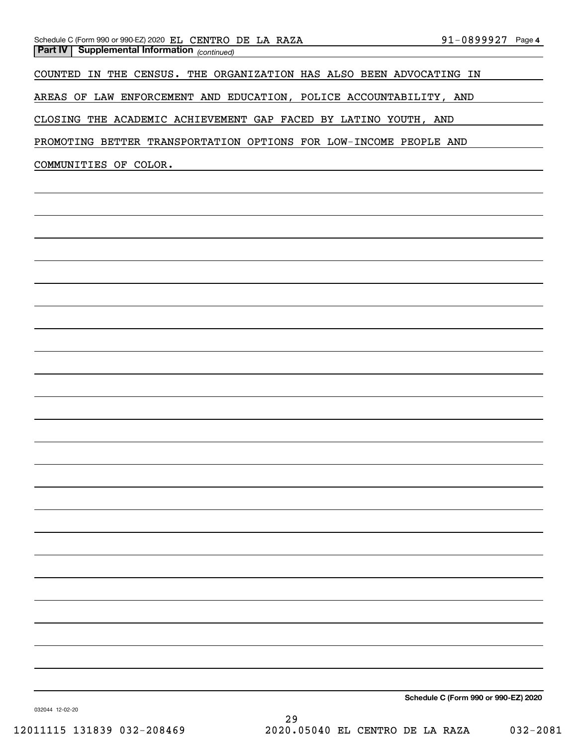**Part IV | Supplemental Information** *(continued)*

COUNTED IN THE CENSUS. THE ORGANIZATION HAS ALSO BEEN ADVOCATING IN AREAS OF LAW ENFORCEMENT AND EDUCATION, POLICE ACCOUNTABILITY, AND CLOSING THE ACADEMIC ACHIEVEMENT GAP FACED BY LATINO YOUTH, AND PROMOTING BETTER TRANSPORTATION OPTIONS FOR LOW-INCOME PEOPLE AND COMMUNITIES OF COLOR.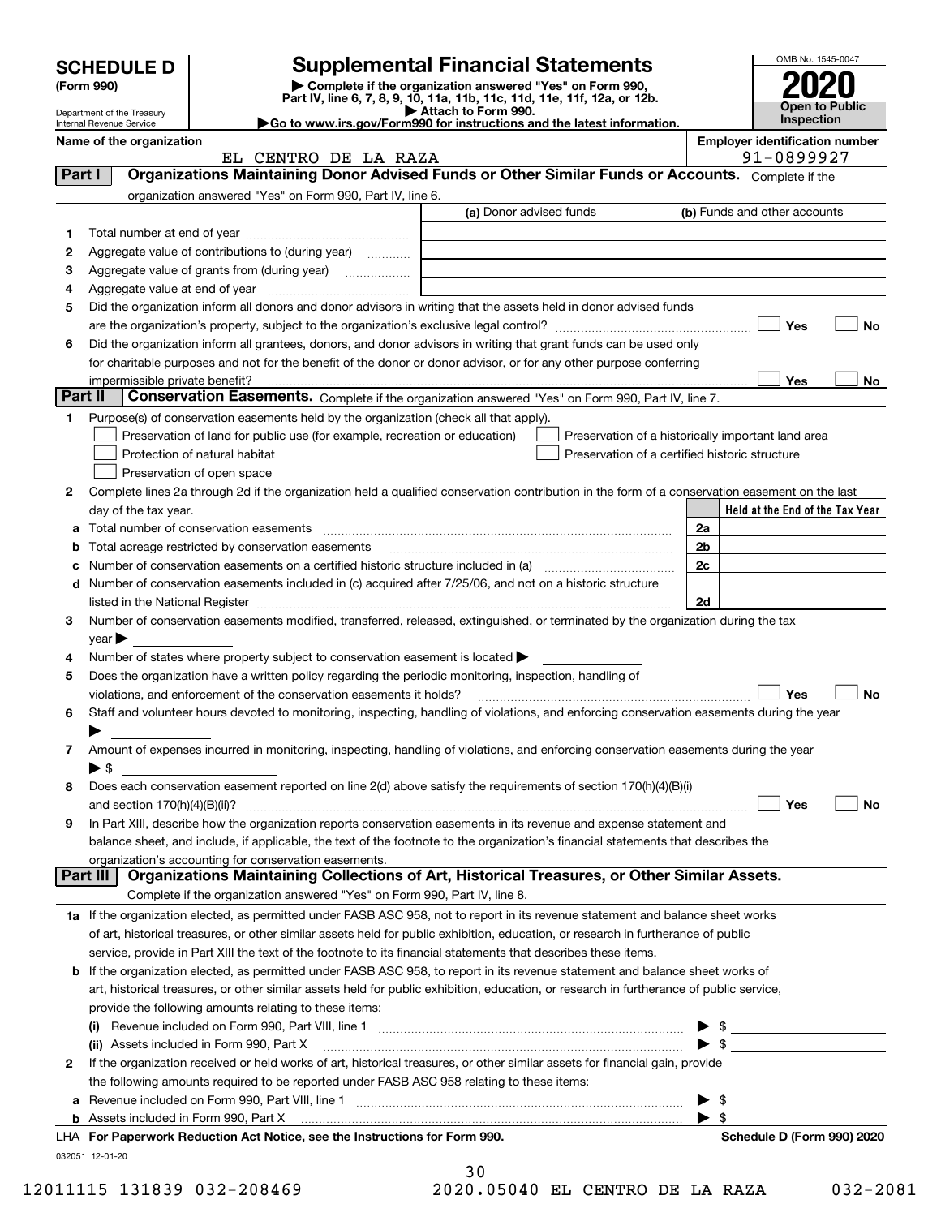**SCHEDULE D (Form 990)**

Department of the Treasury
Internal Revenue Service

# Supplemental Financial Statements

▶ Complete if the organization answered "Yes" on Form 990, Part IV, line 6, 7, 8, 9, 10, 11a, 11b, 11c, 11d, 11e, 11f, 12a, or 12b.
▶ Attach to Form 990.
▶Go to www.irs.gov/Form990 for instructions and the latest information.

OMB No. 1545-0047
**2020**
**Open to Public Inspection**

**Name of the organization:** EL CENTRO DE LA RAZA
**Employer identification number:** 91-0899927

## Part I — Organizations Maintaining Donor Advised Funds or Other Similar Funds or Accounts.

Complete if the organization answered "Yes" on Form 990, Part IV, line 6.

| | | (a) Donor advised funds | (b) Funds and other accounts |
|---|---|---|---|
| 1 | Total number at end of year | | |
| 2 | Aggregate value of contributions to (during year) | | |
| 3 | Aggregate value of grants from (during year) | | |
| 4 | Aggregate value at end of year | | |

5. Did the organization inform all donors and donor advisors in writing that the assets held in donor advised funds are the organization's property, subject to the organization's exclusive legal control? ☐ Yes ☐ No
6. Did the organization inform all grantees, donors, and donor advisors in writing that grant funds can be used only for charitable purposes and not for the benefit of the donor or donor advisor, or for any other purpose conferring impermissible private benefit? ☐ Yes ☐ No

## Part II — Conservation Easements.

Complete if the organization answered "Yes" on Form 990, Part IV, line 7.

1. Purpose(s) of conservation easements held by the organization (check all that apply).
   - ☐ Preservation of land for public use (for example, recreation or education)
   - ☐ Preservation of a historically important land area
   - ☐ Protection of natural habitat
   - ☐ Preservation of a certified historic structure
   - ☐ Preservation of open space
2. Complete lines 2a through 2d if the organization held a qualified conservation contribution in the form of a conservation easement on the last day of the tax year.

| | | | Held at the End of the Tax Year |
|---|---|---|---|
| a | Total number of conservation easements | 2a | |
| b | Total acreage restricted by conservation easements | 2b | |
| c | Number of conservation easements on a certified historic structure included in (a) | 2c | |
| d | Number of conservation easements included in (c) acquired after 7/25/06, and not on a historic structure listed in the National Register | 2d | |

3. Number of conservation easements modified, transferred, released, extinguished, or terminated by the organization during the tax year ▶
4. Number of states where property subject to conservation easement is located ▶
5. Does the organization have a written policy regarding the periodic monitoring, inspection, handling of violations, and enforcement of the conservation easements it holds? ☐ Yes ☐ No
6. Staff and volunteer hours devoted to monitoring, inspecting, handling of violations, and enforcing conservation easements during the year ▶
7. Amount of expenses incurred in monitoring, inspecting, handling of violations, and enforcing conservation easements during the year ▶ $
8. Does each conservation easement reported on line 2(d) above satisfy the requirements of section 170(h)(4)(B)(i) and section 170(h)(4)(B)(ii)? ☐ Yes ☐ No
9. In Part XIII, describe how the organization reports conservation easements in its revenue and expense statement and balance sheet, and include, if applicable, the text of the footnote to the organization's financial statements that describes the organization's accounting for conservation easements.

## Part III — Organizations Maintaining Collections of Art, Historical Treasures, or Other Similar Assets.

Complete if the organization answered "Yes" on Form 990, Part IV, line 8.

1a. If the organization elected, as permitted under FASB ASC 958, not to report in its revenue statement and balance sheet works of art, historical treasures, or other similar assets held for public exhibition, education, or research in furtherance of public service, provide in Part XIII the text of the footnote to its financial statements that describes these items.

b. If the organization elected, as permitted under FASB ASC 958, to report in its revenue statement and balance sheet works of art, historical treasures, or other similar assets held for public exhibition, education, or research in furtherance of public service, provide the following amounts relating to these items:
   - (i) Revenue included on Form 990, Part VIII, line 1 ▶ $
   - (ii) Assets included in Form 990, Part X ▶ $

2. If the organization received or held works of art, historical treasures, or other similar assets for financial gain, provide the following amounts required to be reported under FASB ASC 958 relating to these items:
   - a. Revenue included on Form 990, Part VIII, line 1 ▶ $
   - b. Assets included in Form 990, Part X ▶ $

**LHA For Paperwork Reduction Act Notice, see the Instructions for Form 990.** **Schedule D (Form 990) 2020**

032051 12-01-20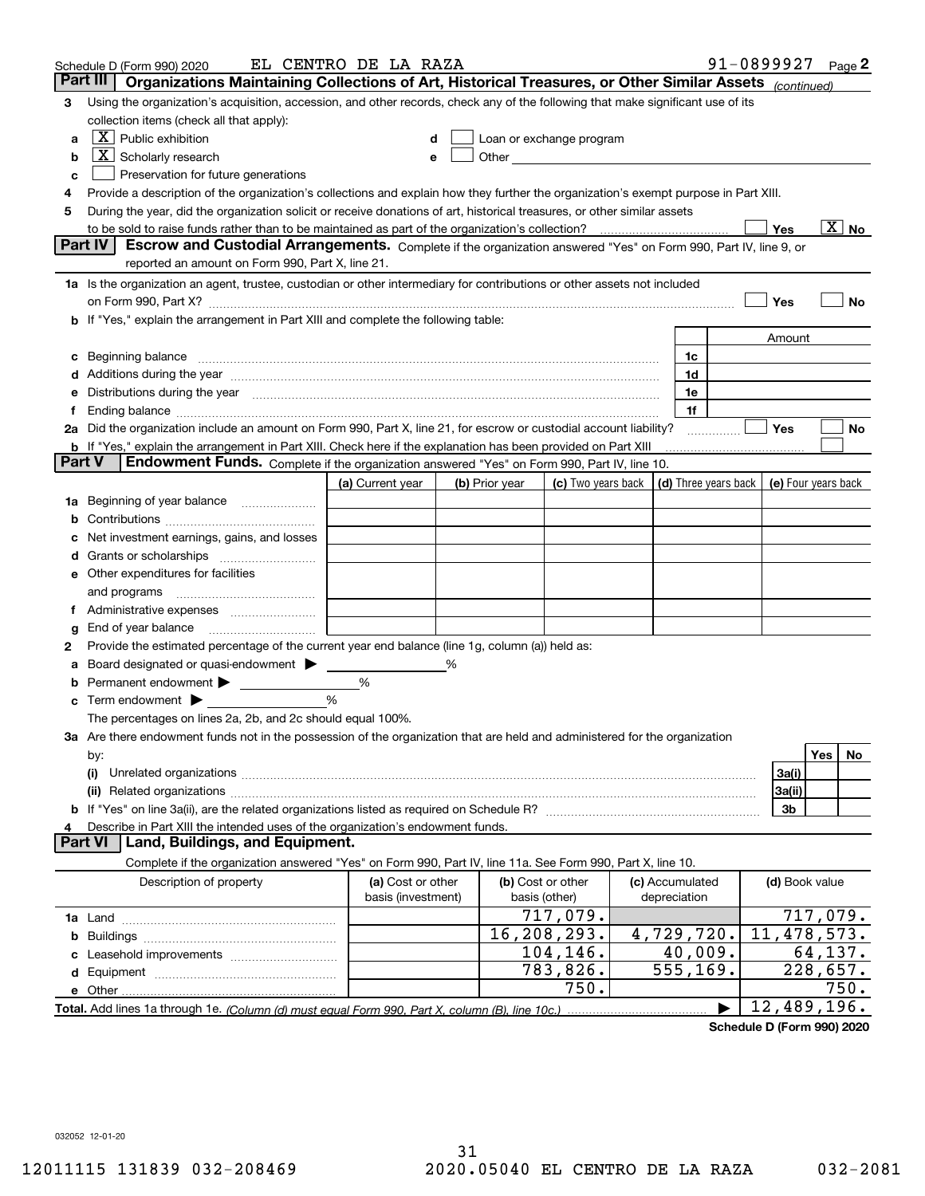Schedule D (Form 990) 2020 EL CENTRO DE LA RAZA 91-0899927 Page 2

## Part III Organizations Maintaining Collections of Art, Historical Treasures, or Other Similar Assets *(continued)*

3 Using the organization's acquisition, accession, and other records, check any of the following that make significant use of its collection items (check all that apply):

a [X] Public exhibition
b [X] Scholarly research
c [ ] Preservation for future generations
d [ ] Loan or exchange program
e [ ] Other

4 Provide a description of the organization's collections and explain how they further the organization's exempt purpose in Part XIII.

5 During the year, did the organization solicit or receive donations of art, historical treasures, or other similar assets to be sold to raise funds rather than to be maintained as part of the organization's collection? [ ] Yes [X] No

## Part IV Escrow and Custodial Arrangements.

Complete if the organization answered "Yes" on Form 990, Part IV, line 9, or reported an amount on Form 990, Part X, line 21.

1a Is the organization an agent, trustee, custodian or other intermediary for contributions or other assets not included on Form 990, Part X? [ ] Yes [ ] No

b If "Yes," explain the arrangement in Part XIII and complete the following table:

| | | Amount |
|---|---|---|
| c Beginning balance | 1c | |
| d Additions during the year | 1d | |
| e Distributions during the year | 1e | |
| f Ending balance | 1f | |

2a Did the organization include an amount on Form 990, Part X, line 21, for escrow or custodial account liability? [ ] Yes [ ] No

b If "Yes," explain the arrangement in Part XIII. Check here if the explanation has been provided on Part XIII [ ]

## Part V Endowment Funds.

Complete if the organization answered "Yes" on Form 990, Part IV, line 10.

| | (a) Current year | (b) Prior year | (c) Two years back | (d) Three years back | (e) Four years back |
|---|---|---|---|---|---|
| 1a Beginning of year balance | | | | | |
| b Contributions | | | | | |
| c Net investment earnings, gains, and losses | | | | | |
| d Grants or scholarships | | | | | |
| e Other expenditures for facilities and programs | | | | | |
| f Administrative expenses | | | | | |
| g End of year balance | | | | | |

2 Provide the estimated percentage of the current year end balance (line 1g, column (a)) held as:

a Board designated or quasi-endowment ▶ ______ %
b Permanent endowment ▶ ______ %
c Term endowment ▶ ______ %

The percentages on lines 2a, 2b, and 2c should equal 100%.

3a Are there endowment funds not in the possession of the organization that are held and administered for the organization by:

| | | Yes | No |
|---|---|---|---|
| (i) Unrelated organizations | 3a(i) | | |
| (ii) Related organizations | 3a(ii) | | |
| b If "Yes" on line 3a(ii), are the related organizations listed as required on Schedule R? | 3b | | |

4 Describe in Part XIII the intended uses of the organization's endowment funds.

## Part VI Land, Buildings, and Equipment.

Complete if the organization answered "Yes" on Form 990, Part IV, line 11a. See Form 990, Part X, line 10.

| Description of property | (a) Cost or other basis (investment) | (b) Cost or other basis (other) | (c) Accumulated depreciation | (d) Book value |
|---|---|---|---|---|
| 1a Land | | 717,079. | | 717,079. |
| b Buildings | | 16,208,293. | 4,729,720. | 11,478,573. |
| c Leasehold improvements | | 104,146. | 40,009. | 64,137. |
| d Equipment | | 783,826. | 555,169. | 228,657. |
| e Other | | 750. | | 750. |
| **Total.** Add lines 1a through 1e. *(Column (d) must equal Form 990, Part X, column (B), line 10c.)* | | | ▶ | 12,489,196. |

**Schedule D (Form 990) 2020**

032052 12-01-20

12011115 131839 032-208469 2020.05040 EL CENTRO DE LA RAZA 032-2081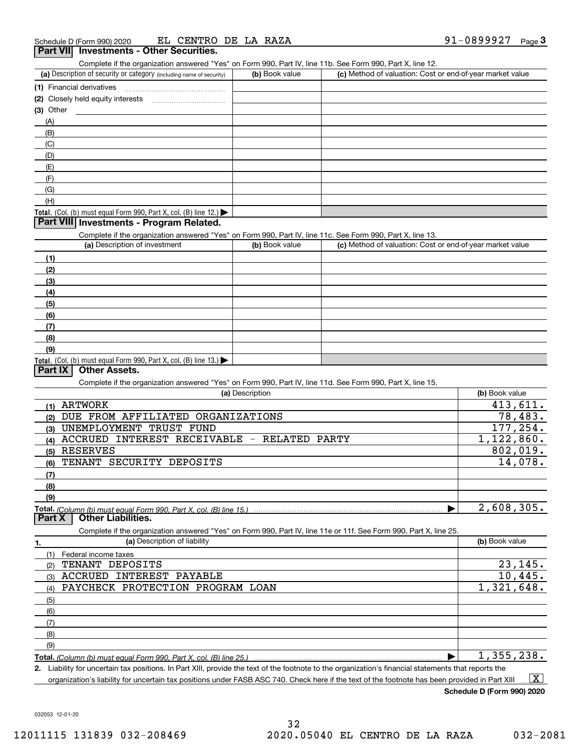Schedule D (Form 990) 2020 EL CENTRO DE LA RAZA 91-0899927 Page 3

## Part VII Investments - Other Securities.

Complete if the organization answered "Yes" on Form 990, Part IV, line 11b. See Form 990, Part X, line 12.

| (a) Description of security or category (including name of security) | (b) Book value | (c) Method of valuation: Cost or end-of-year market value |
|---|---|---|
| (1) Financial derivatives | | |
| (2) Closely held equity interests | | |
| (3) Other | | |
| (A) | | |
| (B) | | |
| (C) | | |
| (D) | | |
| (E) | | |
| (F) | | |
| (G) | | |
| (H) | | |
| **Total.** (Col. (b) must equal Form 990, Part X, col. (B) line 12.) ▶ | | |

## Part VIII Investments - Program Related.

Complete if the organization answered "Yes" on Form 990, Part IV, line 11c. See Form 990, Part X, line 13.

| (a) Description of investment | (b) Book value | (c) Method of valuation: Cost or end-of-year market value |
|---|---|---|
| (1) | | |
| (2) | | |
| (3) | | |
| (4) | | |
| (5) | | |
| (6) | | |
| (7) | | |
| (8) | | |
| (9) | | |
| **Total.** (Col. (b) must equal Form 990, Part X, col. (B) line 13.) ▶ | | |

## Part IX Other Assets.

Complete if the organization answered "Yes" on Form 990, Part IV, line 11d. See Form 990, Part X, line 15.

| (a) Description | (b) Book value |
|---|---|
| (1) ARTWORK | 413,611. |
| (2) DUE FROM AFFILIATED ORGANIZATIONS | 78,483. |
| (3) UNEMPLOYMENT TRUST FUND | 177,254. |
| (4) ACCRUED INTEREST RECEIVABLE - RELATED PARTY | 1,122,860. |
| (5) RESERVES | 802,019. |
| (6) TENANT SECURITY DEPOSITS | 14,078. |
| (7) | |
| (8) | |
| (9) | |
| **Total.** *(Column (b) must equal Form 990, Part X, col. (B) line 15.)* ▶ | 2,608,305. |

## Part X Other Liabilities.

Complete if the organization answered "Yes" on Form 990, Part IV, line 11e or 11f. See Form 990, Part X, line 25.

| 1. (a) Description of liability | (b) Book value |
|---|---|
| (1) Federal income taxes | |
| (2) TENANT DEPOSITS | 23,145. |
| (3) ACCRUED INTEREST PAYABLE | 10,445. |
| (4) PAYCHECK PROTECTION PROGRAM LOAN | 1,321,648. |
| (5) | |
| (6) | |
| (7) | |
| (8) | |
| (9) | |
| **Total.** *(Column (b) must equal Form 990, Part X, col. (B) line 25.)* ▶ | 1,355,238. |

2. Liability for uncertain tax positions. In Part XIII, provide the text of the footnote to the organization's financial statements that reports the organization's liability for uncertain tax positions under FASB ASC 740. Check here if the text of the footnote has been provided in Part XIII ... [X]

**Schedule D (Form 990) 2020**

032053 12-01-20

12011115 131839 032-208469 2020.05040 EL CENTRO DE LA RAZA 032-2081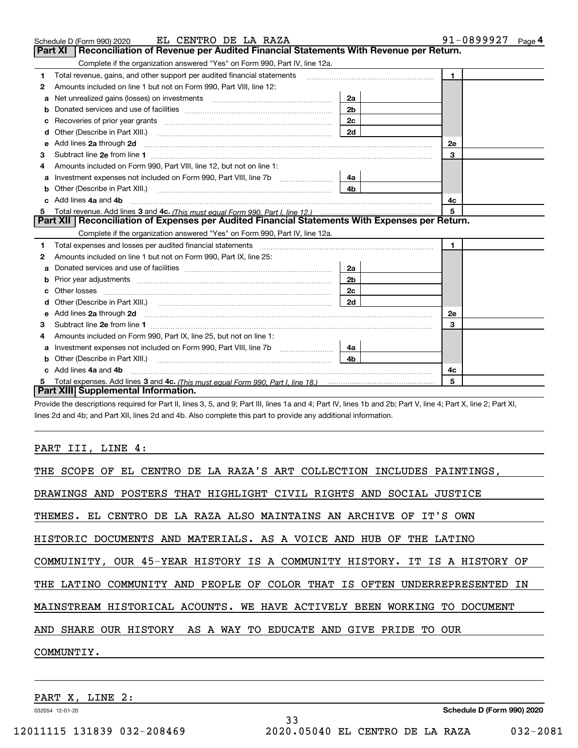Schedule D (Form 990) 2020 EL CENTRO DE LA RAZA 91-0899927 Page 4

## Part XI Reconciliation of Revenue per Audited Financial Statements With Revenue per Return.

Complete if the organization answered "Yes" on Form 990, Part IV, line 12a.

| | | | | | |
|---|---|---|---|---|---|
| 1 | Total revenue, gains, and other support per audited financial statements | | | 1 | |
| 2 | Amounts included on line 1 but not on Form 990, Part VIII, line 12: | | | | |
| a | Net unrealized gains (losses) on investments | 2a | | | |
| b | Donated services and use of facilities | 2b | | | |
| c | Recoveries of prior year grants | 2c | | | |
| d | Other (Describe in Part XIII.) | 2d | | | |
| e | Add lines 2a through 2d | | | 2e | |
| 3 | Subtract line 2e from line 1 | | | 3 | |
| 4 | Amounts included on Form 990, Part VIII, line 12, but not on line 1: | | | | |
| a | Investment expenses not included on Form 990, Part VIII, line 7b | 4a | | | |
| b | Other (Describe in Part XIII.) | 4b | | | |
| c | Add lines 4a and 4b | | | 4c | |
| 5 | Total revenue. Add lines 3 and 4c. *(This must equal Form 990, Part I, line 12.)* | | | 5 | |

## Part XII Reconciliation of Expenses per Audited Financial Statements With Expenses per Return.

Complete if the organization answered "Yes" on Form 990, Part IV, line 12a.

| | | | | | |
|---|---|---|---|---|---|
| 1 | Total expenses and losses per audited financial statements | | | 1 | |
| 2 | Amounts included on line 1 but not on Form 990, Part IX, line 25: | | | | |
| a | Donated services and use of facilities | 2a | | | |
| b | Prior year adjustments | 2b | | | |
| c | Other losses | 2c | | | |
| d | Other (Describe in Part XIII.) | 2d | | | |
| e | Add lines 2a through 2d | | | 2e | |
| 3 | Subtract line 2e from line 1 | | | 3 | |
| 4 | Amounts included on Form 990, Part IX, line 25, but not on line 1: | | | | |
| a | Investment expenses not included on Form 990, Part VIII, line 7b | 4a | | | |
| b | Other (Describe in Part XIII.) | 4b | | | |
| c | Add lines 4a and 4b | | | 4c | |
| 5 | Total expenses. Add lines 3 and 4c. *(This must equal Form 990, Part I, line 18.)* | | | 5 | |

## Part XIII Supplemental Information.

Provide the descriptions required for Part II, lines 3, 5, and 9; Part III, lines 1a and 4; Part IV, lines 1b and 2b; Part V, line 4; Part X, line 2; Part XI, lines 2d and 4b; and Part XII, lines 2d and 4b. Also complete this part to provide any additional information.

PART III, LINE 4:

THE SCOPE OF EL CENTRO DE LA RAZA'S ART COLLECTION INCLUDES PAINTINGS, DRAWINGS AND POSTERS THAT HIGHLIGHT CIVIL RIGHTS AND SOCIAL JUSTICE THEMES. EL CENTRO DE LA RAZA ALSO MAINTAINS AN ARCHIVE OF IT'S OWN HISTORIC DOCUMENTS AND MATERIALS. AS A VOICE AND HUB OF THE LATINO COMMUINITY, OUR 45-YEAR HISTORY IS A COMMUNITY HISTORY. IT IS A HISTORY OF THE LATINO COMMUNITY AND PEOPLE OF COLOR THAT IS OFTEN UNDERREPRESENTED IN MAINSTREAM HISTORICAL ACOUNTS. WE HAVE ACTIVELY BEEN WORKING TO DOCUMENT AND SHARE OUR HISTORY AS A WAY TO EDUCATE AND GIVE PRIDE TO OUR COMMUNTIY.

PART X, LINE 2:

032054 12-01-20 Schedule D (Form 990) 2020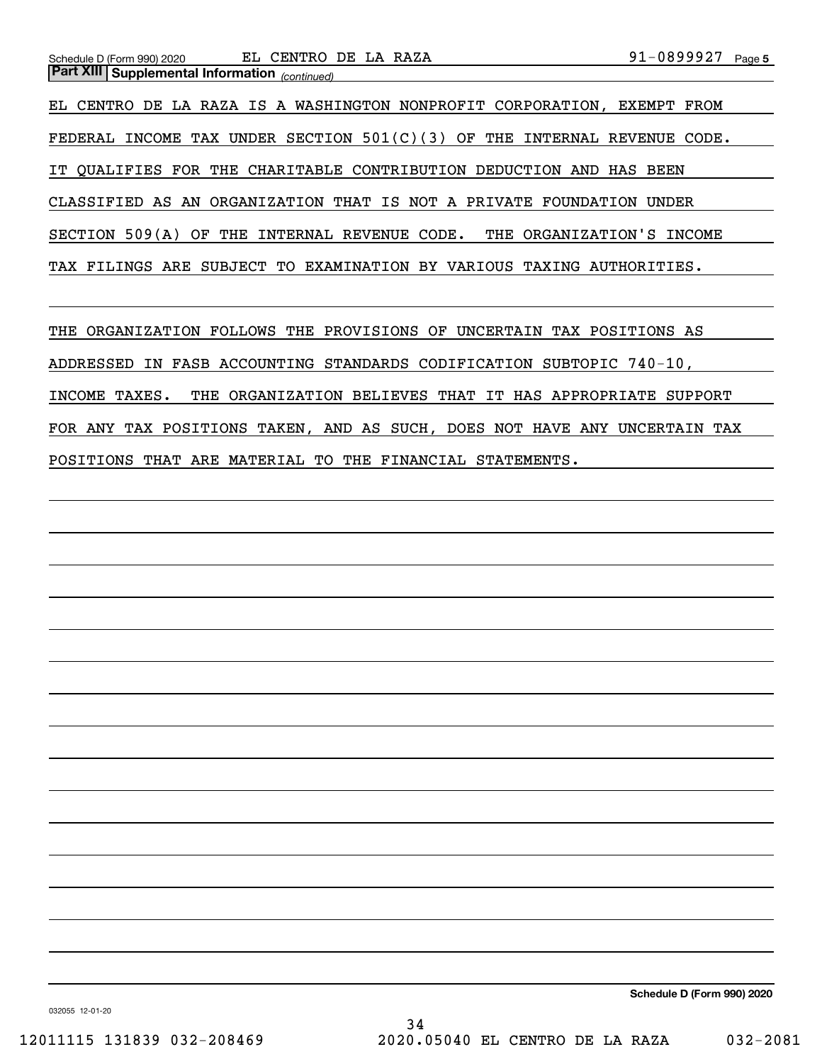Schedule D (Form 990) 2020 EL CENTRO DE LA RAZA 91-0899927 Page 5

**Part XIII Supplemental Information** *(continued)*

EL CENTRO DE LA RAZA IS A WASHINGTON NONPROFIT CORPORATION, EXEMPT FROM FEDERAL INCOME TAX UNDER SECTION 501(C)(3) OF THE INTERNAL REVENUE CODE. IT QUALIFIES FOR THE CHARITABLE CONTRIBUTION DEDUCTION AND HAS BEEN CLASSIFIED AS AN ORGANIZATION THAT IS NOT A PRIVATE FOUNDATION UNDER SECTION 509(A) OF THE INTERNAL REVENUE CODE. THE ORGANIZATION'S INCOME TAX FILINGS ARE SUBJECT TO EXAMINATION BY VARIOUS TAXING AUTHORITIES.

THE ORGANIZATION FOLLOWS THE PROVISIONS OF UNCERTAIN TAX POSITIONS AS ADDRESSED IN FASB ACCOUNTING STANDARDS CODIFICATION SUBTOPIC 740-10, INCOME TAXES. THE ORGANIZATION BELIEVES THAT IT HAS APPROPRIATE SUPPORT FOR ANY TAX POSITIONS TAKEN, AND AS SUCH, DOES NOT HAVE ANY UNCERTAIN TAX POSITIONS THAT ARE MATERIAL TO THE FINANCIAL STATEMENTS.

**Schedule D (Form 990) 2020**

032055 12-01-20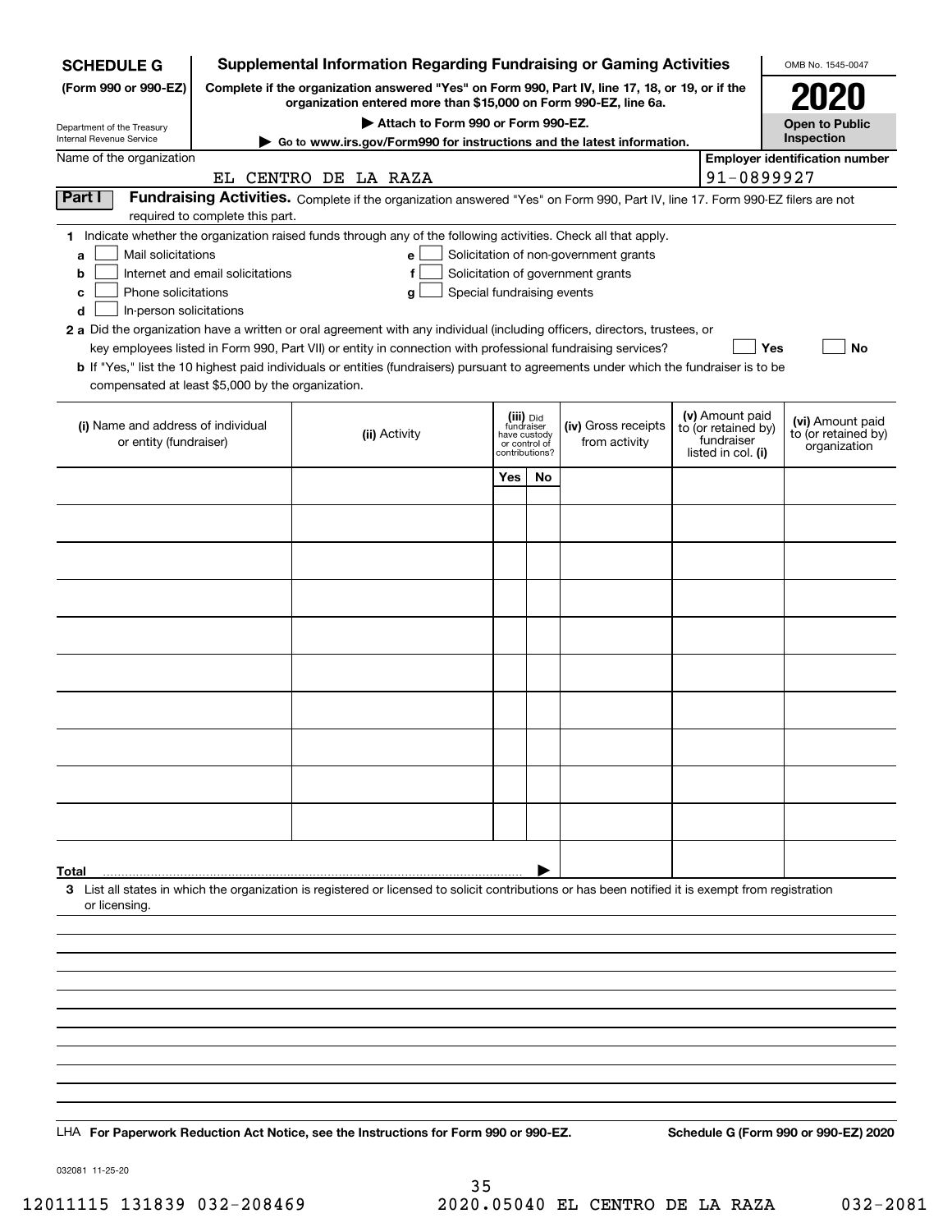**SCHEDULE G**
**(Form 990 or 990-EZ)**

Department of the Treasury
Internal Revenue Service

# Supplemental Information Regarding Fundraising or Gaming Activities

**Complete if the organization answered "Yes" on Form 990, Part IV, line 17, 18, or 19, or if the organization entered more than $15,000 on Form 990-EZ, line 6a.**

**▶ Attach to Form 990 or Form 990-EZ.**

**▶ Go to www.irs.gov/Form990 for instructions and the latest information.**

OMB No. 1545-0047

**2020**

**Open to Public Inspection**

Name of the organization: EL CENTRO DE LA RAZA

**Employer identification number:** 91-0899927

## Part I Fundraising Activities.

Complete if the organization answered "Yes" on Form 990, Part IV, line 17. Form 990-EZ filers are not required to complete this part.

**1** Indicate whether the organization raised funds through any of the following activities. Check all that apply.

- **a** ☐ Mail solicitations
- **b** ☐ Internet and email solicitations
- **c** ☐ Phone solicitations
- **d** ☐ In-person solicitations
- **e** ☐ Solicitation of non-government grants
- **f** ☐ Solicitation of government grants
- **g** ☐ Special fundraising events

**2 a** Did the organization have a written or oral agreement with any individual (including officers, directors, trustees, or key employees listed in Form 990, Part VII) or entity in connection with professional fundraising services? ☐ **Yes** ☐ **No**

**b** If "Yes," list the 10 highest paid individuals or entities (fundraisers) pursuant to agreements under which the fundraiser is to be compensated at least $5,000 by the organization.

| (i) Name and address of individual or entity (fundraiser) | (ii) Activity | (iii) Did fundraiser have custody or control of contributions? Yes | No | (iv) Gross receipts from activity | (v) Amount paid to (or retained by) fundraiser listed in col. (i) | (vi) Amount paid to (or retained by) organization |
|---|---|---|---|---|---|---|
| | | | | | | |
| | | | | | | |
| | | | | | | |
| | | | | | | |
| | | | | | | |
| | | | | | | |
| | | | | | | |
| | | | | | | |
| | | | | | | |
| | | | | | | |
| **Total** ▶ | | | | | | |

**3** List all states in which the organization is registered or licensed to solicit contributions or has been notified it is exempt from registration or licensing.

LHA **For Paperwork Reduction Act Notice, see the Instructions for Form 990 or 990-EZ.** **Schedule G (Form 990 or 990-EZ) 2020**

032081 11-25-20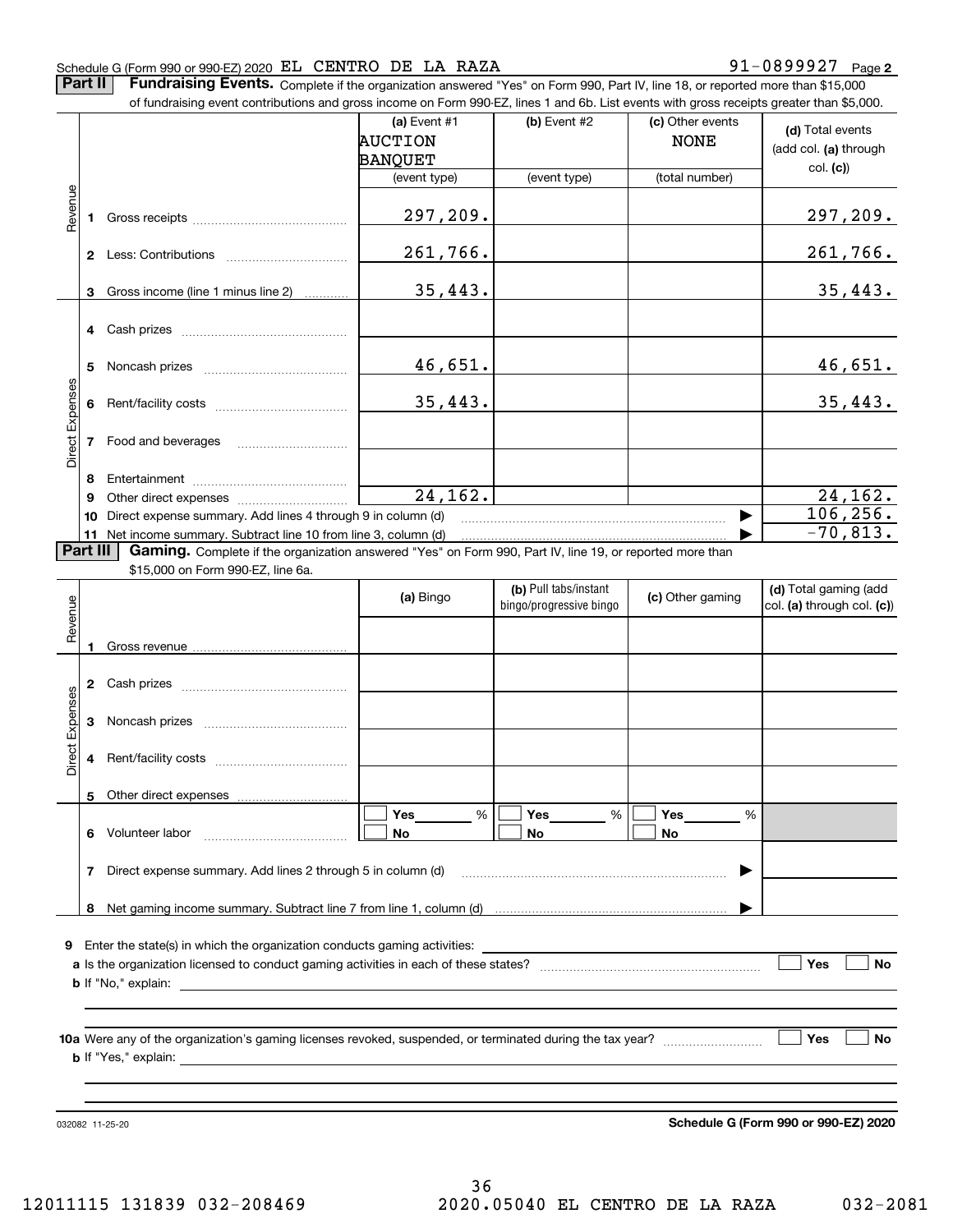Schedule G (Form 990 or 990-EZ) 2020 EL CENTRO DE LA RAZA 91-0899927 Page 2

**Part II** **Fundraising Events.** Complete if the organization answered "Yes" on Form 990, Part IV, line 18, or reported more than $15,000 of fundraising event contributions and gross income on Form 990-EZ, lines 1 and 6b. List events with gross receipts greater than $5,000.

| | | (a) Event #1 AUCTION BANQUET (event type) | (b) Event #2 (event type) | (c) Other events NONE (total number) | (d) Total events (add col. (a) through col. (c)) |
|---|---|---|---|---|---|
| Revenue | 1 Gross receipts | 297,209. | | | 297,209. |
| | 2 Less: Contributions | 261,766. | | | 261,766. |
| | 3 Gross income (line 1 minus line 2) | 35,443. | | | 35,443. |
| Direct Expenses | 4 Cash prizes | | | | |
| | 5 Noncash prizes | 46,651. | | | 46,651. |
| | 6 Rent/facility costs | 35,443. | | | 35,443. |
| | 7 Food and beverages | | | | |
| | 8 Entertainment | | | | |
| | 9 Other direct expenses | 24,162. | | | 24,162. |
| | 10 Direct expense summary. Add lines 4 through 9 in column (d) | | | ▶ | 106,256. |
| | 11 Net income summary. Subtract line 10 from line 3, column (d) | | | ▶ | -70,813. |

**Part III** **Gaming.** Complete if the organization answered "Yes" on Form 990, Part IV, line 19, or reported more than $15,000 on Form 990-EZ, line 6a.

| | | (a) Bingo | (b) Pull tabs/instant bingo/progressive bingo | (c) Other gaming | (d) Total gaming (add col. (a) through col. (c)) |
|---|---|---|---|---|---|
| Revenue | 1 Gross revenue | | | | |
| Direct Expenses | 2 Cash prizes | | | | |
| | 3 Noncash prizes | | | | |
| | 4 Rent/facility costs | | | | |
| | 5 Other direct expenses | | | | |
| | 6 Volunteer labor | ☐ Yes ___ % ☐ No | ☐ Yes ___ % ☐ No | ☐ Yes ___ % ☐ No | |
| | 7 Direct expense summary. Add lines 2 through 5 in column (d) | | | ▶ | |
| | 8 Net gaming income summary. Subtract line 7 from line 1, column (d) | | | ▶ | |

9 Enter the state(s) in which the organization conducts gaming activities: ______

a Is the organization licensed to conduct gaming activities in each of these states? ☐ Yes ☐ No

b If "No," explain: ______

10a Were any of the organization's gaming licenses revoked, suspended, or terminated during the tax year? ☐ Yes ☐ No

b If "Yes," explain: ______

032082 11-25-20 **Schedule G (Form 990 or 990-EZ) 2020**

12011115 131839 032-208469 2020.05040 EL CENTRO DE LA RAZA 032-2081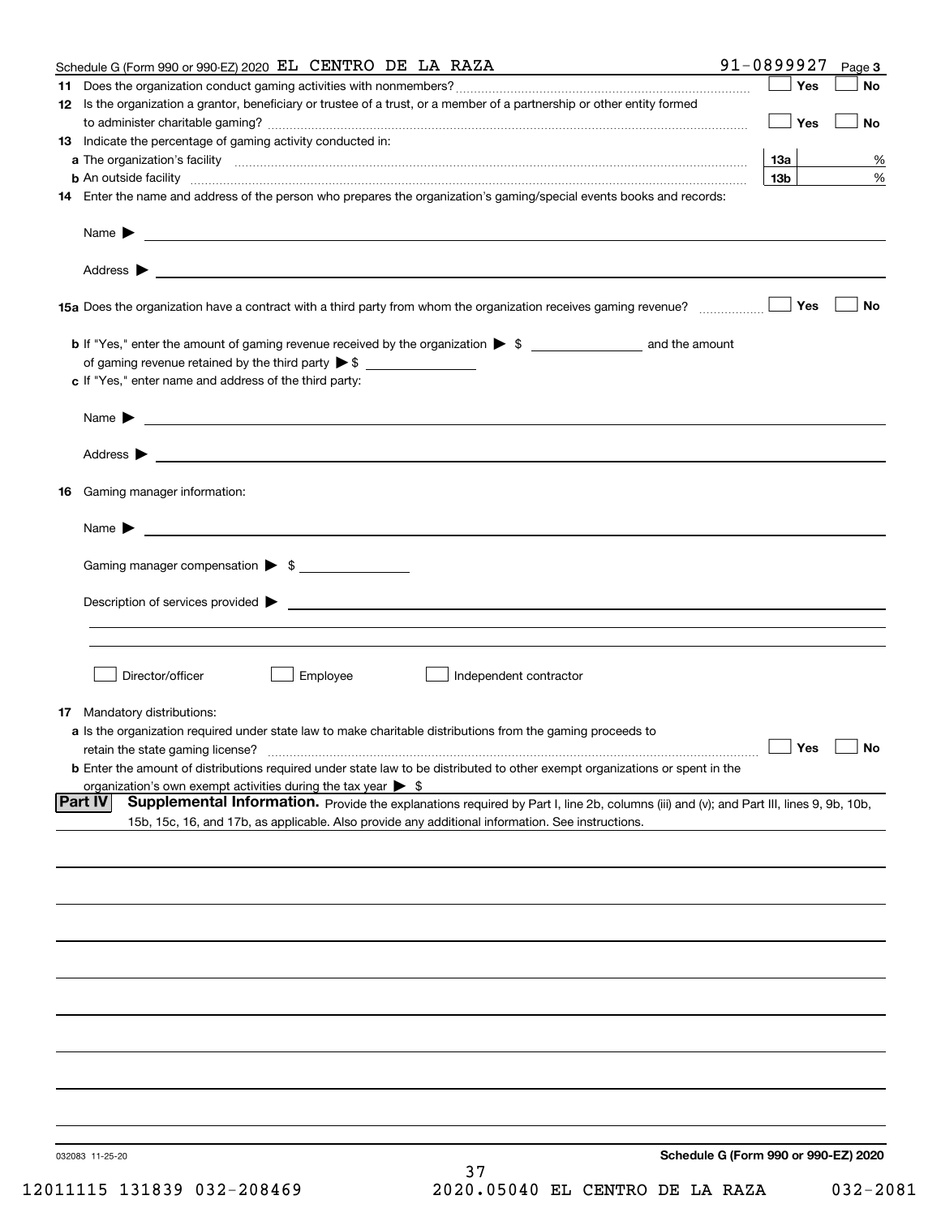Schedule G (Form 990 or 990-EZ) 2020 EL CENTRO DE LA RAZA 91-0899927 Page **3**

**11** Does the organization conduct gaming activities with nonmembers? ☐ Yes ☐ No

**12** Is the organization a grantor, beneficiary or trustee of a trust, or a member of a partnership or other entity formed to administer charitable gaming? ☐ Yes ☐ No

**13** Indicate the percentage of gaming activity conducted in:

**a** The organization's facility **13a** %

**b** An outside facility **13b** %

**14** Enter the name and address of the person who prepares the organization's gaming/special events books and records:

Name ▶

Address ▶

**15a** Does the organization have a contract with a third party from whom the organization receives gaming revenue? ☐ Yes ☐ No

**b** If "Yes," enter the amount of gaming revenue received by the organization ▶ $ and the amount of gaming revenue retained by the third party ▶ $

**c** If "Yes," enter name and address of the third party:

Name ▶

Address ▶

**16** Gaming manager information:

Name ▶

Gaming manager compensation ▶ $

Description of services provided ▶

☐ Director/officer ☐ Employee ☐ Independent contractor

**17** Mandatory distributions:

**a** Is the organization required under state law to make charitable distributions from the gaming proceeds to retain the state gaming license? ☐ Yes ☐ No

**b** Enter the amount of distributions required under state law to be distributed to other exempt organizations or spent in the organization's own exempt activities during the tax year ▶ $

**Part IV** **Supplemental Information.** Provide the explanations required by Part I, line 2b, columns (iii) and (v); and Part III, lines 9, 9b, 10b, 15b, 15c, 16, and 17b, as applicable. Also provide any additional information. See instructions.

032083 11-25-20 **Schedule G (Form 990 or 990-EZ) 2020**

12011115 131839 032-208469 2020.05040 EL CENTRO DE LA RAZA 032-2081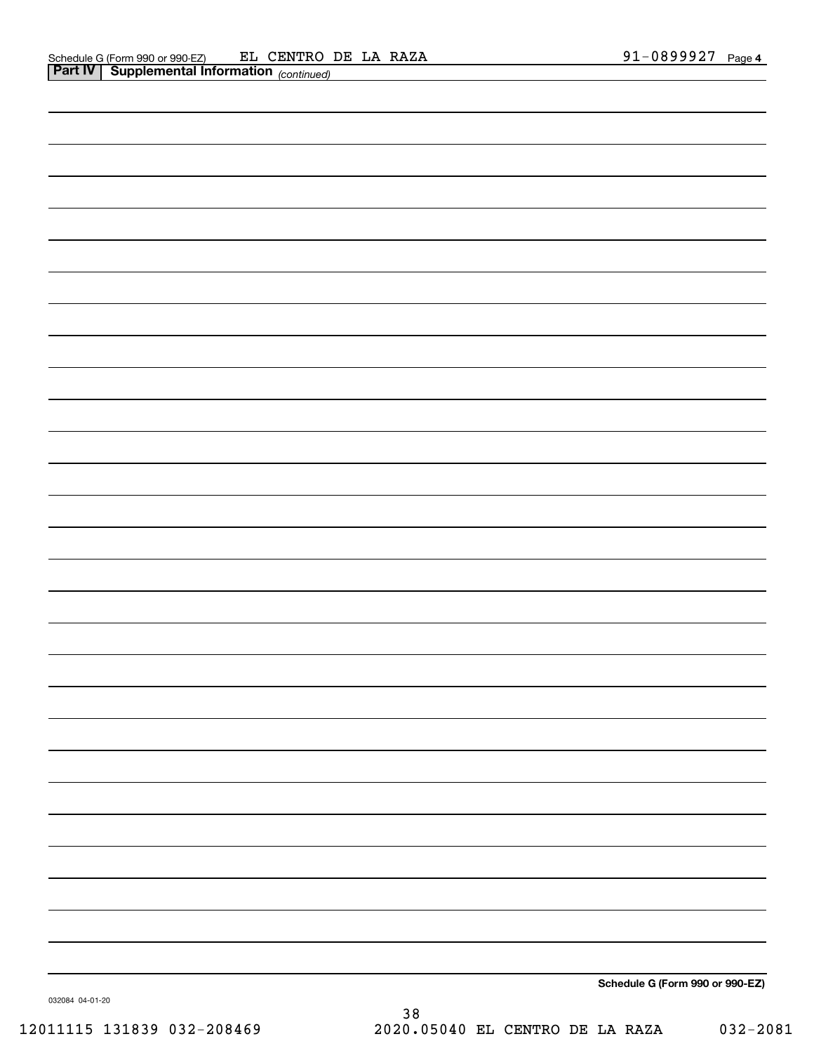Schedule G (Form 990 or 990-EZ) EL CENTRO DE LA RAZA 91-0899927 Page 4

**Part IV | Supplemental Information** *(continued)*

**Schedule G (Form 990 or 990-EZ)**

032084 04-01-20

12011115 131839 032-208469 2020.05040 EL CENTRO DE LA RAZA 032-2081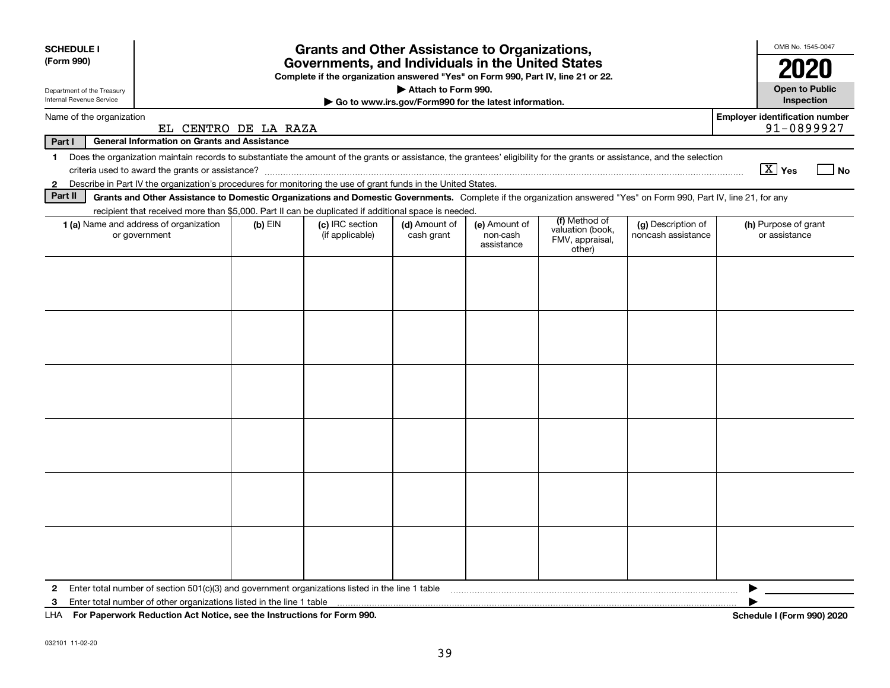**SCHEDULE I (Form 990)**

Department of the Treasury
Internal Revenue Service

# Grants and Other Assistance to Organizations, Governments, and Individuals in the United States

**Complete if the organization answered "Yes" on Form 990, Part IV, line 21 or 22.**

**▶ Attach to Form 990.**

**▶ Go to www.irs.gov/Form990 for the latest information.**

OMB No. 1545-0047

**2020**

**Open to Public Inspection**

Name of the organization: EL CENTRO DE LA RAZA

Employer identification number: 91-0899927

**Part I General Information on Grants and Assistance**

1 Does the organization maintain records to substantiate the amount of the grants or assistance, the grantees' eligibility for the grants or assistance, and the selection criteria used to award the grants or assistance? [X] Yes [ ] No

2 Describe in Part IV the organization's procedures for monitoring the use of grant funds in the United States.

**Part II Grants and Other Assistance to Domestic Organizations and Domestic Governments.** Complete if the organization answered "Yes" on Form 990, Part IV, line 21, for any recipient that received more than $5,000. Part II can be duplicated if additional space is needed.

| 1 (a) Name and address of organization or government | (b) EIN | (c) IRC section (if applicable) | (d) Amount of cash grant | (e) Amount of non-cash assistance | (f) Method of valuation (book, FMV, appraisal, other) | (g) Description of noncash assistance | (h) Purpose of grant or assistance |
|---|---|---|---|---|---|---|---|
| | | | | | | | |
| | | | | | | | |
| | | | | | | | |
| | | | | | | | |
| | | | | | | | |
| | | | | | | | |

2 Enter total number of section 501(c)(3) and government organizations listed in the line 1 table ▶

3 Enter total number of other organizations listed in the line 1 table ▶

LHA **For Paperwork Reduction Act Notice, see the Instructions for Form 990.** **Schedule I (Form 990) 2020**

032101 11-02-20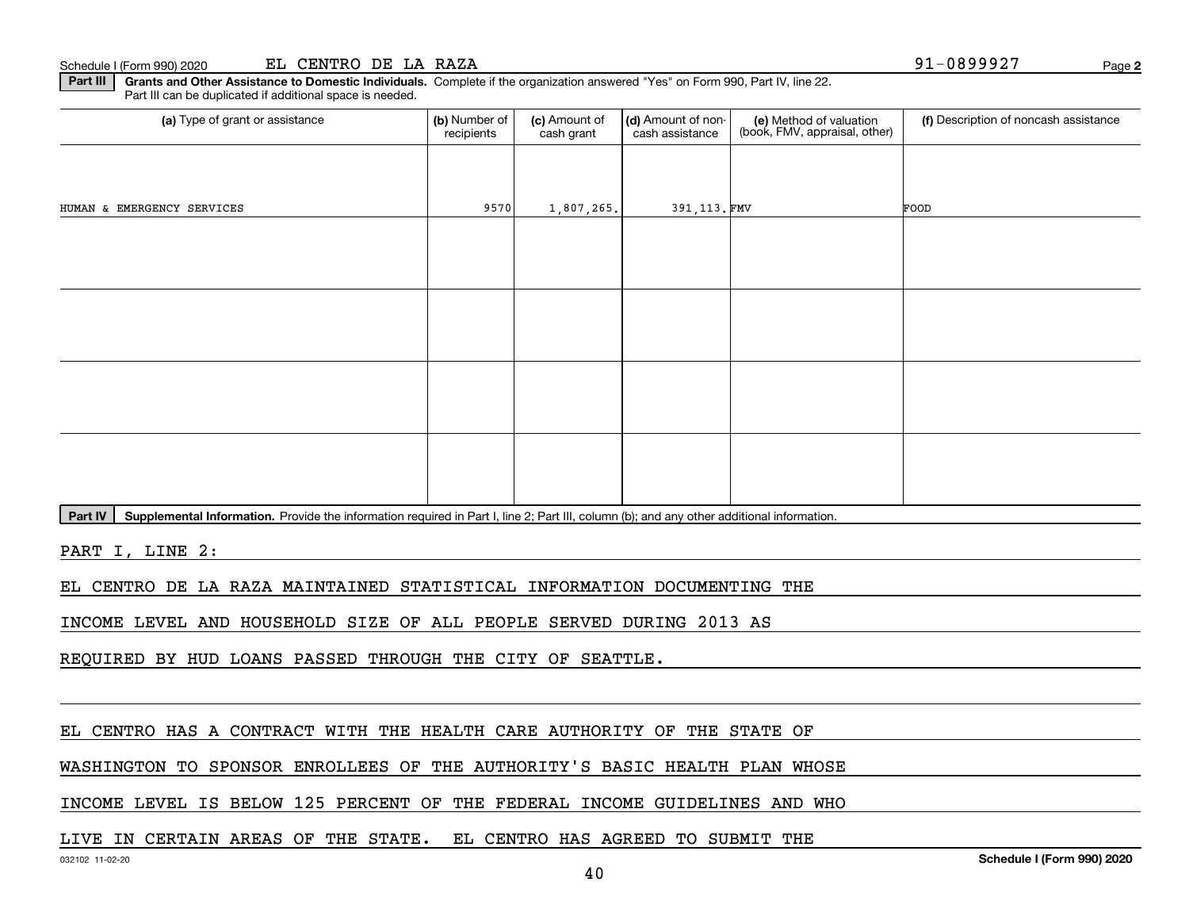Schedule I (Form 990) 2020 EL CENTRO DE LA RAZA 91-0899927

**Part III** **Grants and Other Assistance to Domestic Individuals.** Complete if the organization answered "Yes" on Form 990, Part IV, line 22. Part III can be duplicated if additional space is needed.

| (a) Type of grant or assistance | (b) Number of recipients | (c) Amount of cash grant | (d) Amount of non-cash assistance | (e) Method of valuation (book, FMV, appraisal, other) | (f) Description of noncash assistance |
|---|---|---|---|---|---|
| HUMAN & EMERGENCY SERVICES | 9570 | 1,807,265. | 391,113. | FMV | FOOD |
| | | | | | |
| | | | | | |
| | | | | | |
| | | | | | |

**Part IV** **Supplemental Information.** Provide the information required in Part I, line 2; Part III, column (b); and any other additional information.

PART I, LINE 2:

EL CENTRO DE LA RAZA MAINTAINED STATISTICAL INFORMATION DOCUMENTING THE INCOME LEVEL AND HOUSEHOLD SIZE OF ALL PEOPLE SERVED DURING 2013 AS REQUIRED BY HUD LOANS PASSED THROUGH THE CITY OF SEATTLE.

EL CENTRO HAS A CONTRACT WITH THE HEALTH CARE AUTHORITY OF THE STATE OF WASHINGTON TO SPONSOR ENROLLEES OF THE AUTHORITY'S BASIC HEALTH PLAN WHOSE INCOME LEVEL IS BELOW 125 PERCENT OF THE FEDERAL INCOME GUIDELINES AND WHO LIVE IN CERTAIN AREAS OF THE STATE. EL CENTRO HAS AGREED TO SUBMIT THE

032102 11-02-20 **Schedule I (Form 990) 2020**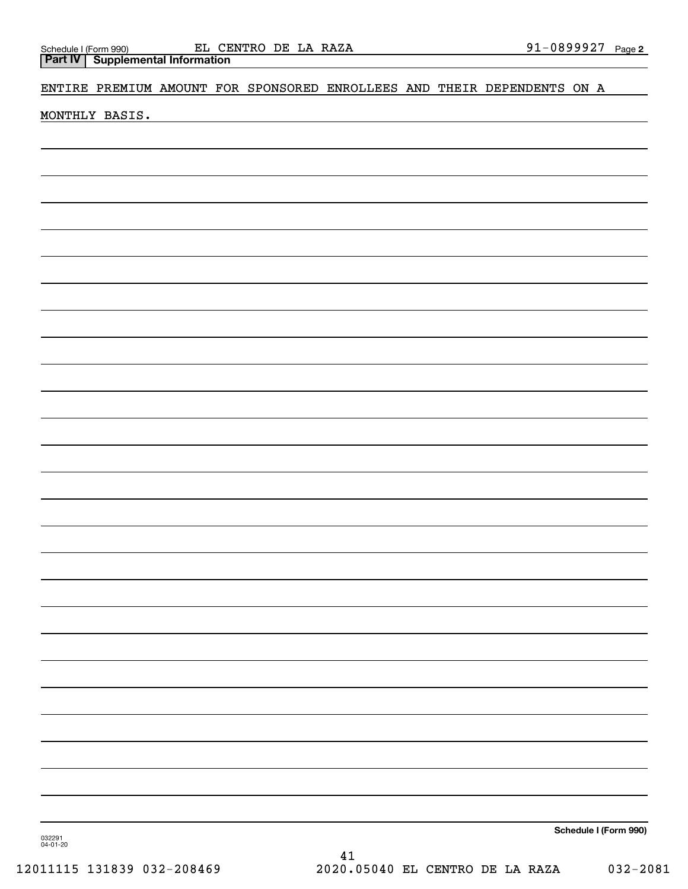## Part IV Supplemental Information

ENTIRE PREMIUM AMOUNT FOR SPONSORED ENROLLEES AND THEIR DEPENDENTS ON A MONTHLY BASIS.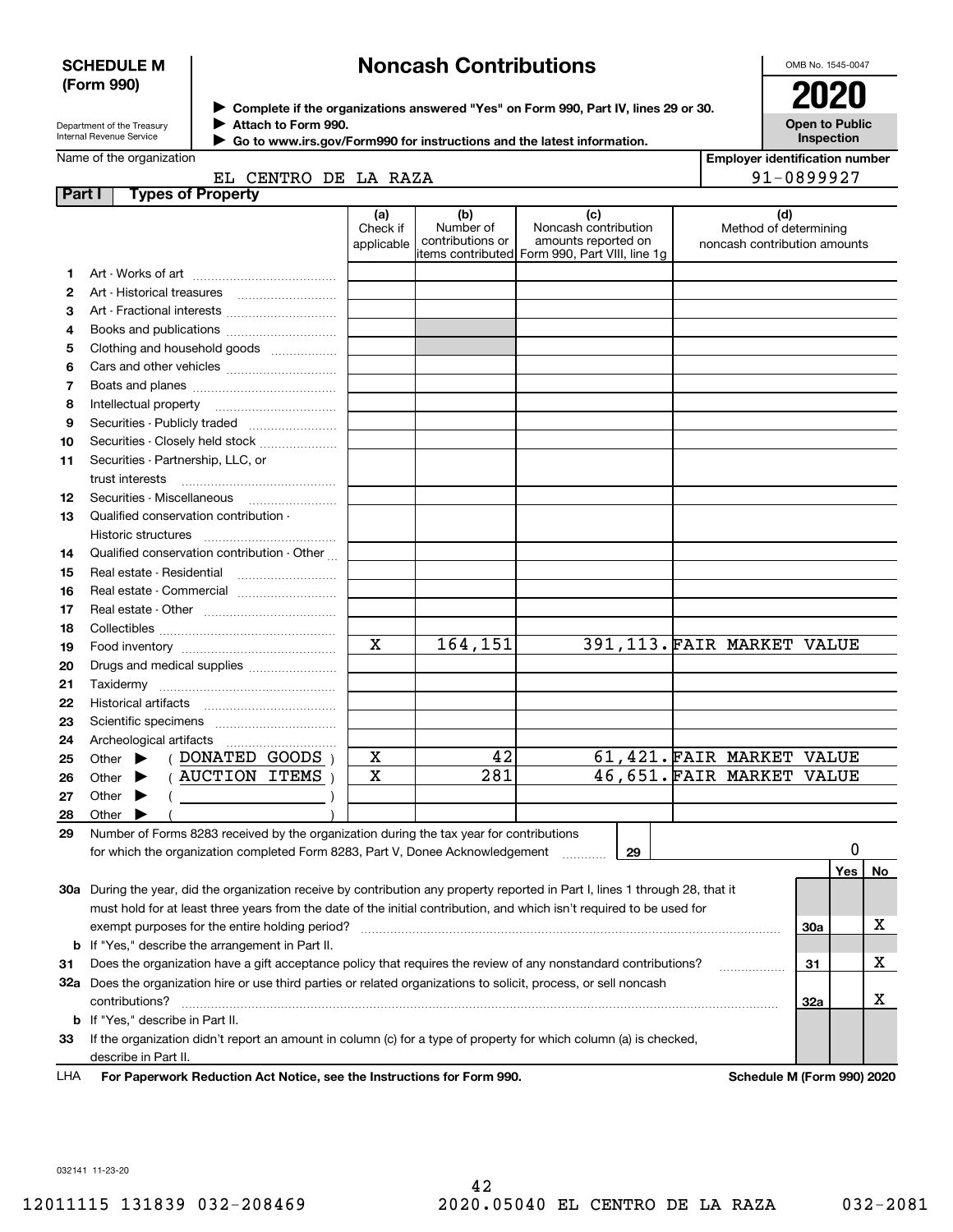**SCHEDULE M (Form 990)**

Department of the Treasury
Internal Revenue Service

# Noncash Contributions

▶ Complete if the organizations answered "Yes" on Form 990, Part IV, lines 29 or 30.
▶ Attach to Form 990.
▶ Go to www.irs.gov/Form990 for instructions and the latest information.

OMB No. 1545-0047

**2020**

**Open to Public Inspection**

Name of the organization: EL CENTRO DE LA RAZA

Employer identification number: 91-0899927

**Part I Types of Property**

| | | (a) Check if applicable | (b) Number of contributions or items contributed | (c) Noncash contribution amounts reported on Form 990, Part VIII, line 1g | (d) Method of determining noncash contribution amounts |
|---|---|---|---|---|---|
| 1 | Art - Works of art | | | | |
| 2 | Art - Historical treasures | | | | |
| 3 | Art - Fractional interests | | | | |
| 4 | Books and publications | | | | |
| 5 | Clothing and household goods | | | | |
| 6 | Cars and other vehicles | | | | |
| 7 | Boats and planes | | | | |
| 8 | Intellectual property | | | | |
| 9 | Securities - Publicly traded | | | | |
| 10 | Securities - Closely held stock | | | | |
| 11 | Securities - Partnership, LLC, or trust interests | | | | |
| 12 | Securities - Miscellaneous | | | | |
| 13 | Qualified conservation contribution - Historic structures | | | | |
| 14 | Qualified conservation contribution - Other | | | | |
| 15 | Real estate - Residential | | | | |
| 16 | Real estate - Commercial | | | | |
| 17 | Real estate - Other | | | | |
| 18 | Collectibles | | | | |
| 19 | Food inventory | X | 164,151 | 391,113. | FAIR MARKET VALUE |
| 20 | Drugs and medical supplies | | | | |
| 21 | Taxidermy | | | | |
| 22 | Historical artifacts | | | | |
| 23 | Scientific specimens | | | | |
| 24 | Archeological artifacts | | | | |
| 25 | Other ▶ ( DONATED GOODS ) | X | 42 | 61,421. | FAIR MARKET VALUE |
| 26 | Other ▶ ( AUCTION ITEMS ) | X | 281 | 46,651. | FAIR MARKET VALUE |
| 27 | Other ▶ ( ) | | | | |
| 28 | Other ▶ ( ) | | | | |

| | | Line | Yes | No |
|---|---|---|---|---|
| 29 | Number of Forms 8283 received by the organization during the tax year for contributions for which the organization completed Form 8283, Part V, Donee Acknowledgement | 29 | 0 | |
| 30a | During the year, did the organization receive by contribution any property reported in Part I, lines 1 through 28, that it must hold for at least three years from the date of the initial contribution, and which isn't required to be used for exempt purposes for the entire holding period? | 30a | | X |
| b | If "Yes," describe the arrangement in Part II. | | | |
| 31 | Does the organization have a gift acceptance policy that requires the review of any nonstandard contributions? | 31 | | X |
| 32a | Does the organization hire or use third parties or related organizations to solicit, process, or sell noncash contributions? | 32a | | X |
| b | If "Yes," describe in Part II. | | | |
| 33 | If the organization didn't report an amount in column (c) for a type of property for which column (a) is checked, describe in Part II. | | | |

LHA **For Paperwork Reduction Act Notice, see the Instructions for Form 990.** **Schedule M (Form 990) 2020**

032141 11-23-20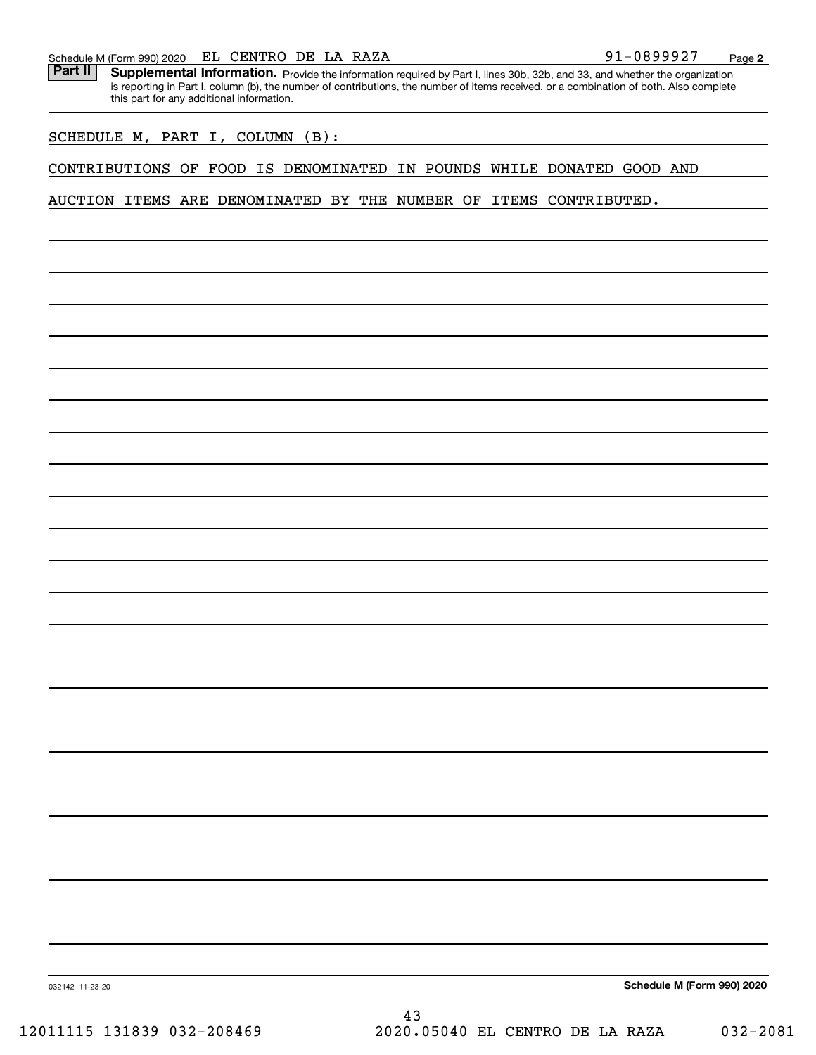Schedule M (Form 990) 2020 EL CENTRO DE LA RAZA 91-0899927 Page 2

**Part II** **Supplemental Information.** Provide the information required by Part I, lines 30b, 32b, and 33, and whether the organization is reporting in Part I, column (b), the number of contributions, the number of items received, or a combination of both. Also complete this part for any additional information.

SCHEDULE M, PART I, COLUMN (B):

CONTRIBUTIONS OF FOOD IS DENOMINATED IN POUNDS WHILE DONATED GOOD AND AUCTION ITEMS ARE DENOMINATED BY THE NUMBER OF ITEMS CONTRIBUTED.

032142 11-23-20 **Schedule M (Form 990) 2020**

12011115 131839 032-208469 2020.05040 EL CENTRO DE LA RAZA 032-2081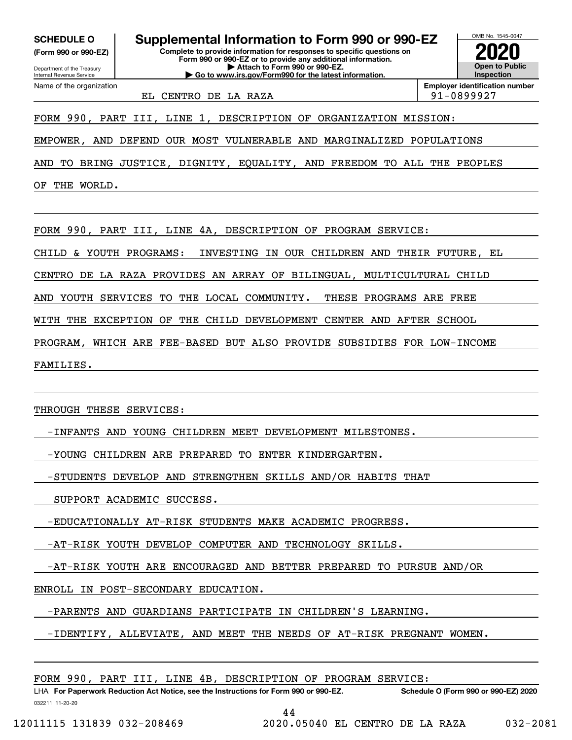**SCHEDULE O** (Form 990 or 990-EZ)

Department of the Treasury
Internal Revenue Service

# Supplemental Information to Form 990 or 990-EZ

**Complete to provide information for responses to specific questions on Form 990 or 990-EZ or to provide any additional information.**
**▶ Attach to Form 990 or 990-EZ.**
**▶ Go to www.irs.gov/Form990 for the latest information.**

OMB No. 1545-0047

**2020**

**Open to Public Inspection**

Name of the organization: EL CENTRO DE LA RAZA

**Employer identification number**: 91-0899927

FORM 990, PART III, LINE 1, DESCRIPTION OF ORGANIZATION MISSION:

EMPOWER, AND DEFEND OUR MOST VULNERABLE AND MARGINALIZED POPULATIONS AND TO BRING JUSTICE, DIGNITY, EQUALITY, AND FREEDOM TO ALL THE PEOPLES OF THE WORLD.

FORM 990, PART III, LINE 4A, DESCRIPTION OF PROGRAM SERVICE:

CHILD & YOUTH PROGRAMS: INVESTING IN OUR CHILDREN AND THEIR FUTURE, EL CENTRO DE LA RAZA PROVIDES AN ARRAY OF BILINGUAL, MULTICULTURAL CHILD AND YOUTH SERVICES TO THE LOCAL COMMUNITY. THESE PROGRAMS ARE FREE WITH THE EXCEPTION OF THE CHILD DEVELOPMENT CENTER AND AFTER SCHOOL PROGRAM, WHICH ARE FEE-BASED BUT ALSO PROVIDE SUBSIDIES FOR LOW-INCOME FAMILIES.

THROUGH THESE SERVICES:

- INFANTS AND YOUNG CHILDREN MEET DEVELOPMENT MILESTONES.
- YOUNG CHILDREN ARE PREPARED TO ENTER KINDERGARTEN.
- STUDENTS DEVELOP AND STRENGTHEN SKILLS AND/OR HABITS THAT SUPPORT ACADEMIC SUCCESS.
- EDUCATIONALLY AT-RISK STUDENTS MAKE ACADEMIC PROGRESS.
- AT-RISK YOUTH DEVELOP COMPUTER AND TECHNOLOGY SKILLS.
- AT-RISK YOUTH ARE ENCOURAGED AND BETTER PREPARED TO PURSUE AND/OR ENROLL IN POST-SECONDARY EDUCATION.
- PARENTS AND GUARDIANS PARTICIPATE IN CHILDREN'S LEARNING.
- IDENTIFY, ALLEVIATE, AND MEET THE NEEDS OF AT-RISK PREGNANT WOMEN.

FORM 990, PART III, LINE 4B, DESCRIPTION OF PROGRAM SERVICE:

LHA **For Paperwork Reduction Act Notice, see the Instructions for Form 990 or 990-EZ.** **Schedule O (Form 990 or 990-EZ) 2020**

032211 11-20-20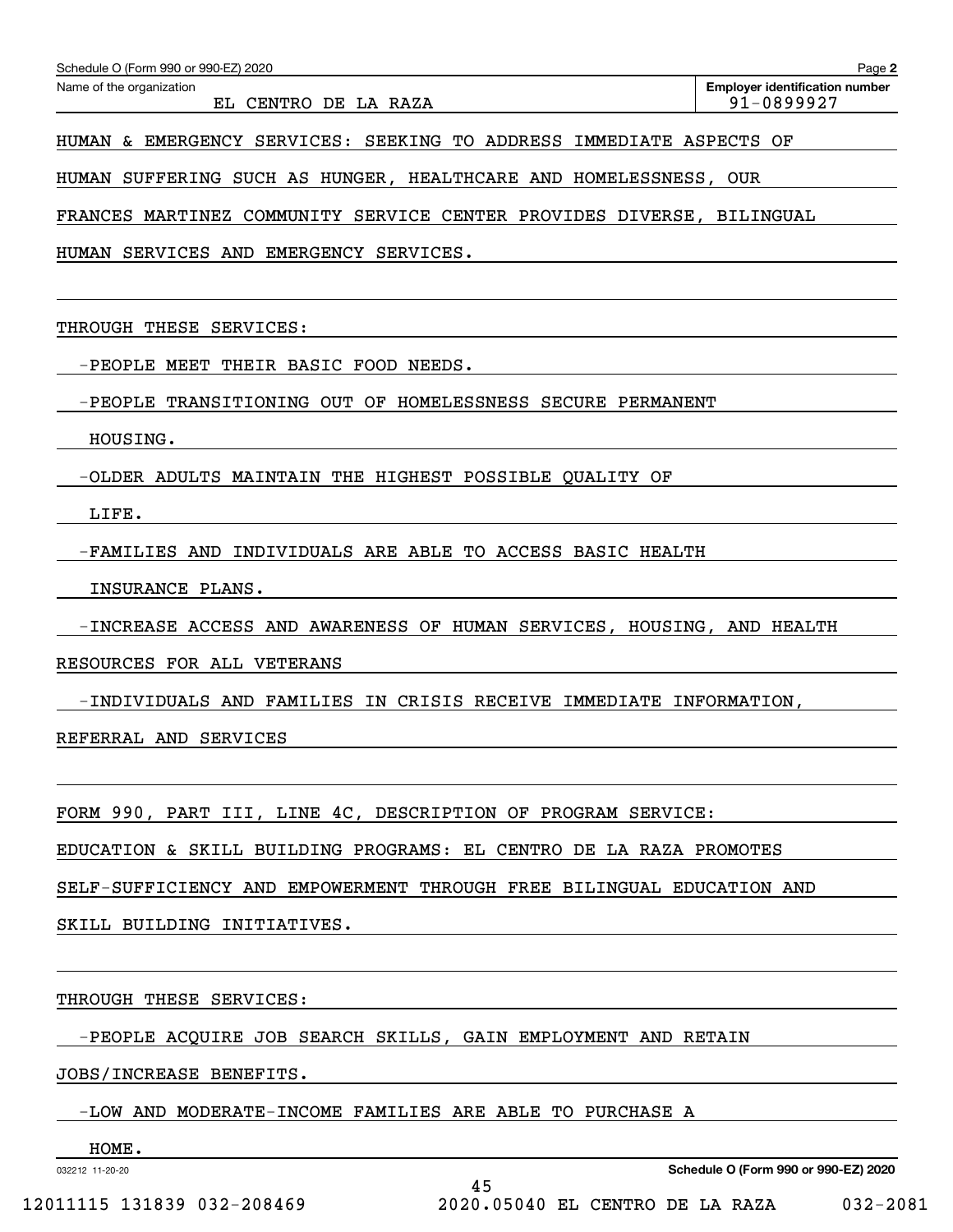Schedule O (Form 990 or 990-EZ) 2020

Name of the organization: EL CENTRO DE LA RAZA

Employer identification number: 91-0899927

HUMAN & EMERGENCY SERVICES: SEEKING TO ADDRESS IMMEDIATE ASPECTS OF HUMAN SUFFERING SUCH AS HUNGER, HEALTHCARE AND HOMELESSNESS, OUR FRANCES MARTINEZ COMMUNITY SERVICE CENTER PROVIDES DIVERSE, BILINGUAL HUMAN SERVICES AND EMERGENCY SERVICES.

THROUGH THESE SERVICES:

- -PEOPLE MEET THEIR BASIC FOOD NEEDS.
- -PEOPLE TRANSITIONING OUT OF HOMELESSNESS SECURE PERMANENT HOUSING.
- -OLDER ADULTS MAINTAIN THE HIGHEST POSSIBLE QUALITY OF LIFE.
- -FAMILIES AND INDIVIDUALS ARE ABLE TO ACCESS BASIC HEALTH INSURANCE PLANS.
- -INCREASE ACCESS AND AWARENESS OF HUMAN SERVICES, HOUSING, AND HEALTH RESOURCES FOR ALL VETERANS
- -INDIVIDUALS AND FAMILIES IN CRISIS RECEIVE IMMEDIATE INFORMATION, REFERRAL AND SERVICES

FORM 990, PART III, LINE 4C, DESCRIPTION OF PROGRAM SERVICE:

EDUCATION & SKILL BUILDING PROGRAMS: EL CENTRO DE LA RAZA PROMOTES SELF-SUFFICIENCY AND EMPOWERMENT THROUGH FREE BILINGUAL EDUCATION AND SKILL BUILDING INITIATIVES.

THROUGH THESE SERVICES:

- -PEOPLE ACQUIRE JOB SEARCH SKILLS, GAIN EMPLOYMENT AND RETAIN JOBS/INCREASE BENEFITS.
- -LOW AND MODERATE-INCOME FAMILIES ARE ABLE TO PURCHASE A HOME.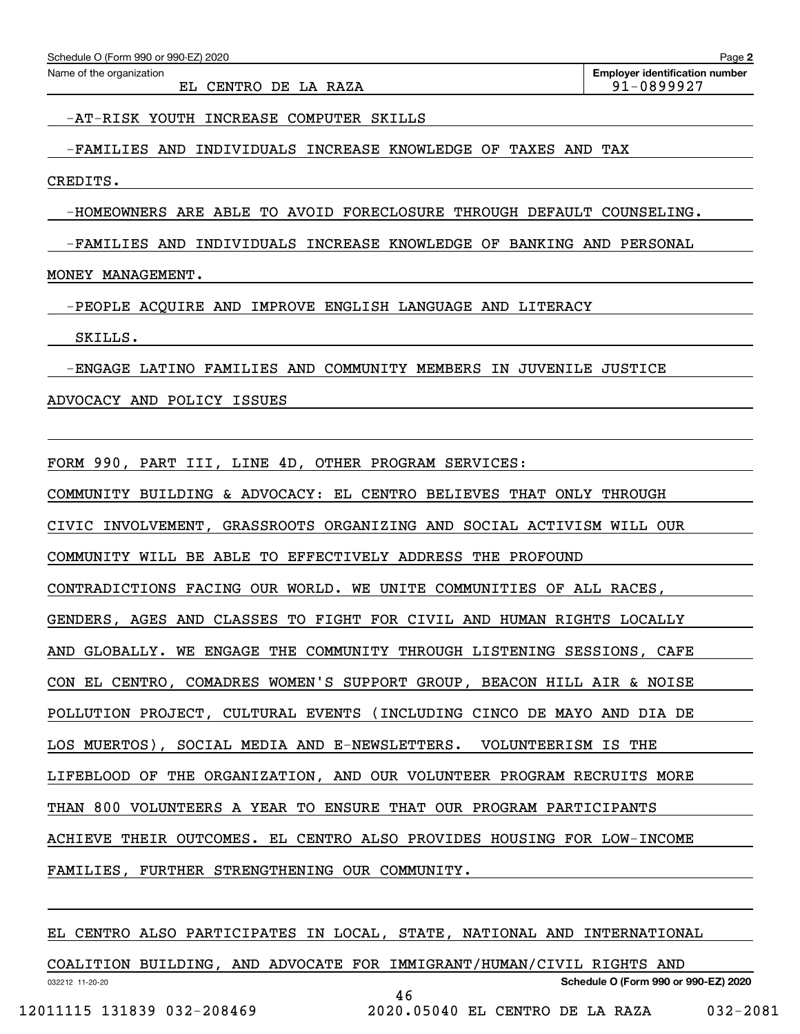Schedule O (Form 990 or 990-EZ) 2020

Name of the organization: EL CENTRO DE LA RAZA

Employer identification number: 91-0899927

-AT-RISK YOUTH INCREASE COMPUTER SKILLS

-FAMILIES AND INDIVIDUALS INCREASE KNOWLEDGE OF TAXES AND TAX CREDITS.

-HOMEOWNERS ARE ABLE TO AVOID FORECLOSURE THROUGH DEFAULT COUNSELING.

-FAMILIES AND INDIVIDUALS INCREASE KNOWLEDGE OF BANKING AND PERSONAL MONEY MANAGEMENT.

-PEOPLE ACQUIRE AND IMPROVE ENGLISH LANGUAGE AND LITERACY SKILLS.

-ENGAGE LATINO FAMILIES AND COMMUNITY MEMBERS IN JUVENILE JUSTICE ADVOCACY AND POLICY ISSUES

FORM 990, PART III, LINE 4D, OTHER PROGRAM SERVICES:

COMMUNITY BUILDING & ADVOCACY: EL CENTRO BELIEVES THAT ONLY THROUGH CIVIC INVOLVEMENT, GRASSROOTS ORGANIZING AND SOCIAL ACTIVISM WILL OUR COMMUNITY WILL BE ABLE TO EFFECTIVELY ADDRESS THE PROFOUND CONTRADICTIONS FACING OUR WORLD. WE UNITE COMMUNITIES OF ALL RACES, GENDERS, AGES AND CLASSES TO FIGHT FOR CIVIL AND HUMAN RIGHTS LOCALLY AND GLOBALLY. WE ENGAGE THE COMMUNITY THROUGH LISTENING SESSIONS, CAFE CON EL CENTRO, COMADRES WOMEN'S SUPPORT GROUP, BEACON HILL AIR & NOISE POLLUTION PROJECT, CULTURAL EVENTS (INCLUDING CINCO DE MAYO AND DIA DE LOS MUERTOS), SOCIAL MEDIA AND E-NEWSLETTERS. VOLUNTEERISM IS THE LIFEBLOOD OF THE ORGANIZATION, AND OUR VOLUNTEER PROGRAM RECRUITS MORE THAN 800 VOLUNTEERS A YEAR TO ENSURE THAT OUR PROGRAM PARTICIPANTS ACHIEVE THEIR OUTCOMES. EL CENTRO ALSO PROVIDES HOUSING FOR LOW-INCOME FAMILIES, FURTHER STRENGTHENING OUR COMMUNITY.

EL CENTRO ALSO PARTICIPATES IN LOCAL, STATE, NATIONAL AND INTERNATIONAL COALITION BUILDING, AND ADVOCATE FOR IMMIGRANT/HUMAN/CIVIL RIGHTS AND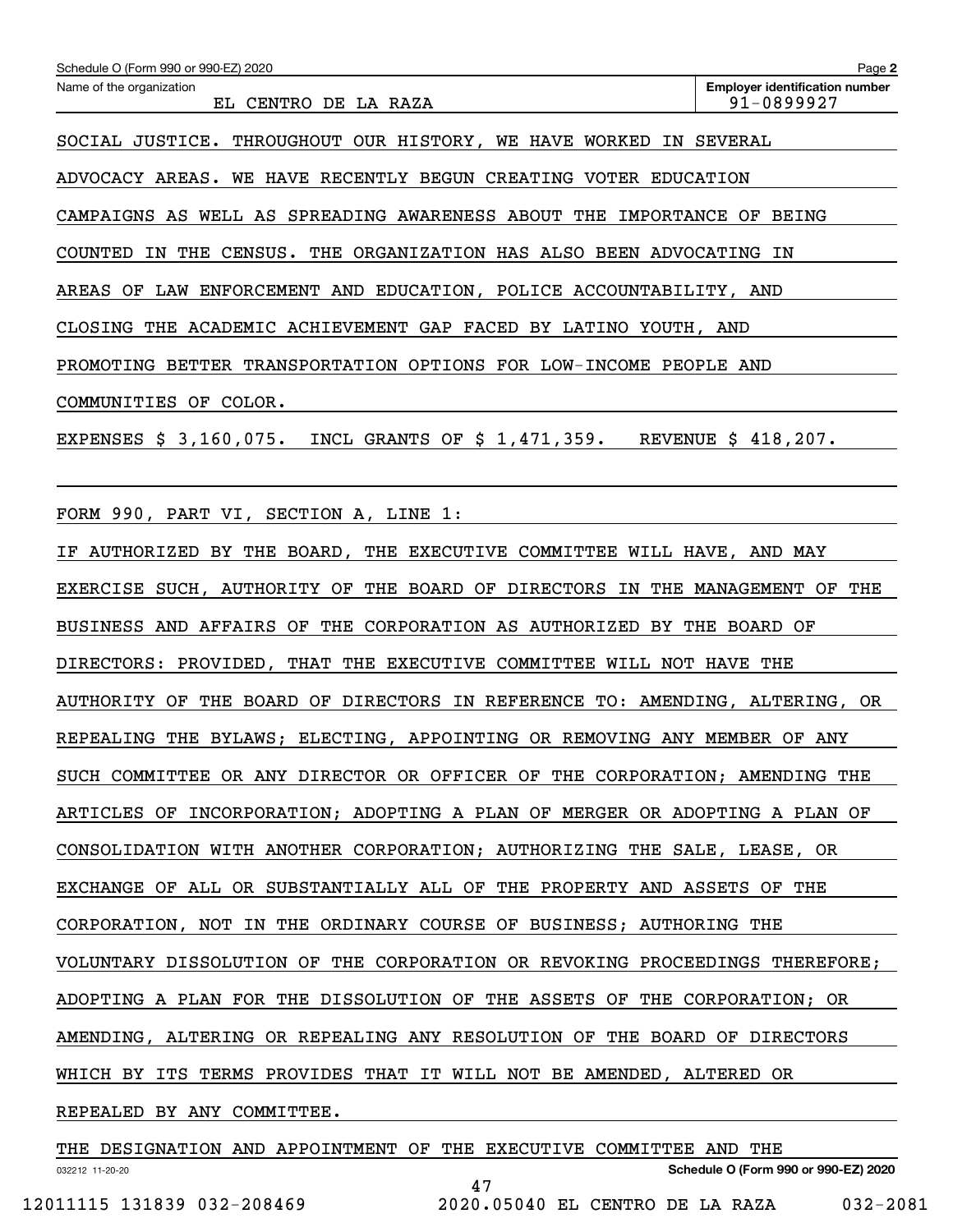Schedule O (Form 990 or 990-EZ) 2020

Name of the organization: EL CENTRO DE LA RAZA

Employer identification number: 91-0899927

SOCIAL JUSTICE. THROUGHOUT OUR HISTORY, WE HAVE WORKED IN SEVERAL ADVOCACY AREAS. WE HAVE RECENTLY BEGUN CREATING VOTER EDUCATION CAMPAIGNS AS WELL AS SPREADING AWARENESS ABOUT THE IMPORTANCE OF BEING COUNTED IN THE CENSUS. THE ORGANIZATION HAS ALSO BEEN ADVOCATING IN AREAS OF LAW ENFORCEMENT AND EDUCATION, POLICE ACCOUNTABILITY, AND CLOSING THE ACADEMIC ACHIEVEMENT GAP FACED BY LATINO YOUTH, AND PROMOTING BETTER TRANSPORTATION OPTIONS FOR LOW-INCOME PEOPLE AND COMMUNITIES OF COLOR.

EXPENSES $ 3,160,075. INCL GRANTS OF $ 1,471,359. REVENUE $ 418,207.

FORM 990, PART VI, SECTION A, LINE 1:

IF AUTHORIZED BY THE BOARD, THE EXECUTIVE COMMITTEE WILL HAVE, AND MAY EXERCISE SUCH, AUTHORITY OF THE BOARD OF DIRECTORS IN THE MANAGEMENT OF THE BUSINESS AND AFFAIRS OF THE CORPORATION AS AUTHORIZED BY THE BOARD OF DIRECTORS: PROVIDED, THAT THE EXECUTIVE COMMITTEE WILL NOT HAVE THE AUTHORITY OF THE BOARD OF DIRECTORS IN REFERENCE TO: AMENDING, ALTERING, OR REPEALING THE BYLAWS; ELECTING, APPOINTING OR REMOVING ANY MEMBER OF ANY SUCH COMMITTEE OR ANY DIRECTOR OR OFFICER OF THE CORPORATION; AMENDING THE ARTICLES OF INCORPORATION; ADOPTING A PLAN OF MERGER OR ADOPTING A PLAN OF CONSOLIDATION WITH ANOTHER CORPORATION; AUTHORIZING THE SALE, LEASE, OR EXCHANGE OF ALL OR SUBSTANTIALLY ALL OF THE PROPERTY AND ASSETS OF THE CORPORATION, NOT IN THE ORDINARY COURSE OF BUSINESS; AUTHORING THE VOLUNTARY DISSOLUTION OF THE CORPORATION OR REVOKING PROCEEDINGS THEREFORE; ADOPTING A PLAN FOR THE DISSOLUTION OF THE ASSETS OF THE CORPORATION; OR AMENDING, ALTERING OR REPEALING ANY RESOLUTION OF THE BOARD OF DIRECTORS WHICH BY ITS TERMS PROVIDES THAT IT WILL NOT BE AMENDED, ALTERED OR REPEALED BY ANY COMMITTEE.

THE DESIGNATION AND APPOINTMENT OF THE EXECUTIVE COMMITTEE AND THE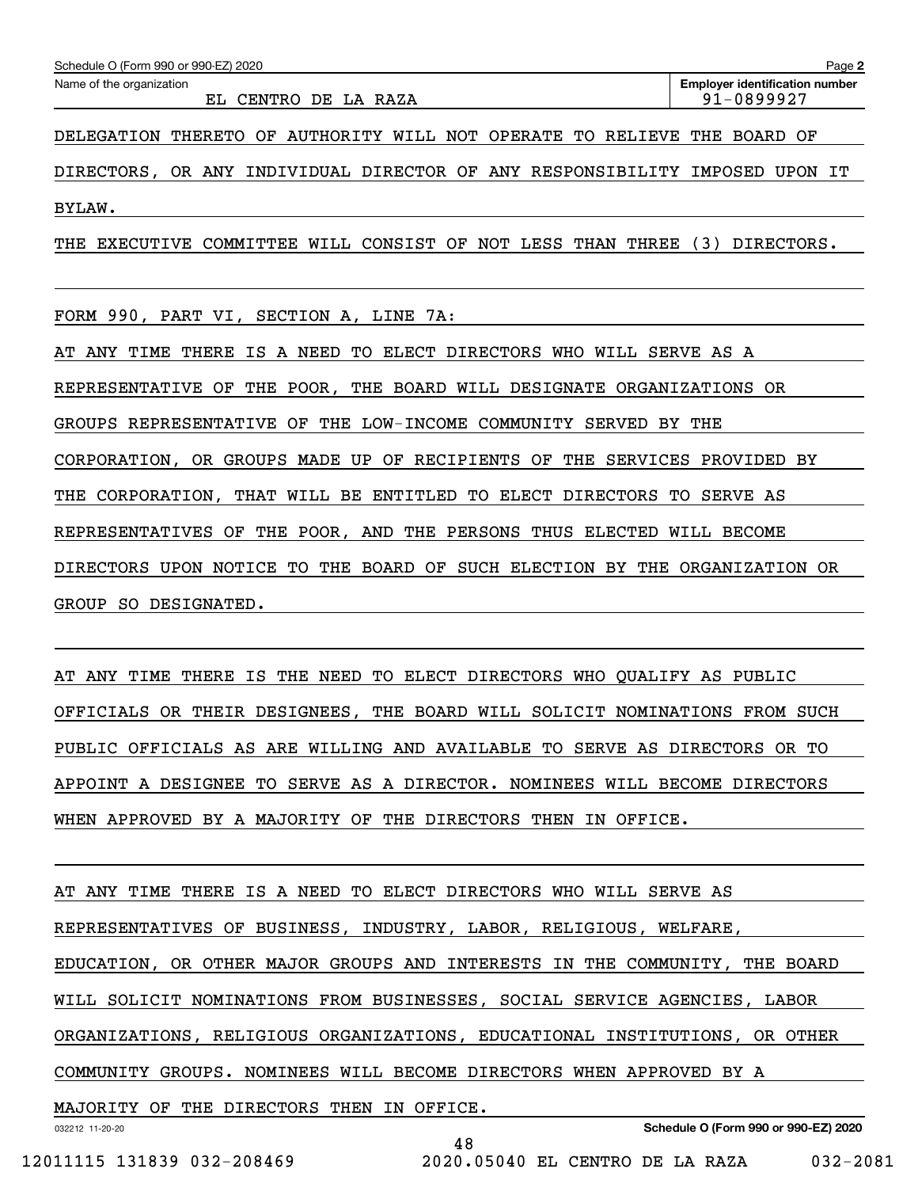Schedule O (Form 990 or 990-EZ) 2020

Name of the organization: EL CENTRO DE LA RAZA

Employer identification number: 91-0899927

DELEGATION THERETO OF AUTHORITY WILL NOT OPERATE TO RELIEVE THE BOARD OF DIRECTORS, OR ANY INDIVIDUAL DIRECTOR OF ANY RESPONSIBILITY IMPOSED UPON IT BYLAW.

THE EXECUTIVE COMMITTEE WILL CONSIST OF NOT LESS THAN THREE (3) DIRECTORS.

FORM 990, PART VI, SECTION A, LINE 7A:

AT ANY TIME THERE IS A NEED TO ELECT DIRECTORS WHO WILL SERVE AS A REPRESENTATIVE OF THE POOR, THE BOARD WILL DESIGNATE ORGANIZATIONS OR GROUPS REPRESENTATIVE OF THE LOW-INCOME COMMUNITY SERVED BY THE CORPORATION, OR GROUPS MADE UP OF RECIPIENTS OF THE SERVICES PROVIDED BY THE CORPORATION, THAT WILL BE ENTITLED TO ELECT DIRECTORS TO SERVE AS REPRESENTATIVES OF THE POOR, AND THE PERSONS THUS ELECTED WILL BECOME DIRECTORS UPON NOTICE TO THE BOARD OF SUCH ELECTION BY THE ORGANIZATION OR GROUP SO DESIGNATED.

AT ANY TIME THERE IS THE NEED TO ELECT DIRECTORS WHO QUALIFY AS PUBLIC OFFICIALS OR THEIR DESIGNEES, THE BOARD WILL SOLICIT NOMINATIONS FROM SUCH PUBLIC OFFICIALS AS ARE WILLING AND AVAILABLE TO SERVE AS DIRECTORS OR TO APPOINT A DESIGNEE TO SERVE AS A DIRECTOR. NOMINEES WILL BECOME DIRECTORS WHEN APPROVED BY A MAJORITY OF THE DIRECTORS THEN IN OFFICE.

AT ANY TIME THERE IS A NEED TO ELECT DIRECTORS WHO WILL SERVE AS REPRESENTATIVES OF BUSINESS, INDUSTRY, LABOR, RELIGIOUS, WELFARE, EDUCATION, OR OTHER MAJOR GROUPS AND INTERESTS IN THE COMMUNITY, THE BOARD WILL SOLICIT NOMINATIONS FROM BUSINESSES, SOCIAL SERVICE AGENCIES, LABOR ORGANIZATIONS, RELIGIOUS ORGANIZATIONS, EDUCATIONAL INSTITUTIONS, OR OTHER COMMUNITY GROUPS. NOMINEES WILL BECOME DIRECTORS WHEN APPROVED BY A MAJORITY OF THE DIRECTORS THEN IN OFFICE.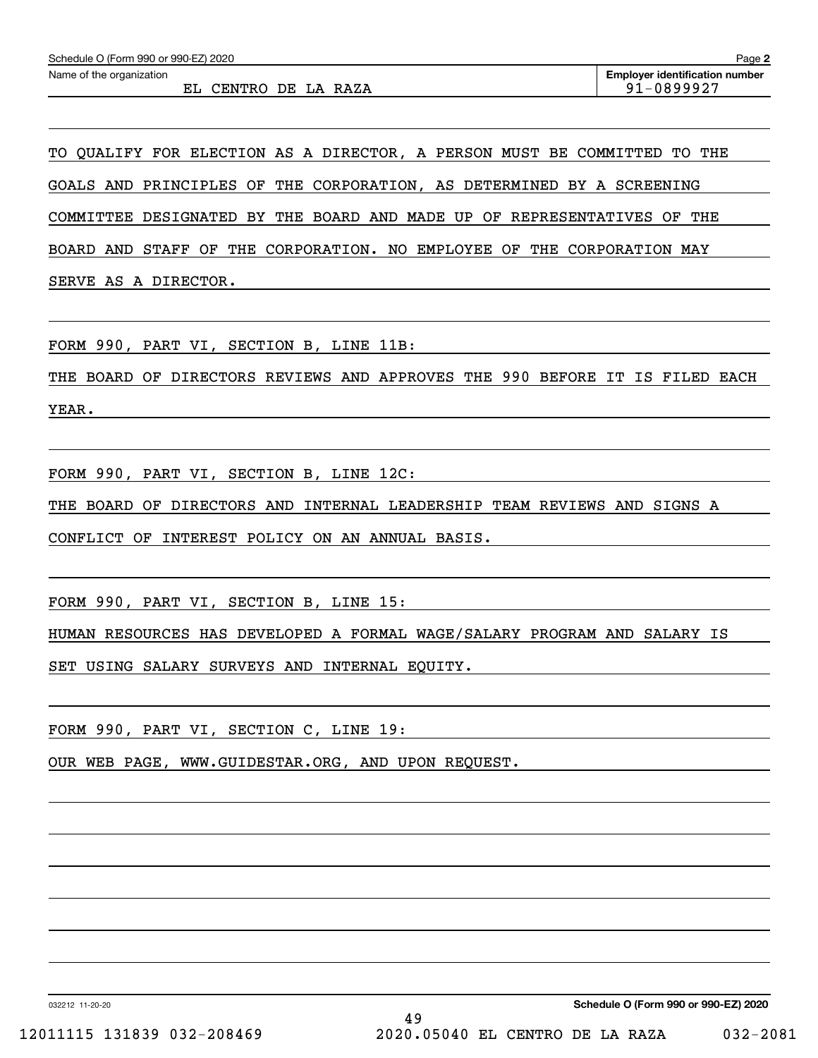Schedule O (Form 990 or 990-EZ) 2020

Name of the organization: EL CENTRO DE LA RAZA

Employer identification number: 91-0899927

TO QUALIFY FOR ELECTION AS A DIRECTOR, A PERSON MUST BE COMMITTED TO THE GOALS AND PRINCIPLES OF THE CORPORATION, AS DETERMINED BY A SCREENING COMMITTEE DESIGNATED BY THE BOARD AND MADE UP OF REPRESENTATIVES OF THE BOARD AND STAFF OF THE CORPORATION. NO EMPLOYEE OF THE CORPORATION MAY SERVE AS A DIRECTOR.

FORM 990, PART VI, SECTION B, LINE 11B:

THE BOARD OF DIRECTORS REVIEWS AND APPROVES THE 990 BEFORE IT IS FILED EACH YEAR.

FORM 990, PART VI, SECTION B, LINE 12C:

THE BOARD OF DIRECTORS AND INTERNAL LEADERSHIP TEAM REVIEWS AND SIGNS A CONFLICT OF INTEREST POLICY ON AN ANNUAL BASIS.

FORM 990, PART VI, SECTION B, LINE 15:

HUMAN RESOURCES HAS DEVELOPED A FORMAL WAGE/SALARY PROGRAM AND SALARY IS SET USING SALARY SURVEYS AND INTERNAL EQUITY.

FORM 990, PART VI, SECTION C, LINE 19:

OUR WEB PAGE, WWW.GUIDESTAR.ORG, AND UPON REQUEST.

032212 11-20-20

Schedule O (Form 990 or 990-EZ) 2020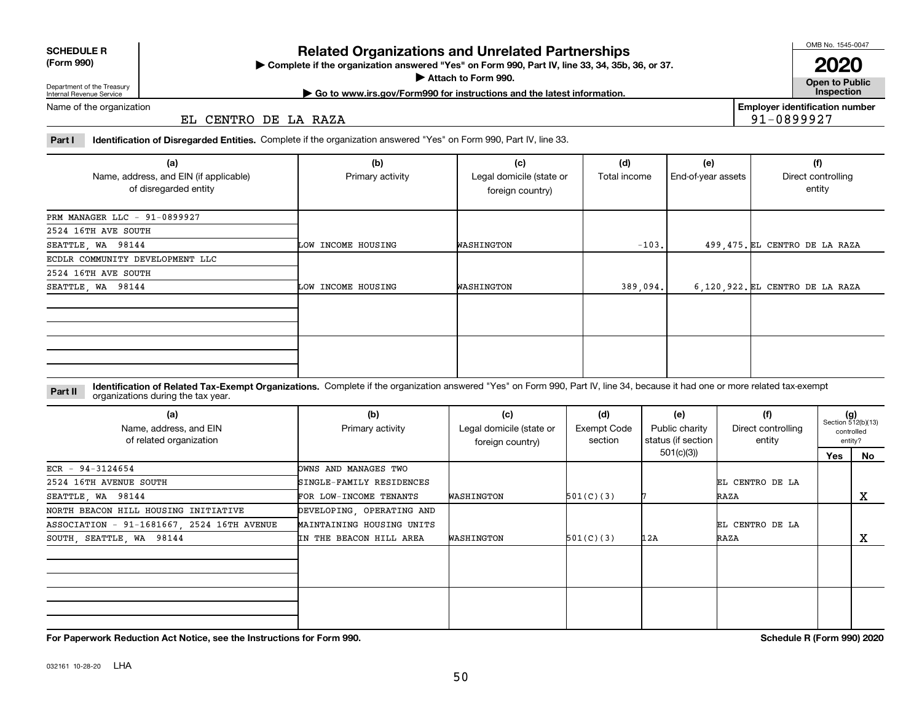**SCHEDULE R (Form 990)**

Department of the Treasury
Internal Revenue Service

# Related Organizations and Unrelated Partnerships

▶ Complete if the organization answered "Yes" on Form 990, Part IV, line 33, 34, 35b, 36, or 37.
▶ Attach to Form 990.
▶ Go to www.irs.gov/Form990 for instructions and the latest information.

OMB No. 1545-0047

**2020**

**Open to Public Inspection**

Name of the organization: EL CENTRO DE LA RAZA

Employer identification number: 91-0899927

**Part I Identification of Disregarded Entities.** Complete if the organization answered "Yes" on Form 990, Part IV, line 33.

| (a) Name, address, and EIN (if applicable) of disregarded entity | (b) Primary activity | (c) Legal domicile (state or foreign country) | (d) Total income | (e) End-of-year assets | (f) Direct controlling entity |
|---|---|---|---|---|---|
| PRM MANAGER LLC - 91-0899927, 2524 16TH AVE SOUTH, SEATTLE, WA 98144 | LOW INCOME HOUSING | WASHINGTON | -103. | 499,475. | EL CENTRO DE LA RAZA |
| ECDLR COMMUNITY DEVELOPMENT LLC, 2524 16TH AVE SOUTH, SEATTLE, WA 98144 | LOW INCOME HOUSING | WASHINGTON | 389,094. | 6,120,922. | EL CENTRO DE LA RAZA |
| | | | | | |
| | | | | | |

**Part II Identification of Related Tax-Exempt Organizations.** Complete if the organization answered "Yes" on Form 990, Part IV, line 34, because it had one or more related tax-exempt organizations during the tax year.

| (a) Name, address, and EIN of related organization | (b) Primary activity | (c) Legal domicile (state or foreign country) | (d) Exempt Code section | (e) Public charity status (if section 501(c)(3)) | (f) Direct controlling entity | (g) Section 512(b)(13) controlled entity? Yes | No |
|---|---|---|---|---|---|---|---|
| ECR - 94-3124654, 2524 16TH AVENUE SOUTH, SEATTLE, WA 98144 | OWNS AND MANAGES TWO SINGLE-FAMILY RESIDENCES FOR LOW-INCOME TENANTS | WASHINGTON | 501(C)(3) | 7 | EL CENTRO DE LA RAZA | | X |
| NORTH BEACON HILL HOUSING INITIATIVE ASSOCIATION - 91-1681667, 2524 16TH AVENUE SOUTH, SEATTLE, WA 98144 | DEVELOPING, OPERATING AND MAINTAINING HOUSING UNITS IN THE BEACON HILL AREA | WASHINGTON | 501(C)(3) | 12A | EL CENTRO DE LA RAZA | | X |
| | | | | | | | |
| | | | | | | | |

**For Paperwork Reduction Act Notice, see the Instructions for Form 990.** **Schedule R (Form 990) 2020**

032161 10-28-20 LHA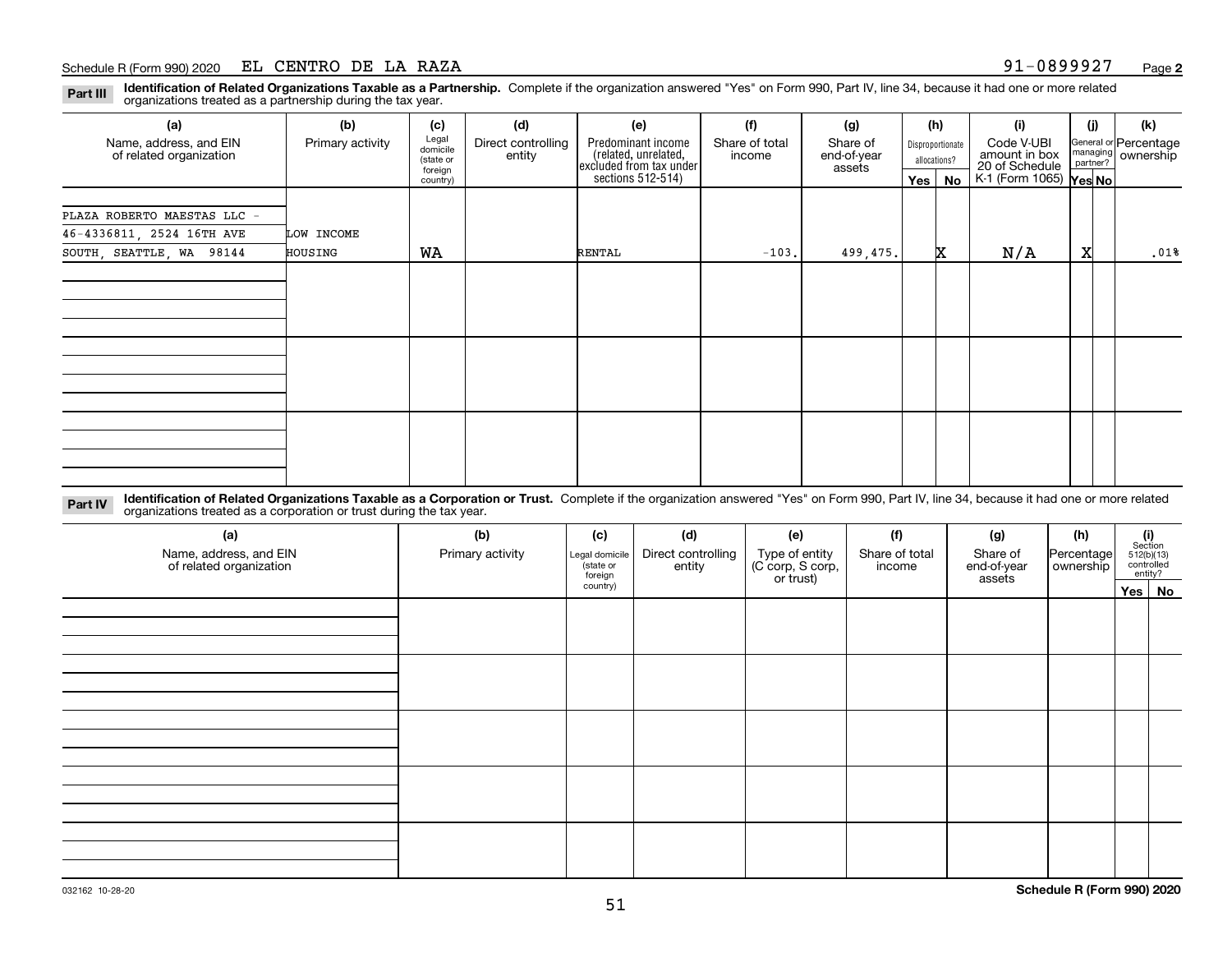Schedule R (Form 990) 2020 EL CENTRO DE LA RAZA 91-0899927 Page **2**

**Part III** **Identification of Related Organizations Taxable as a Partnership.** Complete if the organization answered "Yes" on Form 990, Part IV, line 34, because it had one or more related organizations treated as a partnership during the tax year.

| (a) Name, address, and EIN of related organization | (b) Primary activity | (c) Legal domicile (state or foreign country) | (d) Direct controlling entity | (e) Predominant income (related, unrelated, excluded from tax under sections 512-514) | (f) Share of total income | (g) Share of end-of-year assets | (h) Disproportionate allocations? Yes | (h) No | (i) Code V-UBI amount in box 20 of Schedule K-1 (Form 1065) | (j) General or managing partner? Yes | (j) No | (k) Percentage ownership |
|---|---|---|---|---|---|---|---|---|---|---|---|---|
| PLAZA ROBERTO MAESTAS LLC - 46-4336811, 2524 16TH AVE SOUTH, SEATTLE, WA 98144 | LOW INCOME HOUSING | WA | | RENTAL | -103. | 499,475. | | X | N/A | X | | .01% |
| | | | | | | | | | | | | |
| | | | | | | | | | | | | |
| | | | | | | | | | | | | |

**Part IV** **Identification of Related Organizations Taxable as a Corporation or Trust.** Complete if the organization answered "Yes" on Form 990, Part IV, line 34, because it had one or more related organizations treated as a corporation or trust during the tax year.

| (a) Name, address, and EIN of related organization | (b) Primary activity | (c) Legal domicile (state or foreign country) | (d) Direct controlling entity | (e) Type of entity (C corp, S corp, or trust) | (f) Share of total income | (g) Share of end-of-year assets | (h) Percentage ownership | (i) Section 512(b)(13) controlled entity? Yes | (i) No |
|---|---|---|---|---|---|---|---|---|---|
| | | | | | | | | | |
| | | | | | | | | | |
| | | | | | | | | | |
| | | | | | | | | | |
| | | | | | | | | | |

032162 10-28-20 **Schedule R (Form 990) 2020**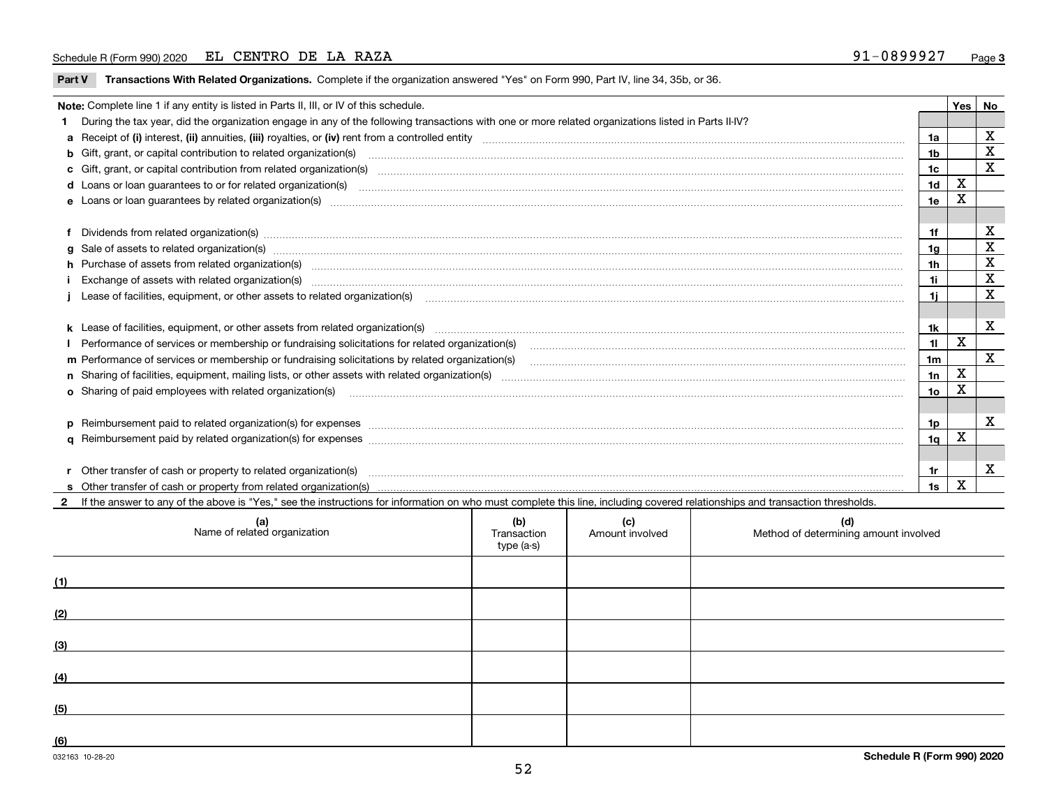Schedule R (Form 990) 2020 EL CENTRO DE LA RAZA 91-0899927 Page 3

**Part V Transactions With Related Organizations.** Complete if the organization answered "Yes" on Form 990, Part IV, line 34, 35b, or 36.

| **Note:** Complete line 1 if any entity is listed in Parts II, III, or IV of this schedule. | | Yes | No |
|---|---|---|---|
| **1** During the tax year, did the organization engage in any of the following transactions with one or more related organizations listed in Parts II-IV? | | | |
| **a** Receipt of **(i)** interest, **(ii)** annuities, **(iii)** royalties, or **(iv)** rent from a controlled entity | 1a | | X |
| **b** Gift, grant, or capital contribution to related organization(s) | 1b | | X |
| **c** Gift, grant, or capital contribution from related organization(s) | 1c | | X |
| **d** Loans or loan guarantees to or for related organization(s) | 1d | X | |
| **e** Loans or loan guarantees by related organization(s) | 1e | X | |
| **f** Dividends from related organization(s) | 1f | | X |
| **g** Sale of assets to related organization(s) | 1g | | X |
| **h** Purchase of assets from related organization(s) | 1h | | X |
| **i** Exchange of assets with related organization(s) | 1i | | X |
| **j** Lease of facilities, equipment, or other assets to related organization(s) | 1j | | X |
| **k** Lease of facilities, equipment, or other assets from related organization(s) | 1k | | X |
| **l** Performance of services or membership or fundraising solicitations for related organization(s) | 1l | X | |
| **m** Performance of services or membership or fundraising solicitations by related organization(s) | 1m | | X |
| **n** Sharing of facilities, equipment, mailing lists, or other assets with related organization(s) | 1n | X | |
| **o** Sharing of paid employees with related organization(s) | 1o | X | |
| **p** Reimbursement paid to related organization(s) for expenses | 1p | | X |
| **q** Reimbursement paid by related organization(s) for expenses | 1q | X | |
| **r** Other transfer of cash or property to related organization(s) | 1r | | X |
| **s** Other transfer of cash or property from related organization(s) | 1s | X | |

**2** If the answer to any of the above is "Yes," see the instructions for information on who must complete this line, including covered relationships and transaction thresholds.

| | (a) Name of related organization | (b) Transaction type (a-s) | (c) Amount involved | (d) Method of determining amount involved |
|---|---|---|---|---|
| (1) | | | | |
| (2) | | | | |
| (3) | | | | |
| (4) | | | | |
| (5) | | | | |
| (6) | | | | |

032163 10-28-20 **Schedule R (Form 990) 2020**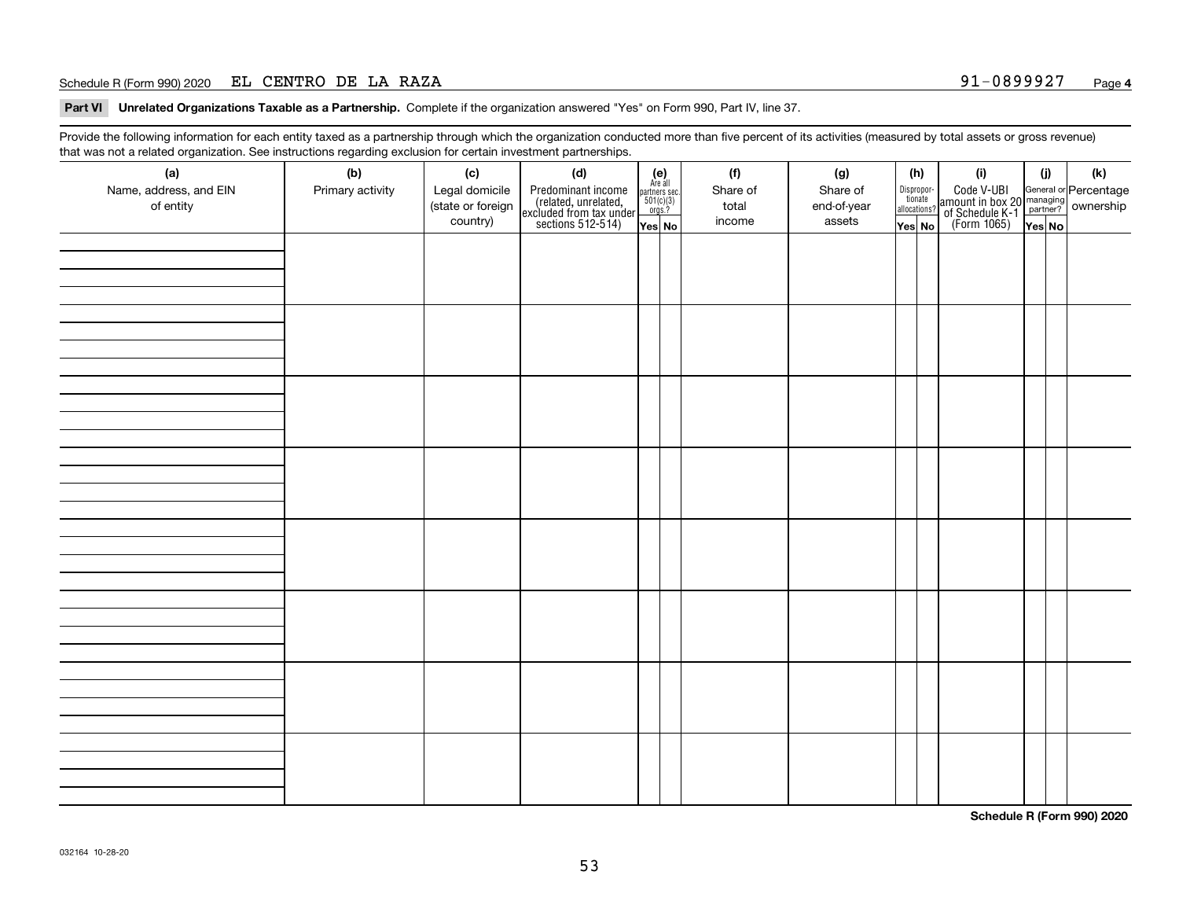Schedule R (Form 990) 2020 EL CENTRO DE LA RAZA 91-0899927

**Part VI Unrelated Organizations Taxable as a Partnership.** Complete if the organization answered "Yes" on Form 990, Part IV, line 37.

Provide the following information for each entity taxed as a partnership through which the organization conducted more than five percent of its activities (measured by total assets or gross revenue) that was not a related organization. See instructions regarding exclusion for certain investment partnerships.

| (a) Name, address, and EIN of entity | (b) Primary activity | (c) Legal domicile (state or foreign country) | (d) Predominant income (related, unrelated, excluded from tax under sections 512-514) | (e) Are all partners sec. 501(c)(3) orgs.? | | (f) Share of total income | (g) Share of end-of-year assets | (h) Disproportionate allocations? | | (i) Code V-UBI amount in box 20 of Schedule K-1 (Form 1065) | (j) General or managing partner? | | (k) Percentage ownership |
|---|---|---|---|---|---|---|---|---|---|---|---|---|---|
| | | | | Yes | No | | | Yes | No | | Yes | No | |
| | | | | | | | | | | | | | |
| | | | | | | | | | | | | | |
| | | | | | | | | | | | | | |
| | | | | | | | | | | | | | |
| | | | | | | | | | | | | | |
| | | | | | | | | | | | | | |
| | | | | | | | | | | | | | |
| | | | | | | | | | | | | | |

**Schedule R (Form 990) 2020**

032164 10-28-20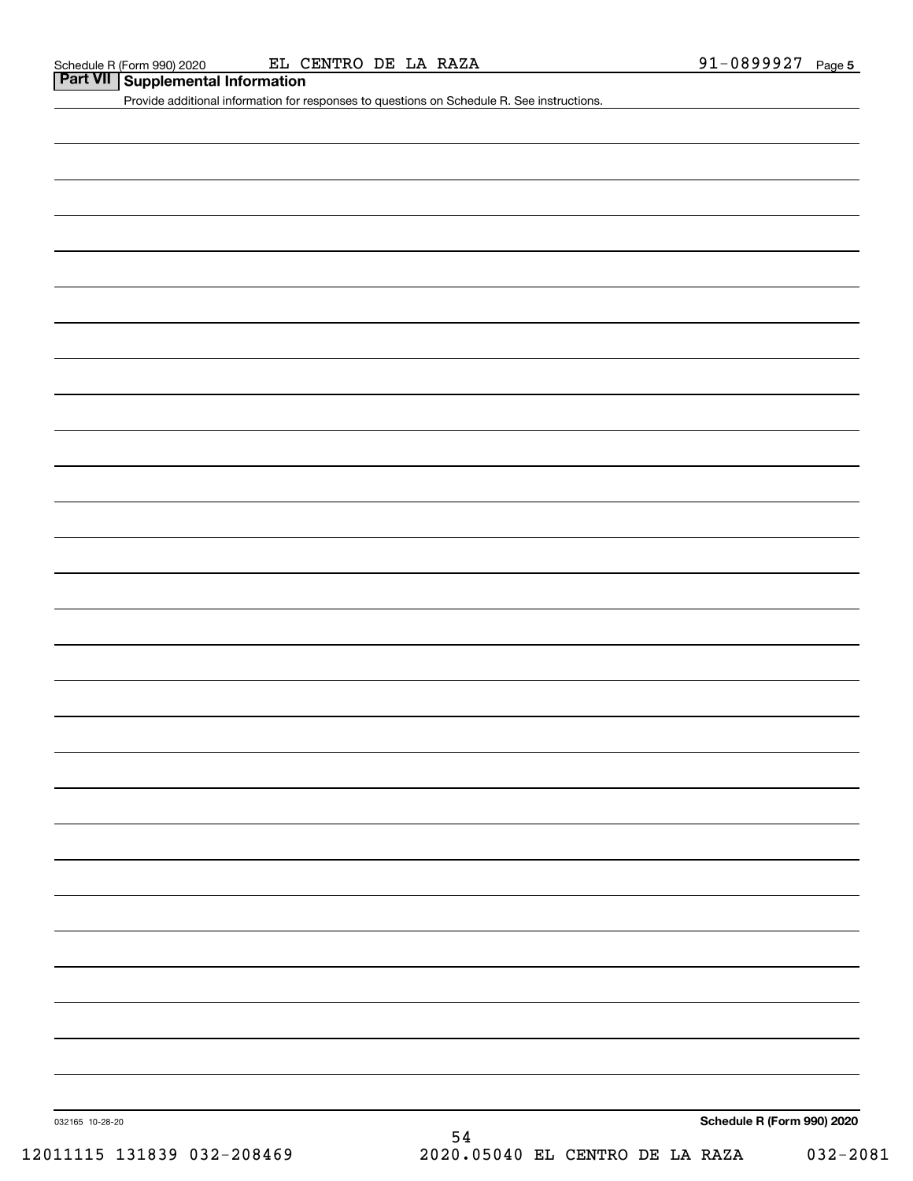Schedule R (Form 990) 2020 EL CENTRO DE LA RAZA 91-0899927 Page 5

## Part VII Supplemental Information

Provide additional information for responses to questions on Schedule R. See instructions.

032165 10-28-20

**Schedule R (Form 990) 2020**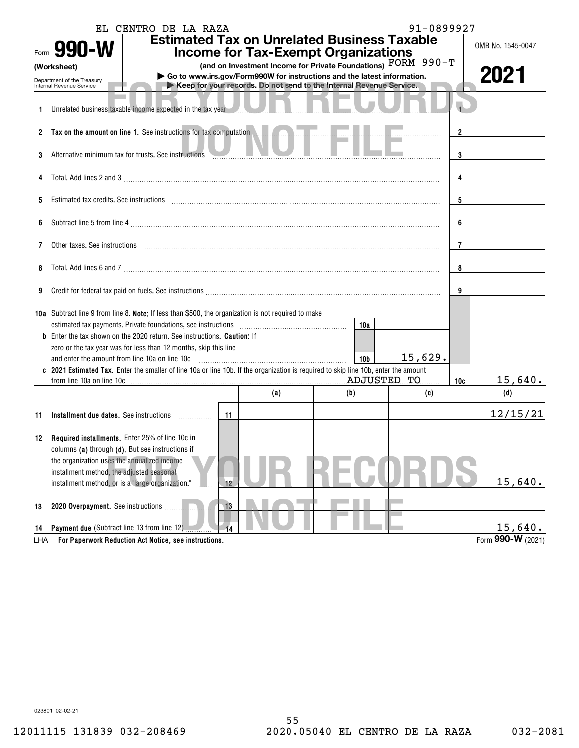EL CENTRO DE LA RAZA 91-0899927

# Form 990-W (Worksheet)

**Estimated Tax on Unrelated Business Taxable Income for Tax-Exempt Organizations**

(and on Investment Income for Private Foundations) FORM 990-T

▶ Go to www.irs.gov/Form990W for instructions and the latest information.

▶ Keep for your records. Do not send to the Internal Revenue Service.

Department of the Treasury Internal Revenue Service

OMB No. 1545-0047

2021

FOR YOUR RECORDS DO NOT FILE

| | | | |
|---|---|---|---|
| 1 | Unrelated business taxable income expected in the tax year | 1 | |
| 2 | **Tax on the amount on line 1.** See instructions for tax computation | 2 | |
| 3 | Alternative minimum tax for trusts. See instructions | 3 | |
| 4 | Total. Add lines 2 and 3 | 4 | |
| 5 | Estimated tax credits. See instructions | 5 | |
| 6 | Subtract line 5 from line 4 | 6 | |
| 7 | Other taxes. See instructions | 7 | |
| 8 | Total. Add lines 6 and 7 | 8 | |
| 9 | Credit for federal tax paid on fuels. See instructions | 9 | |
| 10a | Subtract line 9 from line 8. **Note:** If less than $500, the organization is not required to make estimated tax payments. Private foundations, see instructions — 10a | | |
| b | Enter the tax shown on the 2020 return. See instructions. **Caution:** If zero or the tax year was for less than 12 months, skip this line and enter the amount from line 10a on line 10c — 10b: 15,629. | | |
| c | **2021 Estimated Tax.** Enter the smaller of line 10a or line 10b. If the organization is required to skip line 10b, enter the amount from line 10a on line 10c ADJUSTED TO | 10c | 15,640. |

| | | | (a) | (b) | (c) | (d) |
|---|---|---|---|---|---|---|
| 11 | **Installment due dates.** See instructions | 11 | | | | 12/15/21 |
| 12 | **Required installments.** Enter 25% of line 10c in columns **(a)** through **(d)**. But see instructions if the organization uses the annualized income installment method, the adjusted seasonal installment method, or is a "large organization." | 12 | | | | 15,640. |
| 13 | **2020 Overpayment.** See instructions | 13 | | | | |
| 14 | **Payment due** (Subtract line 13 from line 12) | 14 | | | | 15,640. |

LHA **For Paperwork Reduction Act Notice, see instructions.**

Form **990-W** (2021)

023801 02-02-21

12011115 131839 032-208469 2020.05040 EL CENTRO DE LA RAZA 032-2081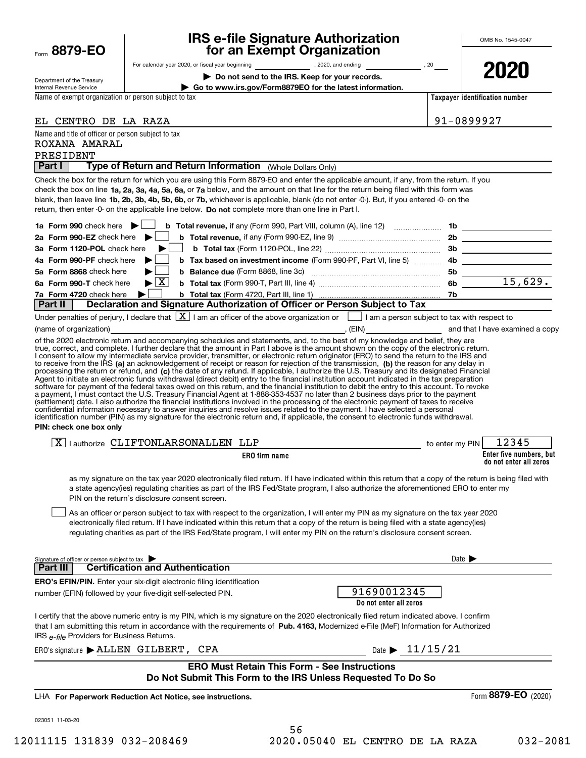Form **8879-EO**

Department of the Treasury
Internal Revenue Service

# IRS e-file Signature Authorization for an Exempt Organization

For calendar year 2020, or fiscal year beginning ____________, 2020, and ending ____________, 20____

▶ **Do not send to the IRS. Keep for your records.**

▶ **Go to www.irs.gov/Form8879EO for the latest information.**

OMB No. 1545-0047

**2020**

Name of exempt organization or person subject to tax: EL CENTRO DE LA RAZA

**Taxpayer identification number:** 91-0899927

Name and title of officer or person subject to tax:
ROXANA AMARAL
PRESIDENT

## Part I — Type of Return and Return Information (Whole Dollars Only)

Check the box for the return for which you are using this Form 8879-EO and enter the applicable amount, if any, from the return. If you check the box on line **1a, 2a, 3a, 4a, 5a, 6a,** or **7a** below, and the amount on that line for the return being filed with this form was blank, then leave line **1b, 2b, 3b, 4b, 5b, 6b,** or **7b,** whichever is applicable, blank (do not enter -0-). But, if you entered -0- on the return, then enter -0- on the applicable line below. **Do not** complete more than one line in Part I.

| | | | |
|---|---|---|---|
| **1a Form 990** check here ▶ ☐ | **b Total revenue,** if any (Form 990, Part VIII, column (A), line 12) | **1b** | |
| **2a Form 990-EZ** check here ▶ ☐ | **b Total revenue,** if any (Form 990-EZ, line 9) | **2b** | |
| **3a Form 1120-POL** check here ▶ ☐ | **b Total tax** (Form 1120-POL, line 22) | **3b** | |
| **4a Form 990-PF** check here ▶ ☐ | **b Tax based on investment income** (Form 990-PF, Part VI, line 5) | **4b** | |
| **5a Form 8868** check here ▶ ☐ | **b Balance due** (Form 8868, line 3c) | **5b** | |
| **6a Form 990-T** check here ▶ ☒ | **b Total tax** (Form 990-T, Part III, line 4) | **6b** | 15,629. |
| **7a Form 4720** check here ▶ ☐ | **b Total tax** (Form 4720, Part III, line 1) | **7b** | |

## Part II — Declaration and Signature Authorization of Officer or Person Subject to Tax

Under penalties of perjury, I declare that ☒ I am an officer of the above organization or ☐ I am a person subject to tax with respect to (name of organization) ____________________, (EIN) ____________ and that I have examined a copy of the 2020 electronic return and accompanying schedules and statements, and, to the best of my knowledge and belief, they are true, correct, and complete. I further declare that the amount in Part I above is the amount shown on the copy of the electronic return. I consent to allow my intermediate service provider, transmitter, or electronic return originator (ERO) to send the return to the IRS and to receive from the IRS **(a)** an acknowledgement of receipt or reason for rejection of the transmission, **(b)** the reason for any delay in processing the return or refund, and **(c)** the date of any refund. If applicable, I authorize the U.S. Treasury and its designated Financial Agent to initiate an electronic funds withdrawal (direct debit) entry to the financial institution account indicated in the tax preparation software for payment of the federal taxes owed on this return, and the financial institution to debit the entry to this account. To revoke a payment, I must contact the U.S. Treasury Financial Agent at 1-888-353-4537 no later than 2 business days prior to the payment (settlement) date. I also authorize the financial institutions involved in the processing of the electronic payment of taxes to receive confidential information necessary to answer inquiries and resolve issues related to the payment. I have selected a personal identification number (PIN) as my signature for the electronic return and, if applicable, the consent to electronic funds withdrawal.

**PIN: check one box only**

☒ I authorize CLIFTONLARSONALLEN LLP (**ERO firm name**) to enter my PIN 12345 (**Enter five numbers, but do not enter all zeros**)

as my signature on the tax year 2020 electronically filed return. If I have indicated within this return that a copy of the return is being filed with a state agency(ies) regulating charities as part of the IRS Fed/State program, I also authorize the aforementioned ERO to enter my PIN on the return's disclosure consent screen.

☐ As an officer or person subject to tax with respect to the organization, I will enter my PIN as my signature on the tax year 2020 electronically filed return. If I have indicated within this return that a copy of the return is being filed with a state agency(ies) regulating charities as part of the IRS Fed/State program, I will enter my PIN on the return's disclosure consent screen.

Signature of officer or person subject to tax ▶ ____________________ Date ▶ ____________

## Part III — Certification and Authentication

**ERO's EFIN/PIN.** Enter your six-digit electronic filing identification number (EFIN) followed by your five-digit self-selected PIN.

91690012345
**Do not enter all zeros**

I certify that the above numeric entry is my PIN, which is my signature on the 2020 electronically filed return indicated above. I confirm that I am submitting this return in accordance with the requirements of **Pub. 4163,** Modernized e-File (MeF) Information for Authorized IRS *e-file* Providers for Business Returns.

ERO's signature ▶ ALLEN GILBERT, CPA Date ▶ 11/15/21

**ERO Must Retain This Form - See Instructions**
**Do Not Submit This Form to the IRS Unless Requested To Do So**

LHA **For Paperwork Reduction Act Notice, see instructions.** Form **8879-EO** (2020)

023051 11-03-20

12011115 131839 032-208469 2020.05040 EL CENTRO DE LA RAZA 032-2081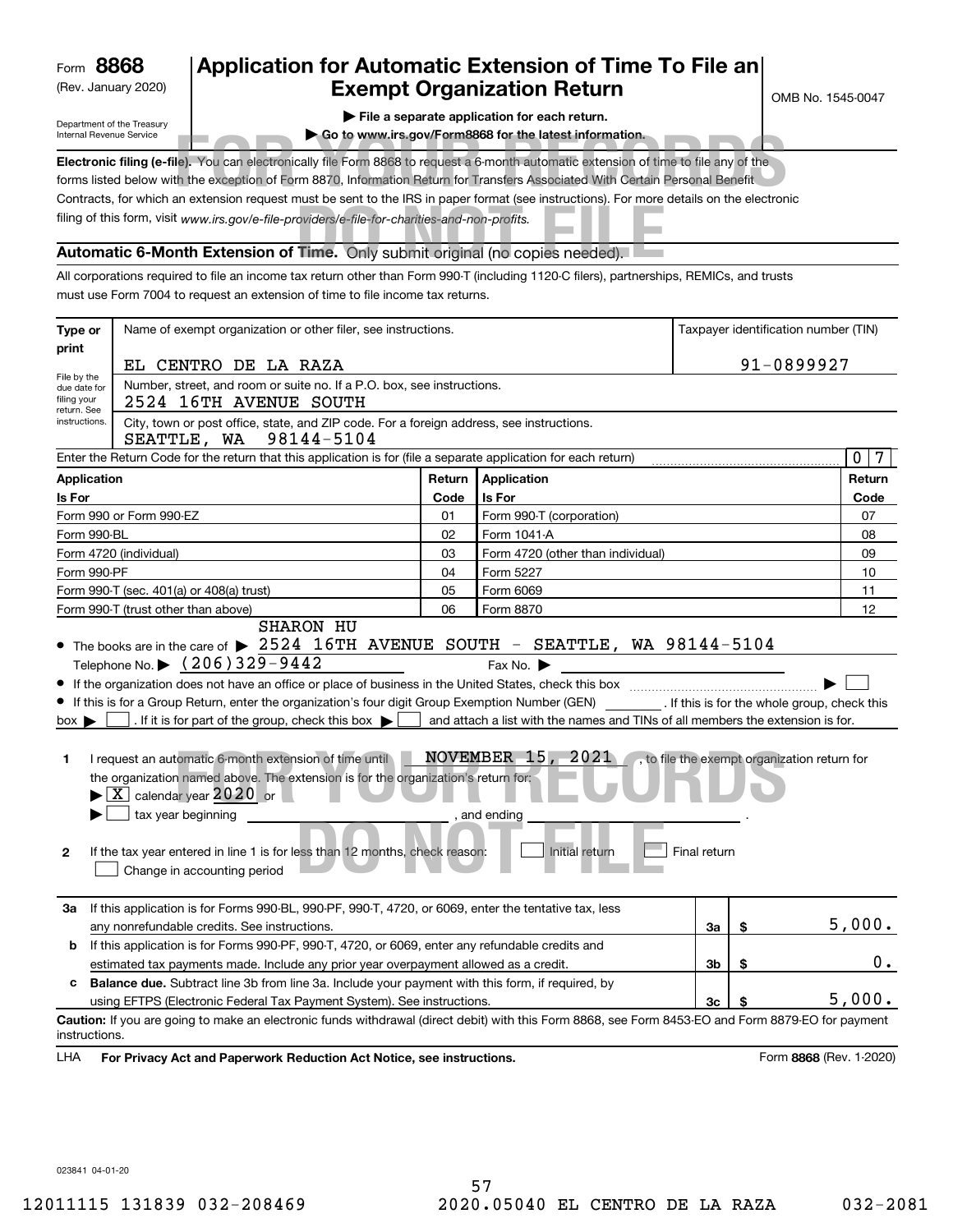Form **8868**
(Rev. January 2020)
Department of the Treasury
Internal Revenue Service

# Application for Automatic Extension of Time To File an Exempt Organization Return

▶ File a separate application for each return.
▶ Go to www.irs.gov/Form8868 for the latest information.

OMB No. 1545-0047

FOR YOUR RECORDS DO NOT FILE

**Electronic filing (e-file).** You can electronically file Form 8868 to request a 6-month automatic extension of time to file any of the forms listed below with the exception of Form 8870, Information Return for Transfers Associated With Certain Personal Benefit Contracts, for which an extension request must be sent to the IRS in paper format (see instructions). For more details on the electronic filing of this form, visit *www.irs.gov/e-file-providers/e-file-for-charities-and-non-profits.*

**Automatic 6-Month Extension of Time.** Only submit original (no copies needed).

All corporations required to file an income tax return other than Form 990-T (including 1120-C filers), partnerships, REMICs, and trusts must use Form 7004 to request an extension of time to file income tax returns.

| Type or print | | |
|---|---|---|
| File by the due date for filing your return. See instructions. | Name of exempt organization or other filer, see instructions. EL CENTRO DE LA RAZA | Taxpayer identification number (TIN) 91-0899927 |
| | Number, street, and room or suite no. If a P.O. box, see instructions. 2524 16TH AVENUE SOUTH | |
| | City, town or post office, state, and ZIP code. For a foreign address, see instructions. SEATTLE, WA 98144-5104 | |

Enter the Return Code for the return that this application is for (file a separate application for each return) ..... 0 7

| Application Is For | Return Code | Application Is For | Return Code |
|---|---|---|---|
| Form 990 or Form 990-EZ | 01 | Form 990-T (corporation) | 07 |
| Form 990-BL | 02 | Form 1041-A | 08 |
| Form 4720 (individual) | 03 | Form 4720 (other than individual) | 09 |
| Form 990-PF | 04 | Form 5227 | 10 |
| Form 990-T (sec. 401(a) or 408(a) trust) | 05 | Form 6069 | 11 |
| Form 990-T (trust other than above) | 06 | Form 8870 | 12 |

- The books are in the care of ▶ SHARON HU 2524 16TH AVENUE SOUTH - SEATTLE, WA 98144-5104
  Telephone No. ▶ (206)329-9442 Fax No. ▶
- If the organization does not have an office or place of business in the United States, check this box ..... ▶ ☐
- If this is for a Group Return, enter the organization's four digit Group Exemption Number (GEN) ________ . If this is for the whole group, check this box ▶ ☐ . If it is for part of the group, check this box ▶ ☐ and attach a list with the names and TINs of all members the extension is for.

**1** I request an automatic 6-month extension of time until NOVEMBER 15, 2021, to file the exempt organization return for the organization named above. The extension is for the organization's return for:
▶ ☒ calendar year 2020 or
▶ ☐ tax year beginning ________, and ending ________.

**2** If the tax year entered in line 1 is for less than 12 months, check reason: ☐ Initial return ☐ Final return ☐ Change in accounting period

| | | | |
|---|---|---|---|
| **3a** | If this application is for Forms 990-BL, 990-PF, 990-T, 4720, or 6069, enter the tentative tax, less any nonrefundable credits. See instructions. | 3a | $ 5,000. |
| **b** | If this application is for Forms 990-PF, 990-T, 4720, or 6069, enter any refundable credits and estimated tax payments made. Include any prior year overpayment allowed as a credit. | 3b | $ 0. |
| **c** | **Balance due.** Subtract line 3b from line 3a. Include your payment with this form, if required, by using EFTPS (Electronic Federal Tax Payment System). See instructions. | 3c | $ 5,000. |

**Caution:** If you are going to make an electronic funds withdrawal (direct debit) with this Form 8868, see Form 8453-EO and Form 8879-EO for payment instructions.

LHA **For Privacy Act and Paperwork Reduction Act Notice, see instructions.** Form **8868** (Rev. 1-2020)

023841 04-01-20

12011115 131839 032-208469 2020.05040 EL CENTRO DE LA RAZA 032-2081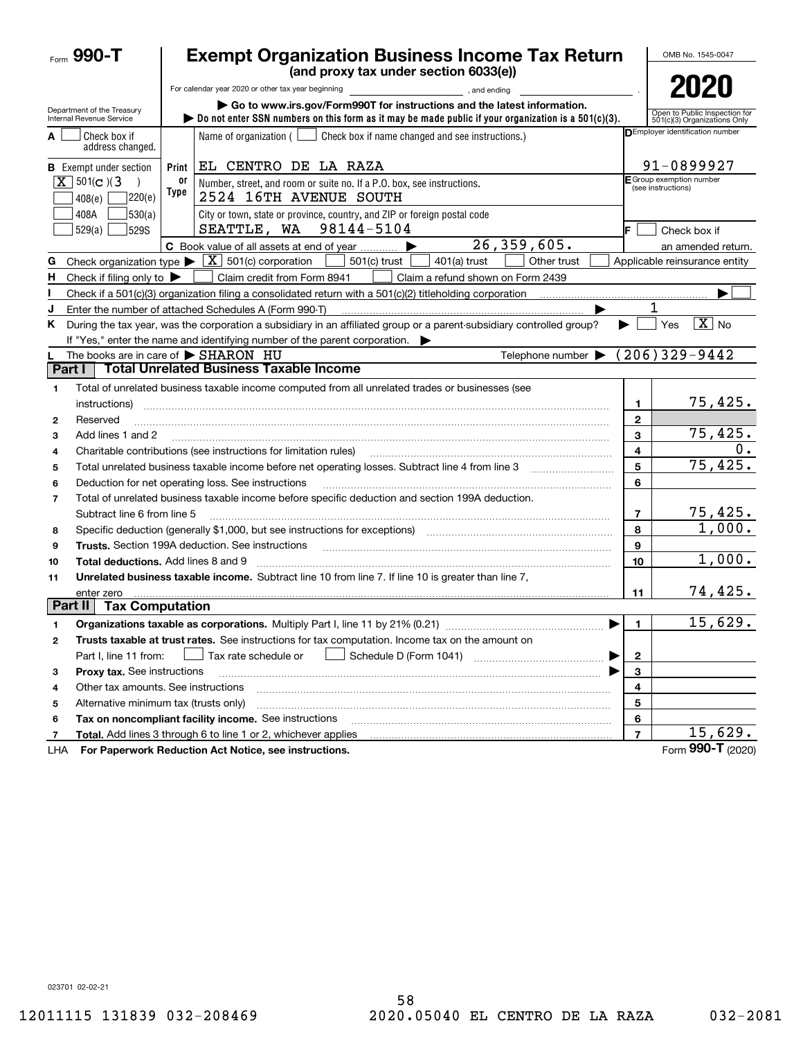Form **990-T**

# Exempt Organization Business Income Tax Return

**(and proxy tax under section 6033(e))**

For calendar year 2020 or other tax year beginning , and ending .

▶ Go to www.irs.gov/Form990T for instructions and the latest information.

▶ Do not enter SSN numbers on this form as it may be made public if your organization is a 501(c)(3).

OMB No. 1545-0047

**2020**

Open to Public Inspection for 501(c)(3) Organizations Only

Department of the Treasury
Internal Revenue Service

**A** ☐ Check box if address changed.

**B** Exempt under section
☒ 501(c)(3)
☐ 408(e) ☐ 220(e)
☐ 408A ☐ 530(a)
☐ 529(a) ☐ 529S

Print or Type

Name of organization ( ☐ Check box if name changed and see instructions.)
EL CENTRO DE LA RAZA

Number, street, and room or suite no. If a P.O. box, see instructions.
2524 16TH AVENUE SOUTH

City or town, state or province, country, and ZIP or foreign postal code
SEATTLE, WA 98144-5104

**D** Employer identification number
91-0899927

**E** Group exemption number (see instructions)

**F** ☐ Check box if an amended return.

**C** Book value of all assets at end of year ▶ 26,359,605.

**G** Check organization type ▶ ☒ 501(c) corporation ☐ 501(c) trust ☐ 401(a) trust ☐ Other trust ☐ Applicable reinsurance entity

**H** Check if filing only to ▶ ☐ Claim credit from Form 8941 ☐ Claim a refund shown on Form 2439

**I** Check if a 501(c)(3) organization filing a consolidated return with a 501(c)(2) titleholding corporation ▶ ☐

**J** Enter the number of attached Schedules A (Form 990-T) ▶ 1

**K** During the tax year, was the corporation a subsidiary in an affiliated group or a parent-subsidiary controlled group? ▶ ☐ Yes ☒ No

If "Yes," enter the name and identifying number of the parent corporation. ▶

**L** The books are in care of ▶ SHARON HU Telephone number ▶ (206)329-9442

## Part I Total Unrelated Business Taxable Income

| | | | |
|---|---|---|---|
| 1 | Total of unrelated business taxable income computed from all unrelated trades or businesses (see instructions) | 1 | 75,425. |
| 2 | Reserved | 2 | |
| 3 | Add lines 1 and 2 | 3 | 75,425. |
| 4 | Charitable contributions (see instructions for limitation rules) | 4 | 0. |
| 5 | Total unrelated business taxable income before net operating losses. Subtract line 4 from line 3 | 5 | 75,425. |
| 6 | Deduction for net operating loss. See instructions | 6 | |
| 7 | Total of unrelated business taxable income before specific deduction and section 199A deduction. Subtract line 6 from line 5 | 7 | 75,425. |
| 8 | Specific deduction (generally $1,000, but see instructions for exceptions) | 8 | 1,000. |
| 9 | **Trusts.** Section 199A deduction. See instructions | 9 | |
| 10 | **Total deductions.** Add lines 8 and 9 | 10 | 1,000. |
| 11 | **Unrelated business taxable income.** Subtract line 10 from line 7. If line 10 is greater than line 7, enter zero | 11 | 74,425. |

## Part II Tax Computation

| | | | |
|---|---|---|---|
| 1 | **Organizations taxable as corporations.** Multiply Part I, line 11 by 21% (0.21) ▶ | 1 | 15,629. |
| 2 | **Trusts taxable at trust rates.** See instructions for tax computation. Income tax on the amount on Part I, line 11 from: ☐ Tax rate schedule or ☐ Schedule D (Form 1041) ▶ | 2 | |
| 3 | **Proxy tax.** See instructions ▶ | 3 | |
| 4 | Other tax amounts. See instructions | 4 | |
| 5 | Alternative minimum tax (trusts only) | 5 | |
| 6 | **Tax on noncompliant facility income.** See instructions | 6 | |
| 7 | **Total.** Add lines 3 through 6 to line 1 or 2, whichever applies | 7 | 15,629. |

LHA **For Paperwork Reduction Act Notice, see instructions.** Form **990-T** (2020)

023701 02-02-21

12011115 131839 032-208469 2020.05040 EL CENTRO DE LA RAZA 032-2081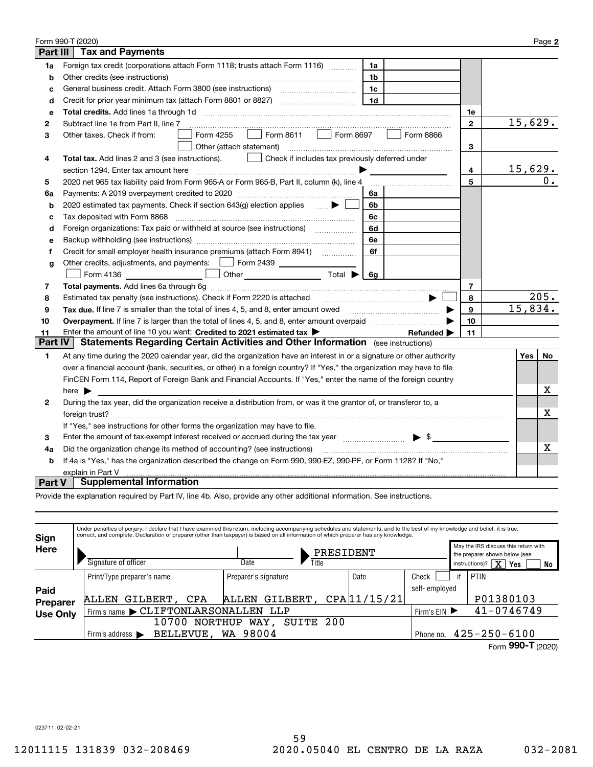Form 990-T (2020) Page **2**

## Part III Tax and Payments

| | | | | | |
|---|---|---|---|---|---|
| **1a** | Foreign tax credit (corporations attach Form 1118; trusts attach Form 1116) | 1a | | | |
| **b** | Other credits (see instructions) | 1b | | | |
| **c** | General business credit. Attach Form 3800 (see instructions) | 1c | | | |
| **d** | Credit for prior year minimum tax (attach Form 8801 or 8827) | 1d | | | |
| **e** | **Total credits.** Add lines 1a through 1d | | | 1e | |
| **2** | Subtract line 1e from Part II, line 7 | | | 2 | 15,629. |
| **3** | Other taxes. Check if from: ☐ Form 4255 ☐ Form 8611 ☐ Form 8697 ☐ Form 8866 ☐ Other (attach statement) | | | 3 | |
| **4** | **Total tax.** Add lines 2 and 3 (see instructions). ☐ Check if includes tax previously deferred under section 1294. Enter tax amount here ▶ | | | 4 | 15,629. |
| **5** | 2020 net 965 tax liability paid from Form 965-A or Form 965-B, Part II, column (k), line 4 | | | 5 | 0. |
| **6a** | Payments: A 2019 overpayment credited to 2020 | 6a | | | |
| **b** | 2020 estimated tax payments. Check if section 643(g) election applies ▶ ☐ | 6b | | | |
| **c** | Tax deposited with Form 8868 | 6c | | | |
| **d** | Foreign organizations: Tax paid or withheld at source (see instructions) | 6d | | | |
| **e** | Backup withholding (see instructions) | 6e | | | |
| **f** | Credit for small employer health insurance premiums (attach Form 8941) | 6f | | | |
| **g** | Other credits, adjustments, and payments: ☐ Form 2439 ___ ☐ Form 4136 ___ ☐ Other ___ Total ▶ | 6g | | | |
| **7** | **Total payments.** Add lines 6a through 6g | | | 7 | |
| **8** | Estimated tax penalty (see instructions). Check if Form 2220 is attached ▶ ☐ | | | 8 | 205. |
| **9** | **Tax due.** If line 7 is smaller than the total of lines 4, 5, and 8, enter amount owed ▶ | | | 9 | 15,834. |
| **10** | **Overpayment.** If line 7 is larger than the total of lines 4, 5, and 8, enter amount overpaid ▶ | | | 10 | |
| **11** | Enter the amount of line 10 you want: **Credited to 2021 estimated tax** ▶ Refunded ▶ | | | 11 | |

## Part IV Statements Regarding Certain Activities and Other Information (see instructions)

| | | Yes | No |
|---|---|---|---|
| **1** | At any time during the 2020 calendar year, did the organization have an interest in or a signature or other authority over a financial account (bank, securities, or other) in a foreign country? If "Yes," the organization may have to file FinCEN Form 114, Report of Foreign Bank and Financial Accounts. If "Yes," enter the name of the foreign country here ▶ | | X |
| **2** | During the tax year, did the organization receive a distribution from, or was it the grantor of, or transferor to, a foreign trust? If "Yes," see instructions for other forms the organization may have to file. | | X |
| **3** | Enter the amount of tax-exempt interest received or accrued during the tax year ▶ $ | | |
| **4a** | Did the organization change its method of accounting? (see instructions) | | X |
| **b** | If 4a is "Yes," has the organization described the change on Form 990, 990-EZ, 990-PF, or Form 1128? If "No," explain in Part V | | |

## Part V Supplemental Information

Provide the explanation required by Part IV, line 4b. Also, provide any other additional information. See instructions.

**Sign Here**

Under penalties of perjury, I declare that I have examined this return, including accompanying schedules and statements, and to the best of my knowledge and belief, it is true, correct, and complete. Declaration of preparer (other than taxpayer) is based on all information of which preparer has any knowledge.

Signature of officer | Date | Title: PRESIDENT

May the IRS discuss this return with the preparer shown below (see instructions)? [X] Yes ☐ No

**Paid Preparer Use Only**

| Print/Type preparer's name | Preparer's signature | Date | Check ☐ if self-employed | PTIN |
|---|---|---|---|---|
| ALLEN GILBERT, CPA | ALLEN GILBERT, CPA | 11/15/21 | | P01380103 |
| Firm's name ▶ CLIFTONLARSONALLEN LLP | | | Firm's EIN ▶ | 41-0746749 |
| Firm's address ▶ 10700 NORTHUP WAY, SUITE 200 BELLEVUE, WA 98004 | | | Phone no. | 425-250-6100 |

Form **990-T** (2020)

023711 02-02-21

12011115 131839 032-208469 2020.05040 EL CENTRO DE LA RAZA 032-2081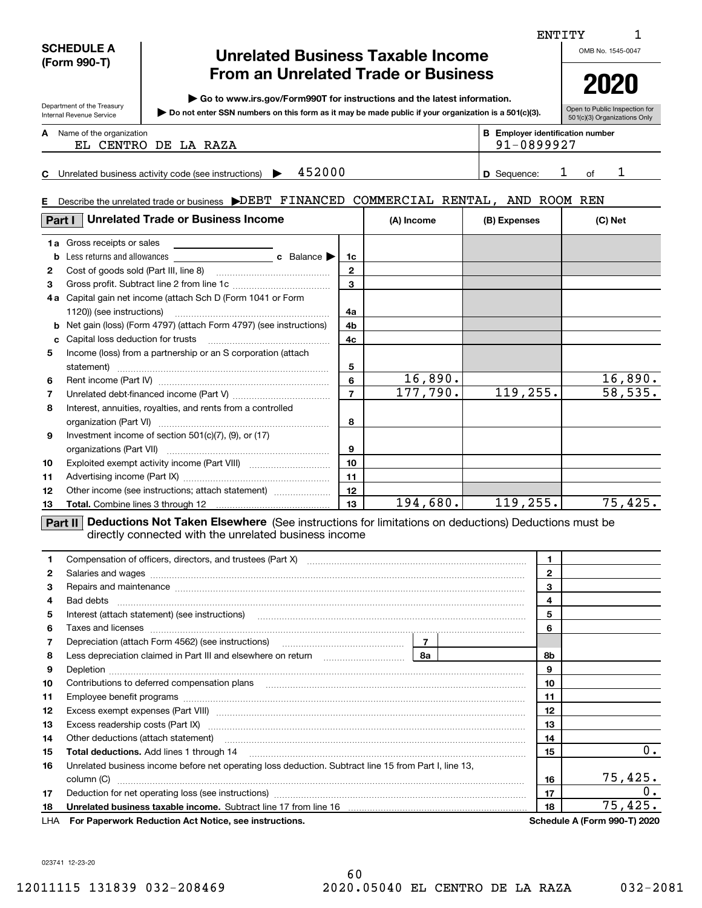ENTITY 1

**SCHEDULE A (Form 990-T)**

Department of the Treasury
Internal Revenue Service

# Unrelated Business Taxable Income From an Unrelated Trade or Business

▶ Go to www.irs.gov/Form990T for instructions and the latest information.

▶ Do not enter SSN numbers on this form as it may be made public if your organization is a 501(c)(3).

OMB No. 1545-0047

**2020**

Open to Public Inspection for 501(c)(3) Organizations Only

**A** Name of the organization: EL CENTRO DE LA RAZA

**B** Employer identification number: 91-0899927

**C** Unrelated business activity code (see instructions) ▶ 452000

**D** Sequence: 1 of 1

**E** Describe the unrelated trade or business ▶DEBT FINANCED COMMERCIAL RENTAL, AND ROOM REN

| **Part I** Unrelated Trade or Business Income | | (A) Income | (B) Expenses | (C) Net |
|---|---|---|---|---|
| **1a** Gross receipts or sales | | | | |
| **b** Less returns and allowances ______ **c** Balance ▶ | 1c | | | |
| **2** Cost of goods sold (Part III, line 8) | 2 | | | |
| **3** Gross profit. Subtract line 2 from line 1c | 3 | | | |
| **4a** Capital gain net income (attach Sch D (Form 1041 or Form 1120)) (see instructions) | 4a | | | |
| **b** Net gain (loss) (Form 4797) (attach Form 4797) (see instructions) | 4b | | | |
| **c** Capital loss deduction for trusts | 4c | | | |
| **5** Income (loss) from a partnership or an S corporation (attach statement) | 5 | | | |
| **6** Rent income (Part IV) | 6 | 16,890. | | 16,890. |
| **7** Unrelated debt-financed income (Part V) | 7 | 177,790. | 119,255. | 58,535. |
| **8** Interest, annuities, royalties, and rents from a controlled organization (Part VI) | 8 | | | |
| **9** Investment income of section 501(c)(7), (9), or (17) organizations (Part VII) | 9 | | | |
| **10** Exploited exempt activity income (Part VIII) | 10 | | | |
| **11** Advertising income (Part IX) | 11 | | | |
| **12** Other income (see instructions; attach statement) | 12 | | | |
| **13** **Total.** Combine lines 3 through 12 | 13 | 194,680. | 119,255. | 75,425. |

**Part II** **Deductions Not Taken Elsewhere** (See instructions for limitations on deductions) Deductions must be directly connected with the unrelated business income

| | | | |
|---|---|---|---|
| **1** | Compensation of officers, directors, and trustees (Part X) | 1 | |
| **2** | Salaries and wages | 2 | |
| **3** | Repairs and maintenance | 3 | |
| **4** | Bad debts | 4 | |
| **5** | Interest (attach statement) (see instructions) | 5 | |
| **6** | Taxes and licenses | 6 | |
| **7** | Depreciation (attach Form 4562) (see instructions) ... 7 | | |
| **8** | Less depreciation claimed in Part III and elsewhere on return ... 8a | 8b | |
| **9** | Depletion | 9 | |
| **10** | Contributions to deferred compensation plans | 10 | |
| **11** | Employee benefit programs | 11 | |
| **12** | Excess exempt expenses (Part VIII) | 12 | |
| **13** | Excess readership costs (Part IX) | 13 | |
| **14** | Other deductions (attach statement) | 14 | |
| **15** | **Total deductions.** Add lines 1 through 14 | 15 | 0. |
| **16** | Unrelated business income before net operating loss deduction. Subtract line 15 from Part I, line 13, column (C) | 16 | 75,425. |
| **17** | Deduction for net operating loss (see instructions) | 17 | 0. |
| **18** | **Unrelated business taxable income.** Subtract line 17 from line 16 | 18 | 75,425. |

LHA **For Paperwork Reduction Act Notice, see instructions.** **Schedule A (Form 990-T) 2020**

023741 12-23-20

12011115 131839 032-208469 2020.05040 EL CENTRO DE LA RAZA 032-2081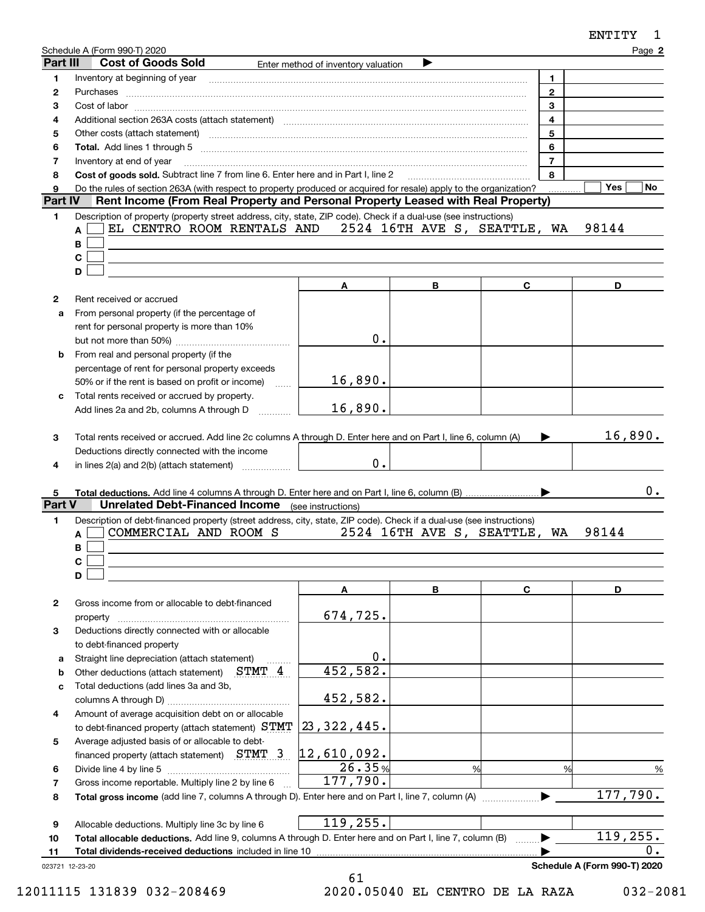ENTITY 1

Schedule A (Form 990-T) 2020 Page **2**

## Part III Cost of Goods Sold

Enter method of inventory valuation ▶

| | | | |
|---|---|---|---|
| 1 | Inventory at beginning of year | 1 | |
| 2 | Purchases | 2 | |
| 3 | Cost of labor | 3 | |
| 4 | Additional section 263A costs (attach statement) | 4 | |
| 5 | Other costs (attach statement) | 5 | |
| 6 | **Total.** Add lines 1 through 5 | 6 | |
| 7 | Inventory at end of year | 7 | |
| 8 | **Cost of goods sold.** Subtract line 7 from line 6. Enter here and in Part I, line 2 | 8 | |
| 9 | Do the rules of section 263A (with respect to property produced or acquired for resale) apply to the organization? | | Yes ☐ No ☐ |

## Part IV Rent Income (From Real Property and Personal Property Leased with Real Property)

1 Description of property (property street address, city, state, ZIP code). Check if a dual-use (see instructions)

A ☐ EL CENTRO ROOM RENTALS AND 2524 16TH AVE S, SEATTLE, WA 98144

B ☐

C ☐

D ☐

| | | A | B | C | D |
|---|---|---|---|---|---|
| 2 | Rent received or accrued | | | | |
| a | From personal property (if the percentage of rent for personal property is more than 10% but not more than 50%) | 0. | | | |
| b | From real and personal property (if the percentage of rent for personal property exceeds 50% or if the rent is based on profit or income) | 16,890. | | | |
| c | Total rents received or accrued by property. Add lines 2a and 2b, columns A through D | 16,890. | | | |
| 3 | Total rents received or accrued. Add line 2c columns A through D. Enter here and on Part I, line 6, column (A) ▶ | | | | 16,890. |
| 4 | Deductions directly connected with the income in lines 2(a) and 2(b) (attach statement) | 0. | | | |
| 5 | **Total deductions.** Add line 4 columns A through D. Enter here and on Part I, line 6, column (B) ▶ | | | | 0. |

## Part V Unrelated Debt-Financed Income (see instructions)

1 Description of debt-financed property (street address, city, state, ZIP code). Check if a dual-use (see instructions)

A ☐ COMMERCIAL AND ROOM S 2524 16TH AVE S, SEATTLE, WA 98144

B ☐

C ☐

D ☐

| | | A | B | C | D |
|---|---|---|---|---|---|
| 2 | Gross income from or allocable to debt-financed property | 674,725. | | | |
| 3 | Deductions directly connected with or allocable to debt-financed property | | | | |
| a | Straight line depreciation (attach statement) | 0. | | | |
| b | Other deductions (attach statement) STMT 4 | 452,582. | | | |
| c | Total deductions (add lines 3a and 3b, columns A through D) | 452,582. | | | |
| 4 | Amount of average acquisition debt on or allocable to debt-financed property (attach statement) STMT | 23,322,445. | | | |
| 5 | Average adjusted basis of or allocable to debt-financed property (attach statement) STMT 3 | 12,610,092. | | | |
| 6 | Divide line 4 by line 5 | 26.35 % | % | % | % |
| 7 | Gross income reportable. Multiply line 2 by line 6 | 177,790. | | | |
| 8 | **Total gross income** (add line 7, columns A through D). Enter here and on Part I, line 7, column (A) ▶ | | | | 177,790. |
| 9 | Allocable deductions. Multiply line 3c by line 6 | 119,255. | | | |
| 10 | **Total allocable deductions.** Add line 9, columns A through D. Enter here and on Part I, line 7, column (B) ▶ | | | | 119,255. |
| 11 | **Total dividends-received deductions** included in line 10 ▶ | | | | 0. |

023721 12-23-20 **Schedule A (Form 990-T) 2020**

12011115 131839 032-208469 2020.05040 EL CENTRO DE LA RAZA 032-2081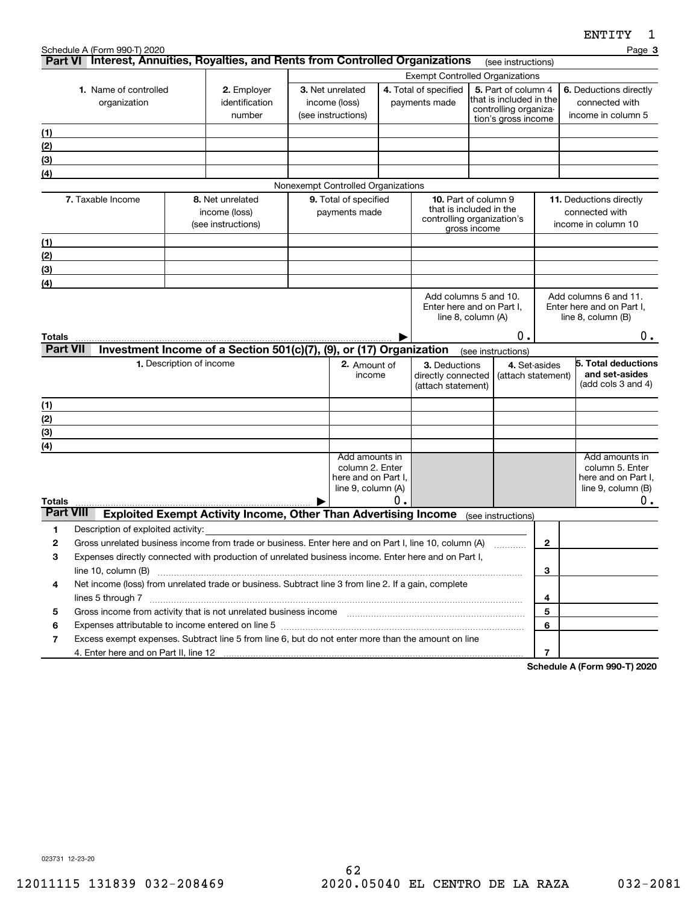ENTITY 1

Schedule A (Form 990-T) 2020 Page **3**

## Part VI Interest, Annuities, Royalties, and Rents from Controlled Organizations (see instructions)

| | | Exempt Controlled Organizations | | | |
|---|---|---|---|---|---|
| **1.** Name of controlled organization | **2.** Employer identification number | **3.** Net unrelated income (loss) (see instructions) | **4.** Total of specified payments made | **5.** Part of column 4 that is included in the controlling organization's gross income | **6.** Deductions directly connected with income in column 5 |
| (1) | | | | | |
| (2) | | | | | |
| (3) | | | | | |
| (4) | | | | | |

Nonexempt Controlled Organizations

| **7.** Taxable Income | **8.** Net unrelated income (loss) (see instructions) | **9.** Total of specified payments made | **10.** Part of column 9 that is included in the controlling organization's gross income | **11.** Deductions directly connected with income in column 10 |
|---|---|---|---|---|
| (1) | | | | |
| (2) | | | | |
| (3) | | | | |
| (4) | | | | |
| | | | Add columns 5 and 10. Enter here and on Part I, line 8, column (A) | Add columns 6 and 11. Enter here and on Part I, line 8, column (B) |
| **Totals** ▶ | | | 0. | 0. |

## Part VII Investment Income of a Section 501(c)(7), (9), or (17) Organization (see instructions)

| **1.** Description of income | **2.** Amount of income | **3.** Deductions directly connected (attach statement) | **4.** Set-asides (attach statement) | **5. Total deductions and set-asides** (add cols 3 and 4) |
|---|---|---|---|---|
| (1) | | | | |
| (2) | | | | |
| (3) | | | | |
| (4) | | | | |
| | Add amounts in column 2. Enter here and on Part I, line 9, column (A) | | | Add amounts in column 5. Enter here and on Part I, line 9, column (B) |
| **Totals** ▶ | 0. | | | 0. |

## Part VIII Exploited Exempt Activity Income, Other Than Advertising Income (see instructions)

| | | | |
|---|---|---|---|
| 1 | Description of exploited activity: | | |
| 2 | Gross unrelated business income from trade or business. Enter here and on Part I, line 10, column (A) | 2 | |
| 3 | Expenses directly connected with production of unrelated business income. Enter here and on Part I, line 10, column (B) | 3 | |
| 4 | Net income (loss) from unrelated trade or business. Subtract line 3 from line 2. If a gain, complete lines 5 through 7 | 4 | |
| 5 | Gross income from activity that is not unrelated business income | 5 | |
| 6 | Expenses attributable to income entered on line 5 | 6 | |
| 7 | Excess exempt expenses. Subtract line 5 from line 6, but do not enter more than the amount on line 4. Enter here and on Part II, line 12 | 7 | |

**Schedule A (Form 990-T) 2020**

023731 12-23-20

12011115 131839 032-208469 2020.05040 EL CENTRO DE LA RAZA 032-2081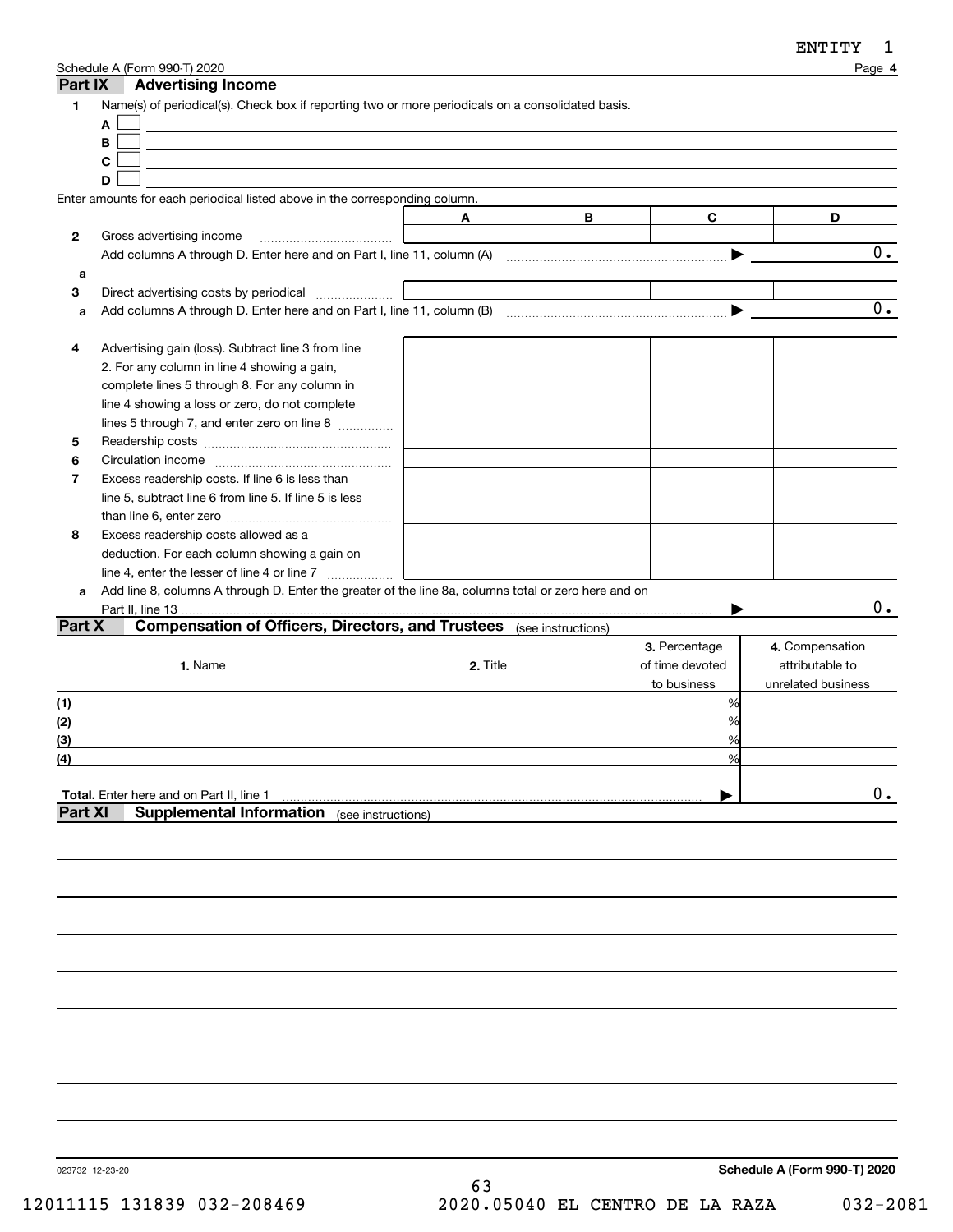ENTITY 1

Schedule A (Form 990-T) 2020

## Part IX Advertising Income

**1** Name(s) of periodical(s). Check box if reporting two or more periodicals on a consolidated basis.

A ☐

B ☐

C ☐

D ☐

Enter amounts for each periodical listed above in the corresponding column.

| | | A | B | C | D |
|---|---|---|---|---|---|
| **2** | Gross advertising income | | | | |
| | Add columns A through D. Enter here and on Part I, line 11, column (A) ▶ | | | | 0. |
| **a** | | | | | |
| **3** | Direct advertising costs by periodical | | | | |
| **a** | Add columns A through D. Enter here and on Part I, line 11, column (B) ▶ | | | | 0. |
| **4** | Advertising gain (loss). Subtract line 3 from line 2. For any column in line 4 showing a gain, complete lines 5 through 8. For any column in line 4 showing a loss or zero, do not complete lines 5 through 7, and enter zero on line 8 | | | | |
| **5** | Readership costs | | | | |
| **6** | Circulation income | | | | |
| **7** | Excess readership costs. If line 6 is less than line 5, subtract line 6 from line 5. If line 5 is less than line 6, enter zero | | | | |
| **8** | Excess readership costs allowed as a deduction. For each column showing a gain on line 4, enter the lesser of line 4 or line 7 | | | | |
| **a** | Add line 8, columns A through D. Enter the greater of the line 8a, columns total or zero here and on Part II, line 13 ▶ | | | | 0. |

## Part X Compensation of Officers, Directors, and Trustees (see instructions)

| | 1. Name | 2. Title | 3. Percentage of time devoted to business | 4. Compensation attributable to unrelated business |
|---|---|---|---|---|
| (1) | | | % | |
| (2) | | | % | |
| (3) | | | % | |
| (4) | | | % | |
| **Total.** Enter here and on Part II, line 1 ▶ | | | | 0. |

## Part XI Supplemental Information (see instructions)

023732 12-23-20

**Schedule A (Form 990-T) 2020**

12011115 131839 032-208469 2020.05040 EL CENTRO DE LA RAZA 032-2081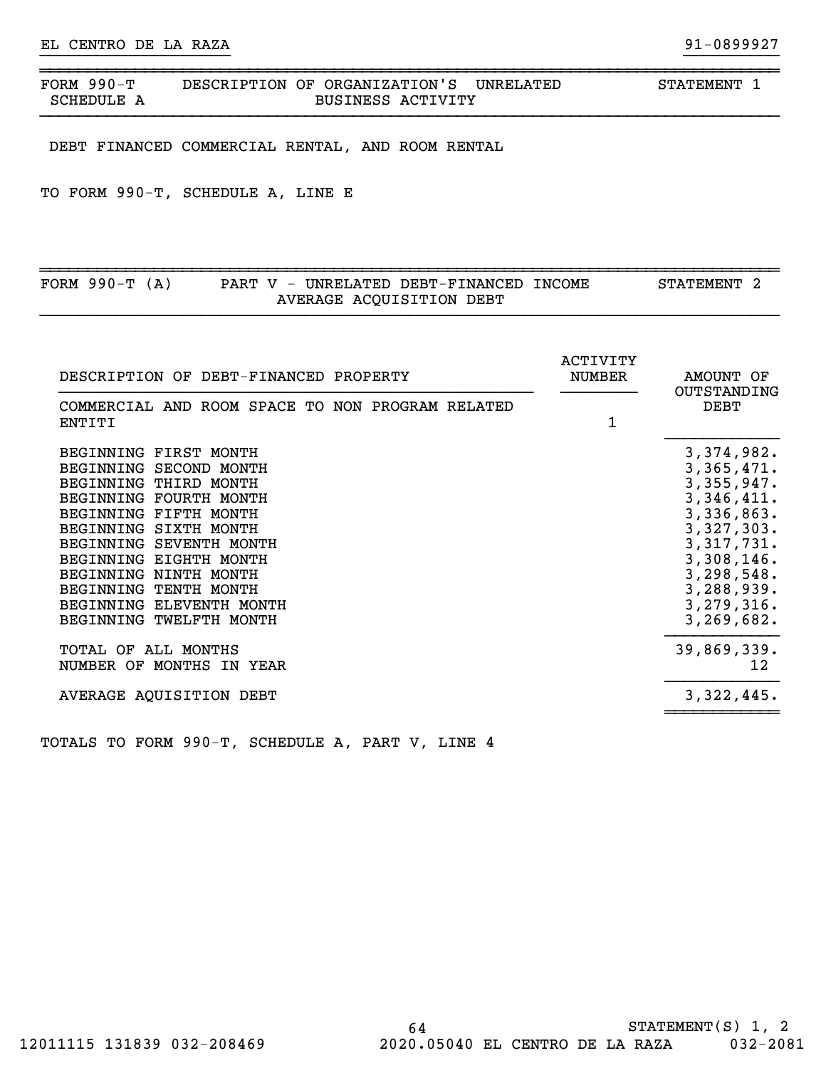EL CENTRO DE LA RAZA 91-0899927

## FORM 990-T SCHEDULE A — DESCRIPTION OF ORGANIZATION'S UNRELATED BUSINESS ACTIVITY — STATEMENT 1

DEBT FINANCED COMMERCIAL RENTAL, AND ROOM RENTAL

TO FORM 990-T, SCHEDULE A, LINE E

## FORM 990-T (A) — PART V - UNRELATED DEBT-FINANCED INCOME AVERAGE ACQUISITION DEBT — STATEMENT 2

| DESCRIPTION OF DEBT-FINANCED PROPERTY | ACTIVITY NUMBER | AMOUNT OF OUTSTANDING DEBT |
|---|---|---|
| COMMERCIAL AND ROOM SPACE TO NON PROGRAM RELATED ENTITI | 1 | |
| BEGINNING FIRST MONTH | | 3,374,982. |
| BEGINNING SECOND MONTH | | 3,365,471. |
| BEGINNING THIRD MONTH | | 3,355,947. |
| BEGINNING FOURTH MONTH | | 3,346,411. |
| BEGINNING FIFTH MONTH | | 3,336,863. |
| BEGINNING SIXTH MONTH | | 3,327,303. |
| BEGINNING SEVENTH MONTH | | 3,317,731. |
| BEGINNING EIGHTH MONTH | | 3,308,146. |
| BEGINNING NINTH MONTH | | 3,298,548. |
| BEGINNING TENTH MONTH | | 3,288,939. |
| BEGINNING ELEVENTH MONTH | | 3,279,316. |
| BEGINNING TWELFTH MONTH | | 3,269,682. |
| TOTAL OF ALL MONTHS | | 39,869,339. |
| NUMBER OF MONTHS IN YEAR | | 12 |
| AVERAGE AQUISITION DEBT | | 3,322,445. |

TOTALS TO FORM 990-T, SCHEDULE A, PART V, LINE 4

STATEMENT(S) 1, 2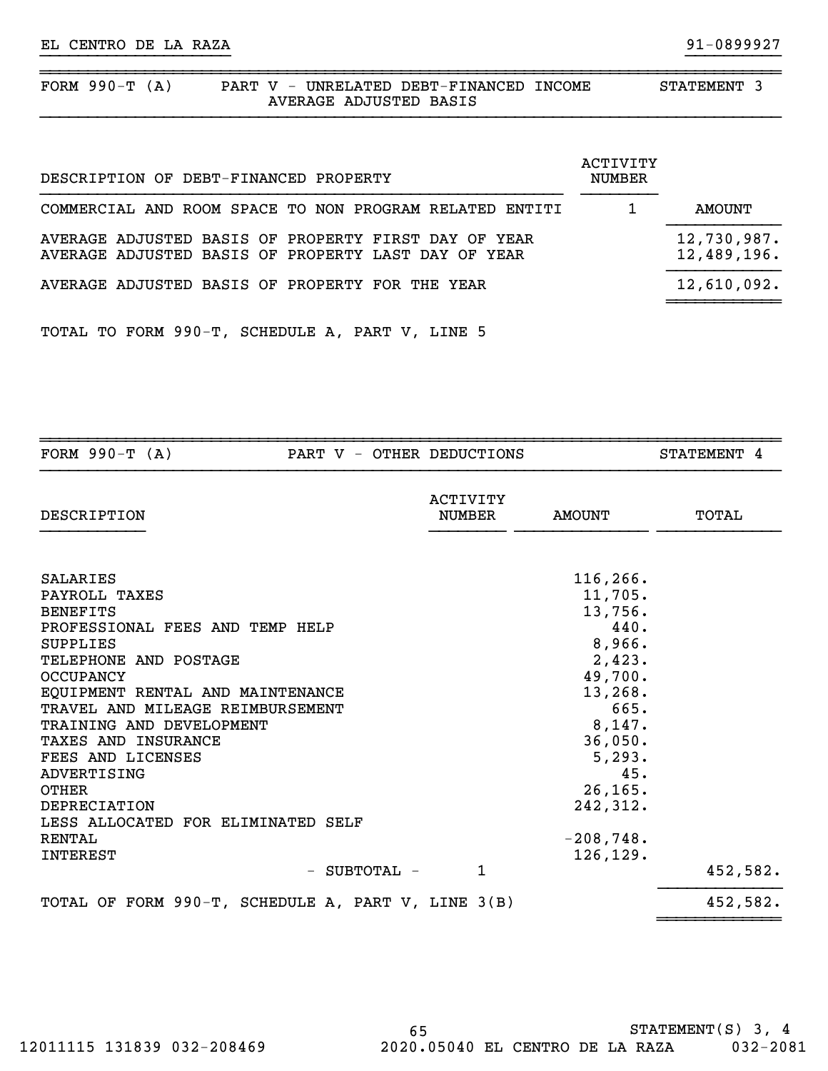EL CENTRO DE LA RAZA 91-0899927

## FORM 990-T (A) PART V - UNRELATED DEBT-FINANCED INCOME AVERAGE ADJUSTED BASIS — STATEMENT 3

| DESCRIPTION OF DEBT-FINANCED PROPERTY | ACTIVITY NUMBER | AMOUNT |
|---|---|---|
| COMMERCIAL AND ROOM SPACE TO NON PROGRAM RELATED ENTITI | 1 | |
| AVERAGE ADJUSTED BASIS OF PROPERTY FIRST DAY OF YEAR | | 12,730,987. |
| AVERAGE ADJUSTED BASIS OF PROPERTY LAST DAY OF YEAR | | 12,489,196. |
| AVERAGE ADJUSTED BASIS OF PROPERTY FOR THE YEAR | | 12,610,092. |

TOTAL TO FORM 990-T, SCHEDULE A, PART V, LINE 5

## FORM 990-T (A) PART V - OTHER DEDUCTIONS — STATEMENT 4

| DESCRIPTION | ACTIVITY NUMBER | AMOUNT | TOTAL |
|---|---|---|---|
| SALARIES | | 116,266. | |
| PAYROLL TAXES | | 11,705. | |
| BENEFITS | | 13,756. | |
| PROFESSIONAL FEES AND TEMP HELP | | 440. | |
| SUPPLIES | | 8,966. | |
| TELEPHONE AND POSTAGE | | 2,423. | |
| OCCUPANCY | | 49,700. | |
| EQUIPMENT RENTAL AND MAINTENANCE | | 13,268. | |
| TRAVEL AND MILEAGE REIMBURSEMENT | | 665. | |
| TRAINING AND DEVELOPMENT | | 8,147. | |
| TAXES AND INSURANCE | | 36,050. | |
| FEES AND LICENSES | | 5,293. | |
| ADVERTISING | | 45. | |
| OTHER | | 26,165. | |
| DEPRECIATION | | 242,312. | |
| LESS ALLOCATED FOR ELIMINATED SELF RENTAL | | -208,748. | |
| INTEREST | | 126,129. | |
| - SUBTOTAL - | 1 | | 452,582. |
| TOTAL OF FORM 990-T, SCHEDULE A, PART V, LINE 3(B) | | | 452,582. |

STATEMENT(S) 3, 4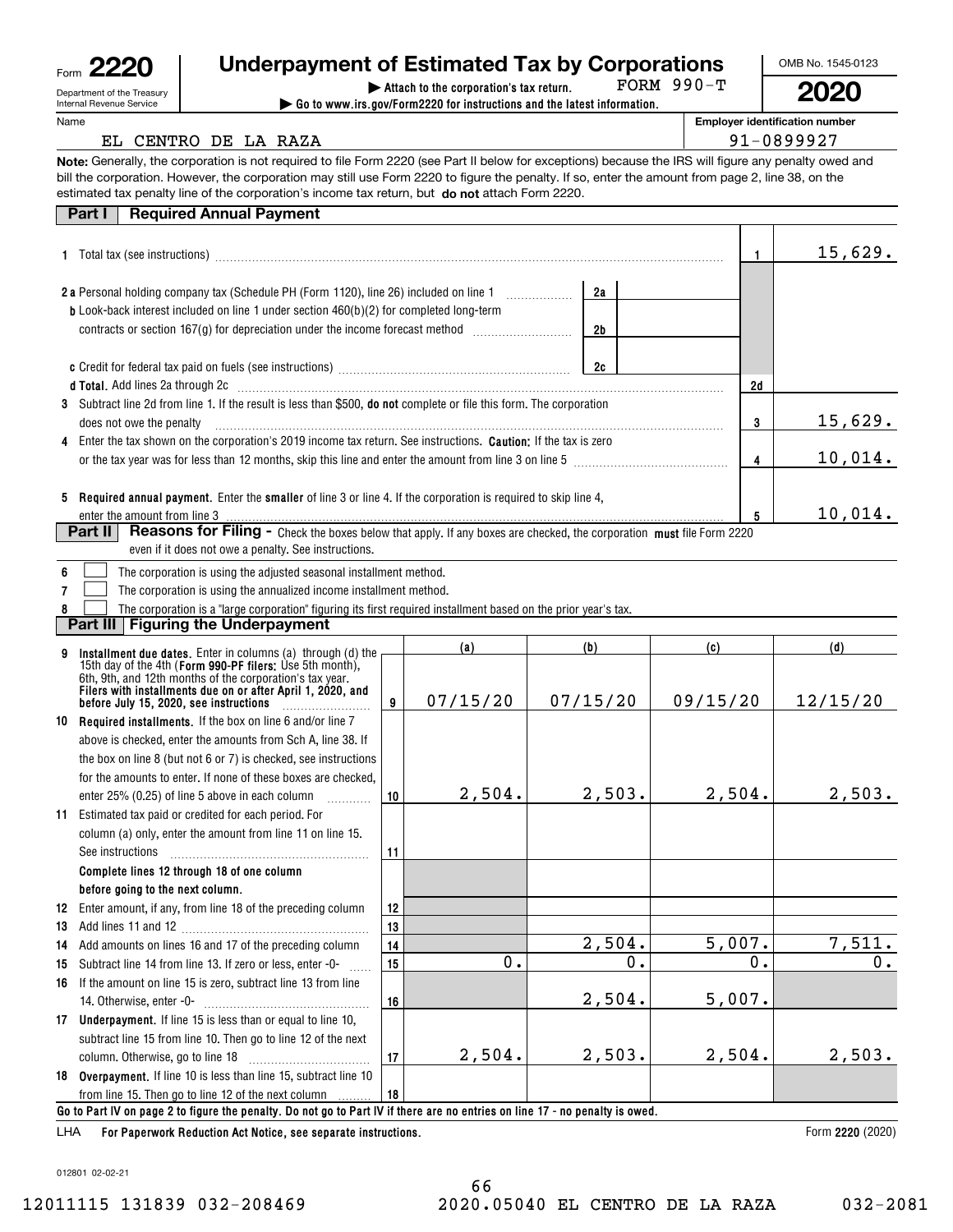Form **2220** | **Underpayment of Estimated Tax by Corporations** | OMB No. 1545-0123

Department of the Treasury
Internal Revenue Service

▶ Attach to the corporation's tax return. FORM 990-T
▶ Go to www.irs.gov/Form2220 for instructions and the latest information.

**2020**

Name: EL CENTRO DE LA RAZA

Employer identification number: 91-0899927

**Note:** Generally, the corporation is not required to file Form 2220 (see Part II below for exceptions) because the IRS will figure any penalty owed and bill the corporation. However, the corporation may still use Form 2220 to figure the penalty. If so, enter the amount from page 2, line 38, on the estimated tax penalty line of the corporation's income tax return, but **do not** attach Form 2220.

## Part I Required Annual Payment

| Line | Description | | | | Amount |
|---|---|---|---|---|---|
| 1 | Total tax (see instructions) | | | 1 | 15,629. |
| 2a | Personal holding company tax (Schedule PH (Form 1120), line 26) included on line 1 | 2a | | | |
| b | Look-back interest included on line 1 under section 460(b)(2) for completed long-term contracts or section 167(g) for depreciation under the income forecast method | 2b | | | |
| c | Credit for federal tax paid on fuels (see instructions) | 2c | | | |
| d | **Total.** Add lines 2a through 2c | | | 2d | |
| 3 | Subtract line 2d from line 1. If the result is less than $500, **do not** complete or file this form. The corporation does not owe the penalty | | | 3 | 15,629. |
| 4 | Enter the tax shown on the corporation's 2019 income tax return. See instructions. **Caution:** If the tax is zero or the tax year was for less than 12 months, skip this line and enter the amount from line 3 on line 5 | | | 4 | 10,014. |
| 5 | **Required annual payment.** Enter the **smaller** of line 3 or line 4. If the corporation is required to skip line 4, enter the amount from line 3 | | | 5 | 10,014. |

## Part II Reasons for Filing - Check the boxes below that apply. If any boxes are checked, the corporation must file Form 2220 even if it does not owe a penalty. See instructions.

6 ☐ The corporation is using the adjusted seasonal installment method.

7 ☐ The corporation is using the annualized income installment method.

8 ☐ The corporation is a "large corporation" figuring its first required installment based on the prior year's tax.

## Part III Figuring the Underpayment

| Line | Description | | (a) | (b) | (c) | (d) |
|---|---|---|---|---|---|---|
| 9 | **Installment due dates.** Enter in columns (a) through (d) the 15th day of the 4th (**Form 990-PF filers:** Use 5th month), 6th, 9th, and 12th months of the corporation's tax year. **Filers with installments due on or after April 1, 2020, and before July 15, 2020, see instructions** | 9 | 07/15/20 | 07/15/20 | 09/15/20 | 12/15/20 |
| 10 | **Required installments.** If the box on line 6 and/or line 7 above is checked, enter the amounts from Sch A, line 38. If the box on line 8 (but not 6 or 7) is checked, see instructions for the amounts to enter. If none of these boxes are checked, enter 25% (0.25) of line 5 above in each column | 10 | 2,504. | 2,503. | 2,504. | 2,503. |
| 11 | Estimated tax paid or credited for each period. For column (a) only, enter the amount from line 11 on line 15. See instructions | 11 | | | | |
| | **Complete lines 12 through 18 of one column before going to the next column.** | | | | | |
| 12 | Enter amount, if any, from line 18 of the preceding column | 12 | | | | |
| 13 | Add lines 11 and 12 | 13 | | | | |
| 14 | Add amounts on lines 16 and 17 of the preceding column | 14 | | 2,504. | 5,007. | 7,511. |
| 15 | Subtract line 14 from line 13. If zero or less, enter -0- | 15 | 0. | 0. | 0. | 0. |
| 16 | If the amount on line 15 is zero, subtract line 13 from line 14. Otherwise, enter -0- | 16 | | 2,504. | 5,007. | |
| 17 | **Underpayment.** If line 15 is less than or equal to line 10, subtract line 15 from line 10. Then go to line 12 of the next column. Otherwise, go to line 18 | 17 | 2,504. | 2,503. | 2,504. | 2,503. |
| 18 | **Overpayment.** If line 10 is less than line 15, subtract line 10 from line 15. Then go to line 12 of the next column | 18 | | | | |

**Go to Part IV on page 2 to figure the penalty. Do not go to Part IV if there are no entries on line 17 - no penalty is owed.**

LHA **For Paperwork Reduction Act Notice, see separate instructions.** Form **2220** (2020)

012801 02-02-21

12011115 131839 032-208469 2020.05040 EL CENTRO DE LA RAZA 032-2081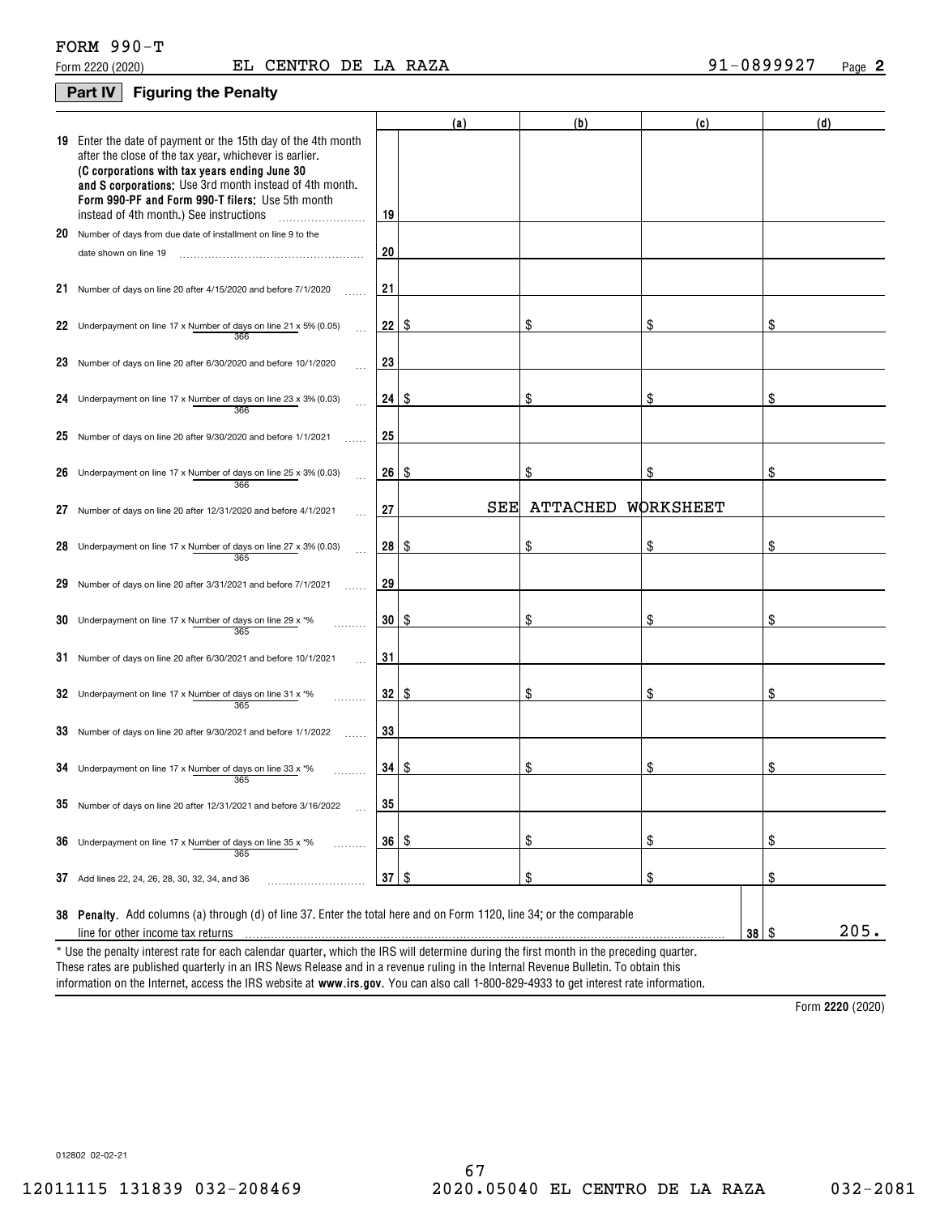FORM 990-T

Form 2220 (2020) EL CENTRO DE LA RAZA 91-0899927 Page **2**

## Part IV Figuring the Penalty

| | | | (a) | (b) | (c) | (d) |
|---|---|---|---|---|---|---|
| 19 | Enter the date of payment or the 15th day of the 4th month after the close of the tax year, whichever is earlier. **(C corporations with tax years ending June 30 and S corporations:** Use 3rd month instead of 4th month. **Form 990-PF and Form 990-T filers:** Use 5th month instead of 4th month.) See instructions | 19 | | | | |
| 20 | Number of days from due date of installment on line 9 to the date shown on line 19 | 20 | | | | |
| 21 | Number of days on line 20 after 4/15/2020 and before 7/1/2020 | 21 | | | | |
| 22 | Underpayment on line 17 x Number of days on line 21 / 366 x 5% (0.05) | 22 | $ | $ | $ | $ |
| 23 | Number of days on line 20 after 6/30/2020 and before 10/1/2020 | 23 | | | | |
| 24 | Underpayment on line 17 x Number of days on line 23 / 366 x 3% (0.03) | 24 | $ | $ | $ | $ |
| 25 | Number of days on line 20 after 9/30/2020 and before 1/1/2021 | 25 | | | | |
| 26 | Underpayment on line 17 x Number of days on line 25 / 366 x 3% (0.03) | 26 | $ | $ | $ | $ |
| 27 | Number of days on line 20 after 12/31/2020 and before 4/1/2021 | 27 | SEE | ATTACHED | WORKSHEET | |
| 28 | Underpayment on line 17 x Number of days on line 27 / 365 x 3% (0.03) | 28 | $ | $ | $ | $ |
| 29 | Number of days on line 20 after 3/31/2021 and before 7/1/2021 | 29 | | | | |
| 30 | Underpayment on line 17 x Number of days on line 29 / 365 x *% | 30 | $ | $ | $ | $ |
| 31 | Number of days on line 20 after 6/30/2021 and before 10/1/2021 | 31 | | | | |
| 32 | Underpayment on line 17 x Number of days on line 31 / 365 x *% | 32 | $ | $ | $ | $ |
| 33 | Number of days on line 20 after 9/30/2021 and before 1/1/2022 | 33 | | | | |
| 34 | Underpayment on line 17 x Number of days on line 33 / 365 x *% | 34 | $ | $ | $ | $ |
| 35 | Number of days on line 20 after 12/31/2021 and before 3/16/2022 | 35 | | | | |
| 36 | Underpayment on line 17 x Number of days on line 35 / 365 x *% | 36 | $ | $ | $ | $ |
| 37 | Add lines 22, 24, 26, 28, 30, 32, 34, and 36 | 37 | $ | $ | $ | $ |

| | | | |
|---|---|---|---|
| 38 | **Penalty.** Add columns (a) through (d) of line 37. Enter the total here and on Form 1120, line 34; or the comparable line for other income tax returns | 38 | $ 205. |

\* Use the penalty interest rate for each calendar quarter, which the IRS will determine during the first month in the preceding quarter. These rates are published quarterly in an IRS News Release and in a revenue ruling in the Internal Revenue Bulletin. To obtain this information on the Internet, access the IRS website at **www.irs.gov**. You can also call 1-800-829-4933 to get interest rate information.

Form **2220** (2020)

012802 02-02-21

12011115 131839 032-208469 2020.05040 EL CENTRO DE LA RAZA 032-2081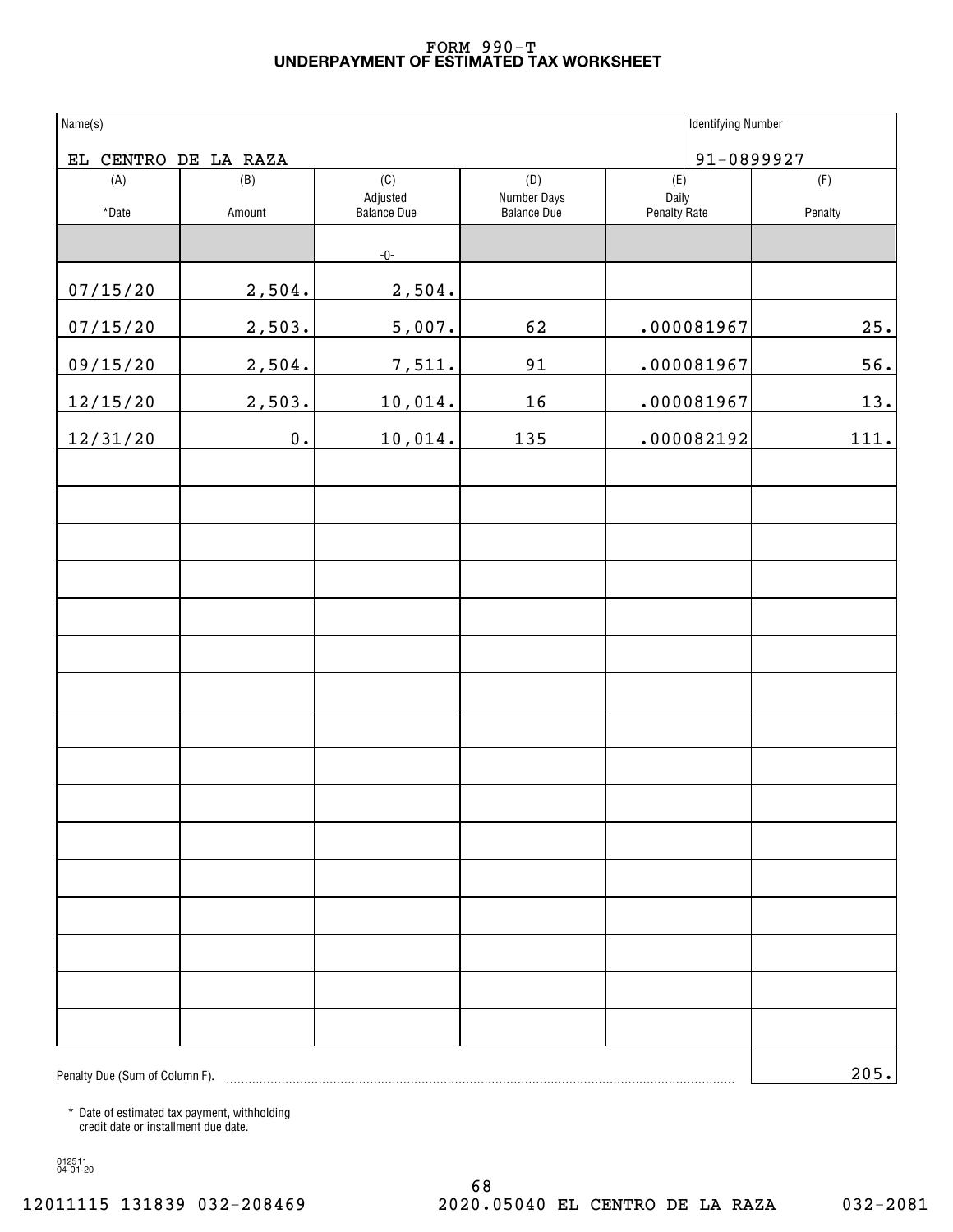# FORM 990-T
## UNDERPAYMENT OF ESTIMATED TAX WORKSHEET

| Name(s) | Identifying Number |
|---|---|
| EL CENTRO DE LA RAZA | 91-0899927 |

| (A) *Date | (B) Amount | (C) Adjusted Balance Due | (D) Number Days Balance Due | (E) Daily Penalty Rate | (F) Penalty |
|---|---|---|---|---|---|
| | | -0- | | | |
| 07/15/20 | 2,504. | 2,504. | | | |
| 07/15/20 | 2,503. | 5,007. | 62 | .000081967 | 25. |
| 09/15/20 | 2,504. | 7,511. | 91 | .000081967 | 56. |
| 12/15/20 | 2,503. | 10,014. | 16 | .000081967 | 13. |
| 12/31/20 | 0. | 10,014. | 135 | .000082192 | 111. |

Penalty Due (Sum of Column F). .......... 205.

\* Date of estimated tax payment, withholding credit date or installment due date.

012511
04-01-20

12011115 131839 032-208469 2020.05040 EL CENTRO DE LA RAZA 032-2081